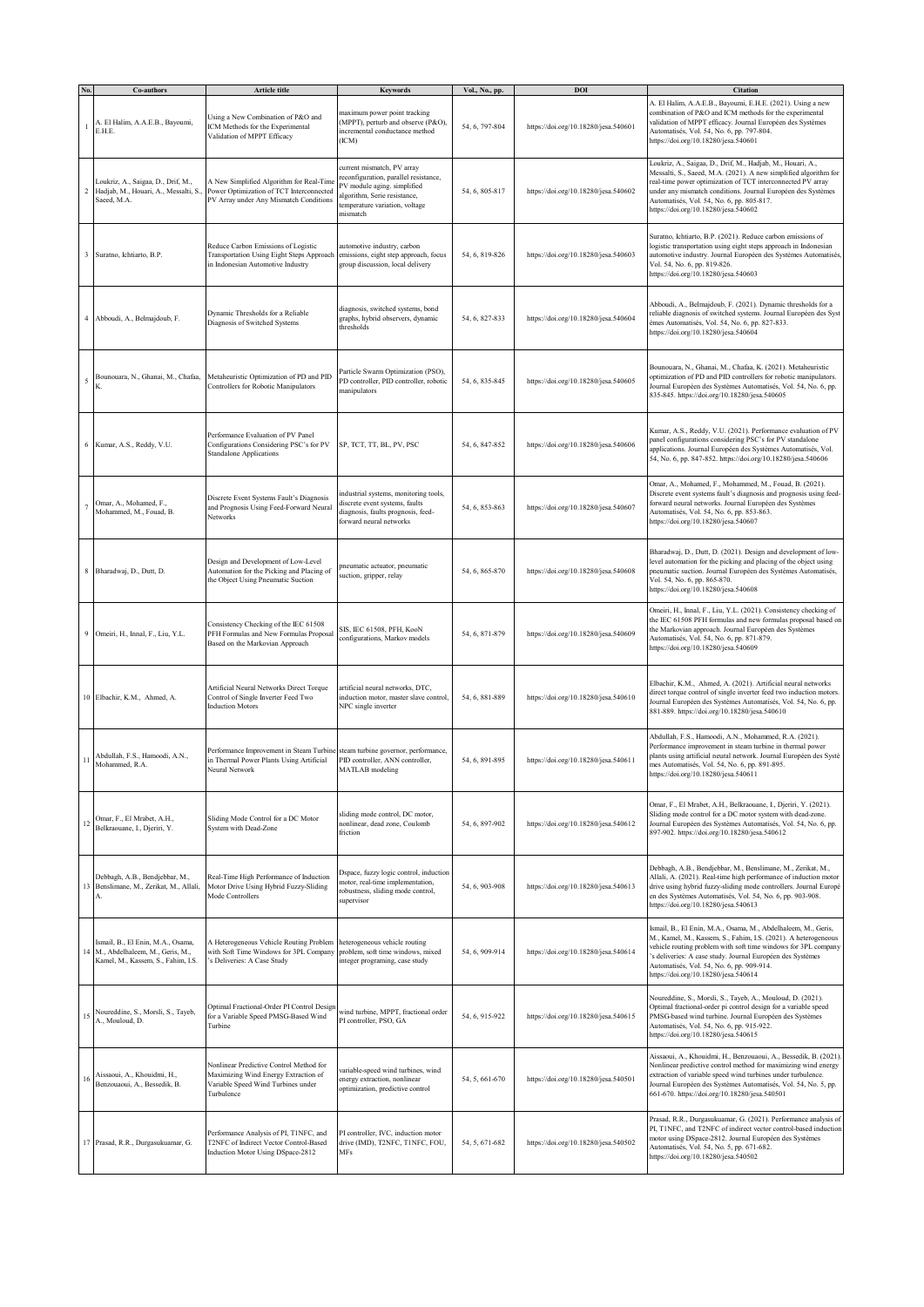| No. | Co-authors | Article title | Keywords | Vol., No., pp. | DOI | Citation |
|---|---|---|---|---|---|---|
| 1 | A. El Halim, A.A.E.B., Bayoumi, E.H.E. | Using a New Combination of P&O and ICM Methods for the Experimental Validation of MPPT Efficacy | maximum power point tracking (MPPT), perturb and observe (P&O), incremental conductance method (ICM) | 54, 6, 797-804 | https://doi.org/10.18280/jesa.540601 | A. El Halim, A.A.E.B., Bayoumi, E.H.E. (2021). Using a new combination of P&O and ICM methods for the experimental validation of MPPT efficacy. Journal Européen des Systèmes Automatisés, Vol. 54, No. 6, pp. 797-804. https://doi.org/10.18280/jesa.540601 |
| 2 | Loukriz, A., Saigaa, D., Drif, M., Hadjab, M., Houari, A., Messalti, S., Saeed, M.A. | A New Simplified Algorithm for Real-Time Power Optimization of TCT Interconnected PV Array under Any Mismatch Conditions | current mismatch, PV array reconfiguration, parallel resistance, PV module aging. simplified algorithm, Serie resistance, temperature variation, voltage mismatch | 54, 6, 805-817 | https://doi.org/10.18280/jesa.540602 | Loukriz, A., Saigaa, D., Drif, M., Hadjab, M., Houari, A., Messalti, S., Saeed, M.A. (2021). A new simplified algorithm for real-time power optimization of TCT interconnected PV array under any mismatch conditions. Journal Européen des Systèmes Automatisés, Vol. 54, No. 6, pp. 805-817. https://doi.org/10.18280/jesa.540602 |
| 3 | Suratno, Ichtiarto, B.P. | Reduce Carbon Emissions of Logistic Transportation Using Eight Steps Approach in Indonesian Automotive Industry | automotive industry, carbon emissions, eight step approach, focus group discussion, local delivery | 54, 6, 819-826 | https://doi.org/10.18280/jesa.540603 | Suratno, Ichtiarto, B.P. (2021). Reduce carbon emissions of logistic transportation using eight steps approach in Indonesian automotive industry. Journal Européen des Systèmes Automatisés, Vol. 54, No. 6, pp. 819-826. https://doi.org/10.18280/jesa.540603 |
| 4 | Abboudi, A., Belmajdoub, F. | Dynamic Thresholds for a Reliable Diagnosis of Switched Systems | diagnosis, switched systems, bond graphs, hybrid observers, dynamic thresholds | 54, 6, 827-833 | https://doi.org/10.18280/jesa.540604 | Abboudi, A., Belmajdoub, F. (2021). Dynamic thresholds for a reliable diagnosis of switched systems. Journal Européen des Syst èmes Automatisés, Vol. 54, No. 6, pp. 827-833. https://doi.org/10.18280/jesa.540604 |
| 5 | Bounouara, N., Ghanai, M., Chafaa, K. | Metaheuristic Optimization of PD and PID Controllers for Robotic Manipulators | Particle Swarm Optimization (PSO), PD controller, PID controller, robotic manipulators | 54, 6, 835-845 | https://doi.org/10.18280/jesa.540605 | Bounouara, N., Ghanai, M., Chafaa, K. (2021). Metaheuristic optimization of PD and PID controllers for robotic manipulators. Journal Européen des Systèmes Automatisés, Vol. 54, No. 6, pp. 835-845. https://doi.org/10.18280/jesa.540605 |
| 6 | Kumar, A.S., Reddy, V.U. | Performance Evaluation of PV Panel Configurations Considering PSC's for PV Standalone Applications | SP, TCT, TT, BL, PV, PSC | 54, 6, 847-852 | https://doi.org/10.18280/jesa.540606 | Kumar, A.S., Reddy, V.U. (2021). Performance evaluation of PV panel configurations considering PSC's for PV standalone applications. Journal Européen des Systèmes Automatisés, Vol. 54, No. 6, pp. 847-852. https://doi.org/10.18280/jesa.540606 |
| 7 | Omar, A., Mohamed, F., Mohammed, M., Fouad, B. | Discrete Event Systems Fault's Diagnosis and Prognosis Using Feed-Forward Neural Networks | industrial systems, monitoring tools, discrete event systems, faults diagnosis, faults prognosis, feed-forward neural networks | 54, 6, 853-863 | https://doi.org/10.18280/jesa.540607 | Omar, A., Mohamed, F., Mohammed, M., Fouad, B. (2021). Discrete event systems fault's diagnosis and prognosis using feed-forward neural networks. Journal Européen des Systèmes Automatisés, Vol. 54, No. 6, pp. 853-863. https://doi.org/10.18280/jesa.540607 |
| 8 | Bharadwaj, D., Dutt, D. | Design and Development of Low-Level Automation for the Picking and Placing of the Object Using Pneumatic Suction | pneumatic actuator, pneumatic suction, gripper, relay | 54, 6, 865-870 | https://doi.org/10.18280/jesa.540608 | Bharadwaj, D., Dutt, D. (2021). Design and development of low-level automation for the picking and placing of the object using pneumatic suction. Journal Européen des Systèmes Automatisés, Vol. 54, No. 6, pp. 865-870. https://doi.org/10.18280/jesa.540608 |
| 9 | Omeiri, H., Innal, F., Liu, Y.L. | Consistency Checking of the IEC 61508 PFH Formulas and New Formulas Proposal Based on the Markovian Approach | SIS, IEC 61508, PFH, KooN configurations, Markov models | 54, 6, 871-879 | https://doi.org/10.18280/jesa.540609 | Omeiri, H., Innal, F., Liu, Y.L. (2021). Consistency checking of the IEC 61508 PFH formulas and new formulas proposal based on the Markovian approach. Journal Européen des Systèmes Automatisés, Vol. 54, No. 6, pp. 871-879. https://doi.org/10.18280/jesa.540609 |
| 10 | Elbachir, K.M., Ahmed, A. | Artificial Neural Networks Direct Torque Control of Single Inverter Feed Two Induction Motors | artificial neural networks, DTC, induction motor, master slave control, NPC single inverter | 54, 6, 881-889 | https://doi.org/10.18280/jesa.540610 | Elbachir, K.M., Ahmed, A. (2021). Artificial neural networks direct torque control of single inverter feed two induction motors. Journal Européen des Systèmes Automatisés, Vol. 54, No. 6, pp. 881-889. https://doi.org/10.18280/jesa.540610 |
| 11 | Abdullah, F.S., Hamoodi, A.N., Mohammed, R.A. | Performance Improvement in Steam Turbine in Thermal Power Plants Using Artificial Neural Network | steam turbine governor, performance, PID controller, ANN controller, MATLAB modeling | 54, 6, 891-895 | https://doi.org/10.18280/jesa.540611 | Abdullah, F.S., Hamoodi, A.N., Mohammed, R.A. (2021). Performance improvement in steam turbine in thermal power plants using artificial neural network. Journal Européen des Systè mes Automatisés, Vol. 54, No. 6, pp. 891-895. https://doi.org/10.18280/jesa.540611 |
| 12 | Omar, F., El Mrabet, A.H., Belkraouane, I., Djeriri, Y. | Sliding Mode Control for a DC Motor System with Dead-Zone | sliding mode control, DC motor, nonlinear, dead zone, Coulomb friction | 54, 6, 897-902 | https://doi.org/10.18280/jesa.540612 | Omar, F., El Mrabet, A.H., Belkraouane, I., Djeriri, Y. (2021). Sliding mode control for a DC motor system with dead-zone. Journal Européen des Systèmes Automatisés, Vol. 54, No. 6, pp. 897-902. https://doi.org/10.18280/jesa.540612 |
| 13 | Debbagh, A.B., Bendjebbar, M., Benslimane, M., Zerikat, M., Allali, A. | Real-Time High Performance of Induction Motor Drive Using Hybrid Fuzzy-Sliding Mode Controllers | Dspace, fuzzy logic control, induction motor, real-time implementation, robustness, sliding mode control, supervisor | 54, 6, 903-908 | https://doi.org/10.18280/jesa.540613 | Debbagh, A.B., Bendjebbar, M., Benslimane, M., Zerikat, M., Allali, A. (2021). Real-time high performance of induction motor drive using hybrid fuzzy-sliding mode controllers. Journal Europé en des Systèmes Automatisés, Vol. 54, No. 6, pp. 903-908. https://doi.org/10.18280/jesa.540613 |
| 14 | Ismail, B., El Enin, M.A., Osama, M., Abdelhaleem, M., Geris, M., Kamel, M., Kassem, S., Fahim, I.S. | A Heterogeneous Vehicle Routing Problem with Soft Time Windows for 3PL Company 's Deliveries: A Case Study | heterogeneous vehicle routing problem, soft time windows, mixed integer programing, case study | 54, 6, 909-914 | https://doi.org/10.18280/jesa.540614 | Ismail, B., El Enin, M.A., Osama, M., Abdelhaleem, M., Geris, M., Kamel, M., Kassem, S., Fahim, I.S. (2021). A heterogeneous vehicle routing problem with soft time windows for 3PL company 's deliveries: A case study. Journal Européen des Systèmes Automatisés, Vol. 54, No. 6, pp. 909-914. https://doi.org/10.18280/jesa.540614 |
| 15 | Noureddine, S., Morsli, S., Tayeb, A., Mouloud, D. | Optimal Fractional-Order PI Control Design for a Variable Speed PMSG-Based Wind Turbine | wind turbine, MPPT, fractional order PI controller, PSO, GA | 54, 6, 915-922 | https://doi.org/10.18280/jesa.540615 | Noureddine, S., Morsli, S., Tayeb, A., Mouloud, D. (2021). Optimal fractional-order pi control design for a variable speed PMSG-based wind turbine. Journal Européen des Systèmes Automatisés, Vol. 54, No. 6, pp. 915-922. https://doi.org/10.18280/jesa.540615 |
| 16 | Aissaoui, A., Khouidmi, H., Benzouaoui, A., Bessedik, B. | Nonlinear Predictive Control Method for Maximizing Wind Energy Extraction of Variable Speed Wind Turbines under Turbulence | variable-speed wind turbines, wind energy extraction, nonlinear optimization, predictive control | 54, 5, 661-670 | https://doi.org/10.18280/jesa.540501 | Aissaoui, A., Khouidmi, H., Benzouaoui, A., Bessedik, B. (2021). Nonlinear predictive control method for maximizing wind energy extraction of variable speed wind turbines under turbulence. Journal Européen des Systèmes Automatisés, Vol. 54, No. 5, pp. 661-670. https://doi.org/10.18280/jesa.540501 |
| 17 | Prasad, R.R., Durgasukuamar, G. | Performance Analysis of PI, T1NFC, and T2NFC of Indirect Vector Control-Based Induction Motor Using DSpace-2812 | PI controller, IVC, induction motor drive (IMD), T2NFC, T1NFC, FOU, MFs | 54, 5, 671-682 | https://doi.org/10.18280/jesa.540502 | Prasad, R.R., Durgasukuamar, G. (2021). Performance analysis of PI, T1NFC, and T2NFC of indirect vector control-based induction motor using DSpace-2812. Journal Européen des Systèmes Automatisés, Vol. 54, No. 5, pp. 671-682. https://doi.org/10.18280/jesa.540502 |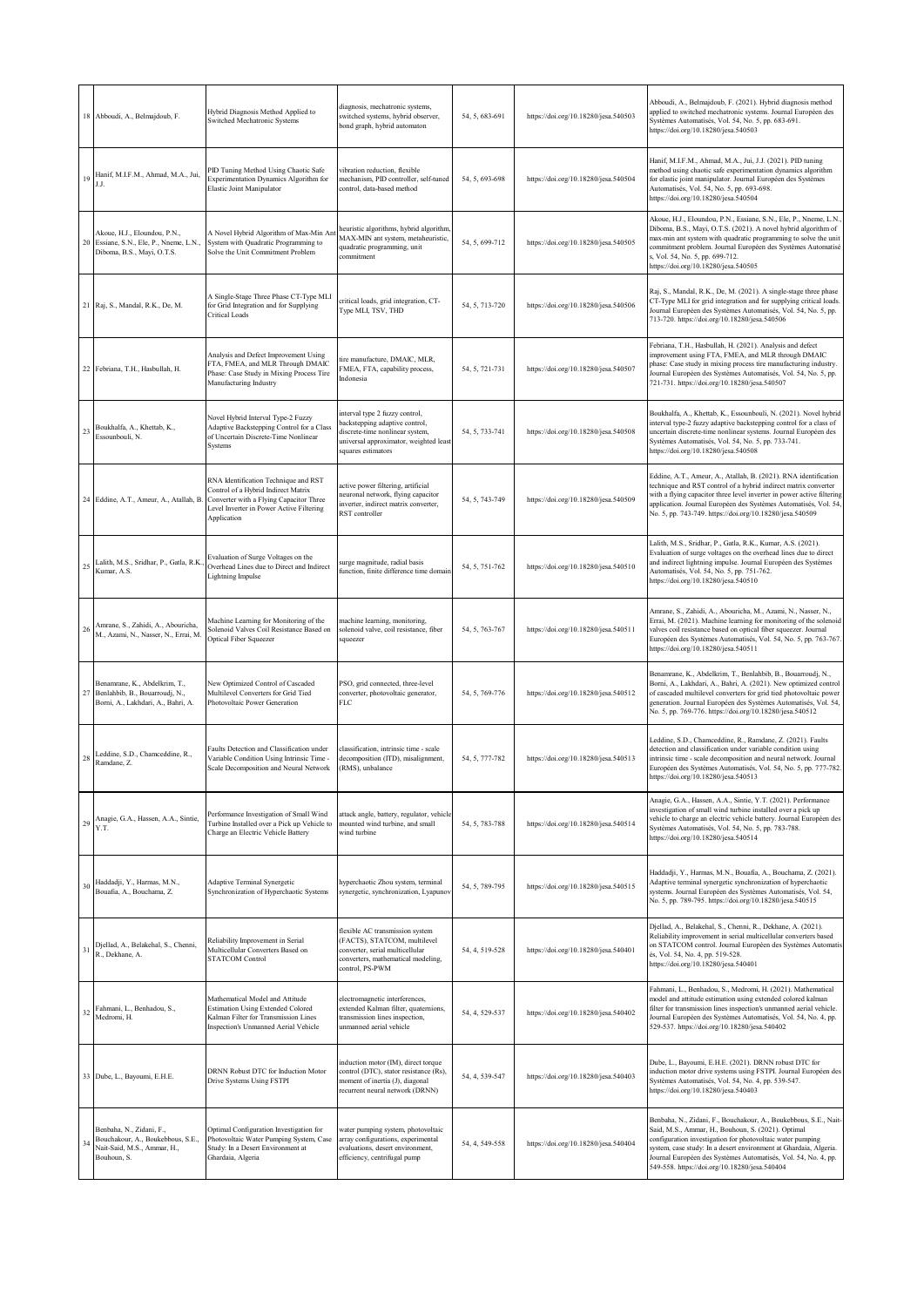| 18 | Abboudi, A., Belmajdoub, F. | Hybrid Diagnosis Method Applied to Switched Mechatronic Systems | diagnosis, mechatronic systems, switched systems, hybrid observer, bond graph, hybrid automaton | 54, 5, 683-691 | https://doi.org/10.18280/jesa.540503 | Abboudi, A., Belmajdoub, F. (2021). Hybrid diagnosis method applied to switched mechatronic systems. Journal Européen des Systèmes Automatisés, Vol. 54, No. 5, pp. 683-691. https://doi.org/10.18280/jesa.540503 |
|---|---|---|---|---|---|---|
| 19 | Hanif, M.I.F.M., Ahmad, M.A., Jui, J.J. | PID Tuning Method Using Chaotic Safe Experimentation Dynamics Algorithm for Elastic Joint Manipulator | vibration reduction, flexible mechanism, PID controller, self-tuned control, data-based method | 54, 5, 693-698 | https://doi.org/10.18280/jesa.540504 | Hanif, M.I.F.M., Ahmad, M.A., Jui, J.J. (2021). PID tuning method using chaotic safe experimentation dynamics algorithm for elastic joint manipulator. Journal Européen des Systèmes Automatisés, Vol. 54, No. 5, pp. 693-698. https://doi.org/10.18280/jesa.540504 |
| 20 | Akoue, H.J., Eloundou, P.N., Essiane, S.N., Ele, P., Nneme, L.N., Diboma, B.S., Mayi, O.T.S. | A Novel Hybrid Algorithm of Max-Min Ant System with Quadratic Programming to Solve the Unit Commitment Problem | heuristic algorithms, hybrid algorithm, MAX-MIN ant system, metaheuristic, quadratic programming, unit commitment | 54, 5, 699-712 | https://doi.org/10.18280/jesa.540505 | Akoue, H.J., Eloundou, P.N., Essiane, S.N., Ele, P., Nneme, L.N., Diboma, B.S., Mayi, O.T.S. (2021). A novel hybrid algorithm of max-min ant system with quadratic programming to solve the unit commitment problem. Journal Européen des Systèmes Automatisés, Vol. 54, No. 5, pp. 699-712. https://doi.org/10.18280/jesa.540505 |
| 21 | Raj, S., Mandal, R.K., De, M. | A Single-Stage Three Phase CT-Type MLI for Grid Integration and for Supplying Critical Loads | critical loads, grid integration, CT-Type MLI, TSV, THD | 54, 5, 713-720 | https://doi.org/10.18280/jesa.540506 | Raj, S., Mandal, R.K., De, M. (2021). A single-stage three phase CT-Type MLI for grid integration and for supplying critical loads. Journal Européen des Systèmes Automatisés, Vol. 54, No. 5, pp. 713-720. https://doi.org/10.18280/jesa.540506 |
| 22 | Febriana, T.H., Hasbullah, H. | Analysis and Defect Improvement Using FTA, FMEA, and MLR Through DMAIC Phase: Case Study in Mixing Process Tire Manufacturing Industry | tire manufacture, DMAIC, MLR, FMEA, FTA, capability process, Indonesia | 54, 5, 721-731 | https://doi.org/10.18280/jesa.540507 | Febriana, T.H., Hasbullah, H. (2021). Analysis and defect improvement using FTA, FMEA, and MLR through DMAIC phase: Case study in mixing process tire manufacturing industry. Journal Européen des Systèmes Automatisés, Vol. 54, No. 5, pp. 721-731. https://doi.org/10.18280/jesa.540507 |
| 23 | Boukhalfa, A., Khettab, K., Essounbouli, N. | Novel Hybrid Interval Type-2 Fuzzy Adaptive Backstepping Control for a Class of Uncertain Discrete-Time Nonlinear Systems | interval type 2 fuzzy control, backstepping adaptive control, discrete-time nonlinear system, universal approximator, weighted least squares estimators | 54, 5, 733-741 | https://doi.org/10.18280/jesa.540508 | Boukhalfa, A., Khettab, K., Essounbouli, N. (2021). Novel hybrid interval type-2 fuzzy adaptive backstepping control for a class of uncertain discrete-time nonlinear systems. Journal Européen des Systèmes Automatisés, Vol. 54, No. 5, pp. 733-741. https://doi.org/10.18280/jesa.540508 |
| 24 | Eddine, A.T., Ameur, A., Atallah, B. | RNA Identification Technique and RST Control of a Hybrid Indirect Matrix Converter with a Flying Capacitor Three Level Inverter in Power Active Filtering Application | active power filtering, artificial neuronal network, flying capacitor inverter, indirect matrix converter, RST controller | 54, 5, 743-749 | https://doi.org/10.18280/jesa.540509 | Eddine, A.T., Ameur, A., Atallah, B. (2021). RNA identification technique and RST control of a hybrid indirect matrix converter with a flying capacitor three level inverter in power active filtering application. Journal Européen des Systèmes Automatisés, Vol. 54, No. 5, pp. 743-749. https://doi.org/10.18280/jesa.540509 |
| 25 | Lalith, M.S., Sridhar, P., Gatla, R.K., Kumar, A.S. | Evaluation of Surge Voltages on the Overhead Lines due to Direct and Indirect Lightning Impulse | surge magnitude, radial basis function, finite difference time domain | 54, 5, 751-762 | https://doi.org/10.18280/jesa.540510 | Lalith, M.S., Sridhar, P., Gatla, R.K., Kumar, A.S. (2021). Evaluation of surge voltages on the overhead lines due to direct and indirect lightning impulse. Journal Européen des Systèmes Automatisés, Vol. 54, No. 5, pp. 751-762. https://doi.org/10.18280/jesa.540510 |
| 26 | Amrane, S., Zahidi, A., Abouricha, M., Azami, N., Nasser, N., Errai, M. | Machine Learning for Monitoring of the Solenoid Valves Coil Resistance Based on Optical Fiber Squeezer | machine learning, monitoring, solenoid valve, coil resistance, fiber squeezer | 54, 5, 763-767 | https://doi.org/10.18280/jesa.540511 | Amrane, S., Zahidi, A., Abouricha, M., Azami, N., Nasser, N., Errai, M. (2021). Machine learning for monitoring of the solenoid valves coil resistance based on optical fiber squeezer. Journal Européen des Systèmes Automatisés, Vol. 54, No. 5, pp. 763-767. https://doi.org/10.18280/jesa.540511 |
| 27 | Benamrane, K., Abdelkrim, T., Benlahbib, B., Bouarroudj, N., Borni, A., Lakhdari, A., Bahri, A. | New Optimized Control of Cascaded Multilevel Converters for Grid Tied Photovoltaic Power Generation | PSO, grid connected, three-level converter, photovoltaic generator, FLC | 54, 5, 769-776 | https://doi.org/10.18280/jesa.540512 | Benamrane, K., Abdelkrim, T., Benlahbib, B., Bouarroudj, N., Borni, A., Lakhdari, A., Bahri, A. (2021). New optimized control of cascaded multilevel converters for grid tied photovoltaic power generation. Journal Européen des Systèmes Automatisés, Vol. 54, No. 5, pp. 769-776. https://doi.org/10.18280/jesa.540512 |
| 28 | Leddine, S.D., Chamceddine, R., Ramdane, Z. | Faults Detection and Classification under Variable Condition Using Intrinsic Time - Scale Decomposition and Neural Network | classification, intrinsic time - scale decomposition (ITD), misalignment, (RMS), unbalance | 54, 5, 777-782 | https://doi.org/10.18280/jesa.540513 | Leddine, S.D., Chamceddine, R., Ramdane, Z. (2021). Faults detection and classification under variable condition using intrinsic time - scale decomposition and neural network. Journal Européen des Systèmes Automatisés, Vol. 54, No. 5, pp. 777-782. https://doi.org/10.18280/jesa.540513 |
| 29 | Anagie, G.A., Hassen, A.A., Sintie, Y.T. | Performance Investigation of Small Wind Turbine Installed over a Pick up Vehicle to Charge an Electric Vehicle Battery | attack angle, battery, regulator, vehicle mounted wind turbine, and small wind turbine | 54, 5, 783-788 | https://doi.org/10.18280/jesa.540514 | Anagie, G.A., Hassen, A.A., Sintie, Y.T. (2021). Performance investigation of small wind turbine installed over a pick up vehicle to charge an electric vehicle battery. Journal Européen des Systèmes Automatisés, Vol. 54, No. 5, pp. 783-788. https://doi.org/10.18280/jesa.540514 |
| 30 | Haddadji, Y., Harmas, M.N., Bouafia, A., Bouchama, Z. | Adaptive Terminal Synergetic Synchronization of Hyperchaotic Systems | hyperchaotic Zhou system, terminal synergetic, synchronization, Lyapunov | 54, 5, 789-795 | https://doi.org/10.18280/jesa.540515 | Haddadji, Y., Harmas, M.N., Bouafia, A., Bouchama, Z. (2021). Adaptive terminal synergetic synchronization of hyperchaotic systems. Journal Européen des Systèmes Automatisés, Vol. 54, No. 5, pp. 789-795. https://doi.org/10.18280/jesa.540515 |
| 31 | Djellad, A., Belakehal, S., Chenni, R., Dekhane, A. | Reliability Improvement in Serial Multicellular Converters Based on STATCOM Control | flexible AC transmission system (FACTS), STATCOM, multilevel converter, serial multicellular converters, mathematical modeling, control, PS-PWM | 54, 4, 519-528 | https://doi.org/10.18280/jesa.540401 | Djellad, A., Belakehal, S., Chenni, R., Dekhane, A. (2021). Reliability improvement in serial multicellular converters based on STATCOM control. Journal Européen des Systèmes Automatisés, Vol. 54, No. 4, pp. 519-528. https://doi.org/10.18280/jesa.540401 |
| 32 | Fahmani, L., Benhadou, S., Medromi, H. | Mathematical Model and Attitude Estimation Using Extended Colored Kalman Filter for Transmission Lines Inspection's Unmanned Aerial Vehicle | electromagnetic interferences, extended Kalman filter, quaternions, transmission lines inspection, unmanned aerial vehicle | 54, 4, 529-537 | https://doi.org/10.18280/jesa.540402 | Fahmani, L., Benhadou, S., Medromi, H. (2021). Mathematical model and attitude estimation using extended colored kalman filter for transmission lines inspection's unmanned aerial vehicle. Journal Européen des Systèmes Automatisés, Vol. 54, No. 4, pp. 529-537. https://doi.org/10.18280/jesa.540402 |
| 33 | Dube, L., Bayoumi, E.H.E. | DRNN Robust DTC for Induction Motor Drive Systems Using FSTPI | induction motor (IM), direct torque control (DTC), stator resistance (Rs), moment of inertia (J), diagonal recurrent neural network (DRNN) | 54, 4, 539-547 | https://doi.org/10.18280/jesa.540403 | Dube, L., Bayoumi, E.H.E. (2021). DRNN robust DTC for induction motor drive systems using FSTPI. Journal Européen des Systèmes Automatisés, Vol. 54, No. 4, pp. 539-547. https://doi.org/10.18280/jesa.540403 |
| 34 | Benbaha, N., Zidani, F., Bouchakour, A., Boukebbous, S.E., Nait-Said, M.S., Ammar, H., Bouhoun, S. | Optimal Configuration Investigation for Photovoltaic Water Pumping System, Case Study: In a Desert Environment at Ghardaia, Algeria | water pumping system, photovoltaic array configurations, experimental evaluations, desert environment, efficiency, centrifugal pump | 54, 4, 549-558 | https://doi.org/10.18280/jesa.540404 | Benbaha, N., Zidani, F., Bouchakour, A., Boukebbous, S.E., Nait-Said, M.S., Ammar, H., Bouhoun, S. (2021). Optimal configuration investigation for photovoltaic water pumping system, case study: In a desert environment at Ghardaia, Algeria. Journal Européen des Systèmes Automatisés, Vol. 54, No. 4, pp. 549-558. https://doi.org/10.18280/jesa.540404 |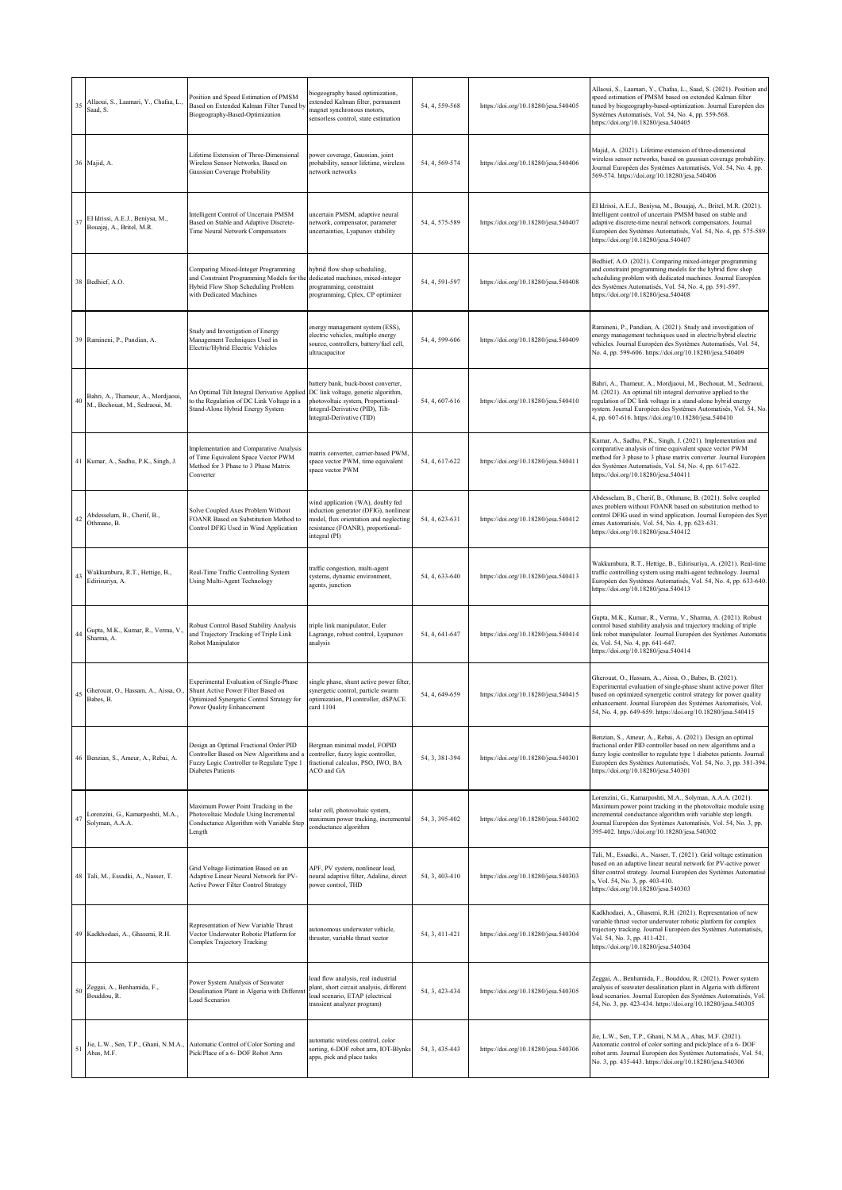| 35 | Allaoui, S., Laamari, Y., Chafaa, L., Saad, S. | Position and Speed Estimation of PMSM Based on Extended Kalman Filter Tuned by Biogeography-Based-Optimization | biogeography based optimization, extended Kalman filter, permanent magnet synchronous motors, sensorless control, state estimation | 54, 4, 559-568 | https://doi.org/10.18280/jesa.540405 | Allaoui, S., Laamari, Y., Chafaa, L., Saad, S. (2021). Position and speed estimation of PMSM based on extended Kalman filter tuned by biogeography-based-optimization. Journal Européen des Systèmes Automatisés, Vol. 54, No. 4, pp. 559-568. https://doi.org/10.18280/jesa.540405 |
|---|---|---|---|---|---|---|
| 36 | Majid, A. | Lifetime Extension of Three-Dimensional Wireless Sensor Networks, Based on Gaussian Coverage Probability | power coverage, Gaussian, joint probability, sensor lifetime, wireless network networks | 54, 4, 569-574 | https://doi.org/10.18280/jesa.540406 | Majid, A. (2021). Lifetime extension of three-dimensional wireless sensor networks, based on gaussian coverage probability. Journal Européen des Systèmes Automatisés, Vol. 54, No. 4, pp. 569-574. https://doi.org/10.18280/jesa.540406 |
| 37 | El Idrissi, A.E.J., Beniysa, M., Bouajaj, A., Britel, M.R. | Intelligent Control of Uncertain PMSM Based on Stable and Adaptive Discrete-Time Neural Network Compensators | uncertain PMSM, adaptive neural network, compensator, parameter uncertainties, Lyapunov stability | 54, 4, 575-589 | https://doi.org/10.18280/jesa.540407 | El Idrissi, A.E.J., Beniysa, M., Bouajaj, A., Britel, M.R. (2021). Intelligent control of uncertain PMSM based on stable and adaptive discrete-time neural network compensators. Journal Européen des Systèmes Automatisés, Vol. 54, No. 4, pp. 575-589. https://doi.org/10.18280/jesa.540407 |
| 38 | Bedhief, A.O. | Comparing Mixed-Integer Programming and Constraint Programming Models for the Hybrid Flow Shop Scheduling Problem with Dedicated Machines | hybrid flow shop scheduling, dedicated machines, mixed-integer programming, constraint programming, Cplex, CP optimizer | 54, 4, 591-597 | https://doi.org/10.18280/jesa.540408 | Bedhief, A.O. (2021). Comparing mixed-integer programming and constraint programming models for the hybrid flow shop scheduling problem with dedicated machines. Journal Européen des Systèmes Automatisés, Vol. 54, No. 4, pp. 591-597. https://doi.org/10.18280/jesa.540408 |
| 39 | Ramineni, P., Pandian, A. | Study and Investigation of Energy Management Techniques Used in Electric/Hybrid Electric Vehicles | energy management system (ESS), electric vehicles, multiple energy source, controllers, battery/fuel cell, ultracapacitor | 54, 4, 599-606 | https://doi.org/10.18280/jesa.540409 | Ramineni, P., Pandian, A. (2021). Study and investigation of energy management techniques used in electric/hybrid electric vehicles. Journal Européen des Systèmes Automatisés, Vol. 54, No. 4, pp. 599-606. https://doi.org/10.18280/jesa.540409 |
| 40 | Bahri, A., Thameur, A., Mordjaoui, M., Bechouat, M., Sedraoui, M. | An Optimal Tilt Integral Derivative Applied to the Regulation of DC Link Voltage in a Stand-Alone Hybrid Energy System | battery bank, buck-boost converter, DC link voltage, genetic algorithm, photovoltaic system, Proportional-Integral-Derivative (PID), Tilt-Integral-Derivative (TID) | 54, 4, 607-616 | https://doi.org/10.18280/jesa.540410 | Bahri, A., Thameur, A., Mordjaoui, M., Bechouat, M., Sedraoui, M. (2021). An optimal tilt integral derivative applied to the regulation of DC link voltage in a stand-alone hybrid energy system. Journal Européen des Systèmes Automatisés, Vol. 54, No. 4, pp. 607-616. https://doi.org/10.18280/jesa.540410 |
| 41 | Kumar, A., Sadhu, P.K., Singh, J. | Implementation and Comparative Analysis of Time Equivalent Space Vector PWM Method for 3 Phase to 3 Phase Matrix Converter | matrix converter, carrier-based PWM, space vector PWM, time equivalent space vector PWM | 54, 4, 617-622 | https://doi.org/10.18280/jesa.540411 | Kumar, A., Sadhu, P.K., Singh, J. (2021). Implementation and comparative analysis of time equivalent space vector PWM method for 3 phase to 3 phase matrix converter. Journal Européen des Systèmes Automatisés, Vol. 54, No. 4, pp. 617-622. https://doi.org/10.18280/jesa.540411 |
| 42 | Abdesselam, B., Cherif, B., Othmane, B. | Solve Coupled Axes Problem Without FOANR Based on Substitution Method to Control DFIG Used in Wind Application | wind application (WA), doubly fed induction generator (DFIG), nonlinear model, flux orientation and neglecting resistance (FOANR), proportional-integral (PI) | 54, 4, 623-631 | https://doi.org/10.18280/jesa.540412 | Abdesselam, B., Cherif, B., Othmane, B. (2021). Solve coupled axes problem without FOANR based on substitution method to control DFIG used in wind application. Journal Européen des Syst èmes Automatisés, Vol. 54, No. 4, pp. 623-631. https://doi.org/10.18280/jesa.540412 |
| 43 | Wakkumbura, R.T., Hettige, B., Edirisuriya, A. | Real-Time Traffic Controlling System Using Multi-Agent Technology | traffic congestion, multi-agent systems, dynamic environment, agents, junction | 54, 4, 633-640 | https://doi.org/10.18280/jesa.540413 | Wakkumbura, R.T., Hettige, B., Edirisuriya, A. (2021). Real-time traffic controlling system using multi-agent technology. Journal Européen des Systèmes Automatisés, Vol. 54, No. 4, pp. 633-640. https://doi.org/10.18280/jesa.540413 |
| 44 | Gupta, M.K., Kumar, R., Verma, V., Sharma, A. | Robust Control Based Stability Analysis and Trajectory Tracking of Triple Link Robot Manipulator | triple link manipulator, Euler Lagrange, robust control, Lyapunov analysis | 54, 4, 641-647 | https://doi.org/10.18280/jesa.540414 | Gupta, M.K., Kumar, R., Verma, V., Sharma, A. (2021). Robust control based stability analysis and trajectory tracking of triple link robot manipulator. Journal Européen des Systèmes Automatis és, Vol. 54, No. 4, pp. 641-647. https://doi.org/10.18280/jesa.540414 |
| 45 | Gherouat, O., Hassam, A., Aissa, O., Babes, B. | Experimental Evaluation of Single-Phase Shunt Active Power Filter Based on Optimized Synergetic Control Strategy for Power Quality Enhancement | single phase, shunt active power filter, synergetic control, particle swarm optimization, PI controller, dSPACE card 1104 | 54, 4, 649-659 | https://doi.org/10.18280/jesa.540415 | Gherouat, O., Hassam, A., Aissa, O., Babes, B. (2021). Experimental evaluation of single-phase shunt active power filter based on optimized synergetic control strategy for power quality enhancement. Journal Européen des Systèmes Automatisés, Vol. 54, No. 4, pp. 649-659. https://doi.org/10.18280/jesa.540415 |
| 46 | Benzian, S., Ameur, A., Rebai, A. | Design an Optimal Fractional Order PID Controller Based on New Algorithms and a Fuzzy Logic Controller to Regulate Type 1 Diabetes Patients | Bergman minimal model, FOPID controller, fuzzy logic controller, fractional calculus, PSO, IWO, BA ACO and GA | 54, 3, 381-394 | https://doi.org/10.18280/jesa.540301 | Benzian, S., Ameur, A., Rebai, A. (2021). Design an optimal fractional order PID controller based on new algorithms and a fuzzy logic controller to regulate type 1 diabetes patients. Journal Européen des Systèmes Automatisés, Vol. 54, No. 3, pp. 381-394. https://doi.org/10.18280/jesa.540301 |
| 47 | Lorenzini, G., Kamarposhti, M.A., Solyman, A.A.A. | Maximum Power Point Tracking in the Photovoltaic Module Using Incremental Conductance Algorithm with Variable Step Length | solar cell, photovoltaic system, maximum power tracking, incremental conductance algorithm | 54, 3, 395-402 | https://doi.org/10.18280/jesa.540302 | Lorenzini, G., Kamarposhti, M.A., Solyman, A.A.A. (2021). Maximum power point tracking in the photovoltaic module using incremental conductance algorithm with variable step length. Journal Européen des Systèmes Automatisés, Vol. 54, No. 3, pp. 395-402. https://doi.org/10.18280/jesa.540302 |
| 48 | Tali, M., Essadki, A., Nasser, T. | Grid Voltage Estimation Based on an Adaptive Linear Neural Network for PV-Active Power Filter Control Strategy | APF, PV system, nonlinear load, neural adaptive filter, Adaline, direct power control, THD | 54, 3, 403-410 | https://doi.org/10.18280/jesa.540303 | Tali, M., Essadki, A., Nasser, T. (2021). Grid voltage estimation based on an adaptive linear neural network for PV-active power filter control strategy. Journal Européen des Systèmes Automatisé s, Vol. 54, No. 3, pp. 403-410. https://doi.org/10.18280/jesa.540303 |
| 49 | Kadkhodaei, A., Ghasemi, R.H. | Representation of New Variable Thrust Vector Underwater Robotic Platform for Complex Trajectory Tracking | autonomous underwater vehicle, thruster, variable thrust vector | 54, 3, 411-421 | https://doi.org/10.18280/jesa.540304 | Kadkhodaei, A., Ghasemi, R.H. (2021). Representation of new variable thrust vector underwater robotic platform for complex trajectory tracking. Journal Européen des Systèmes Automatisés, Vol. 54, No. 3, pp. 411-421. https://doi.org/10.18280/jesa.540304 |
| 50 | Zeggai, A., Benhamida, F., Bouddou, R. | Power System Analysis of Seawater Desalination Plant in Algeria with Different Load Scenarios | load flow analysis, real industrial plant, short circuit analysis, different load scenario, ETAP (electrical transient analyzer program) | 54, 3, 423-434 | https://doi.org/10.18280/jesa.540305 | Zeggai, A., Benhamida, F., Bouddou, R. (2021). Power system analysis of seawater desalination plant in Algeria with different load scenarios. Journal Européen des Systèmes Automatisés, Vol. 54, No. 3, pp. 423-434. https://doi.org/10.18280/jesa.540305 |
| 51 | Jie, L.W., Sen, T.P., Ghani, N.M.A., Abas, M.F. | Automatic Control of Color Sorting and Pick/Place of a 6- DOF Robot Arm | automatic wireless control, color sorting, 6-DOF robot arm, IOT-Blynks apps, pick and place tasks | 54, 3, 435-443 | https://doi.org/10.18280/jesa.540306 | Jie, L.W., Sen, T.P., Ghani, N.M.A., Abas, M.F. (2021). Automatic control of color sorting and pick/place of a 6- DOF robot arm. Journal Européen des Systèmes Automatisés, Vol. 54, No. 3, pp. 435-443. https://doi.org/10.18280/jesa.540306 |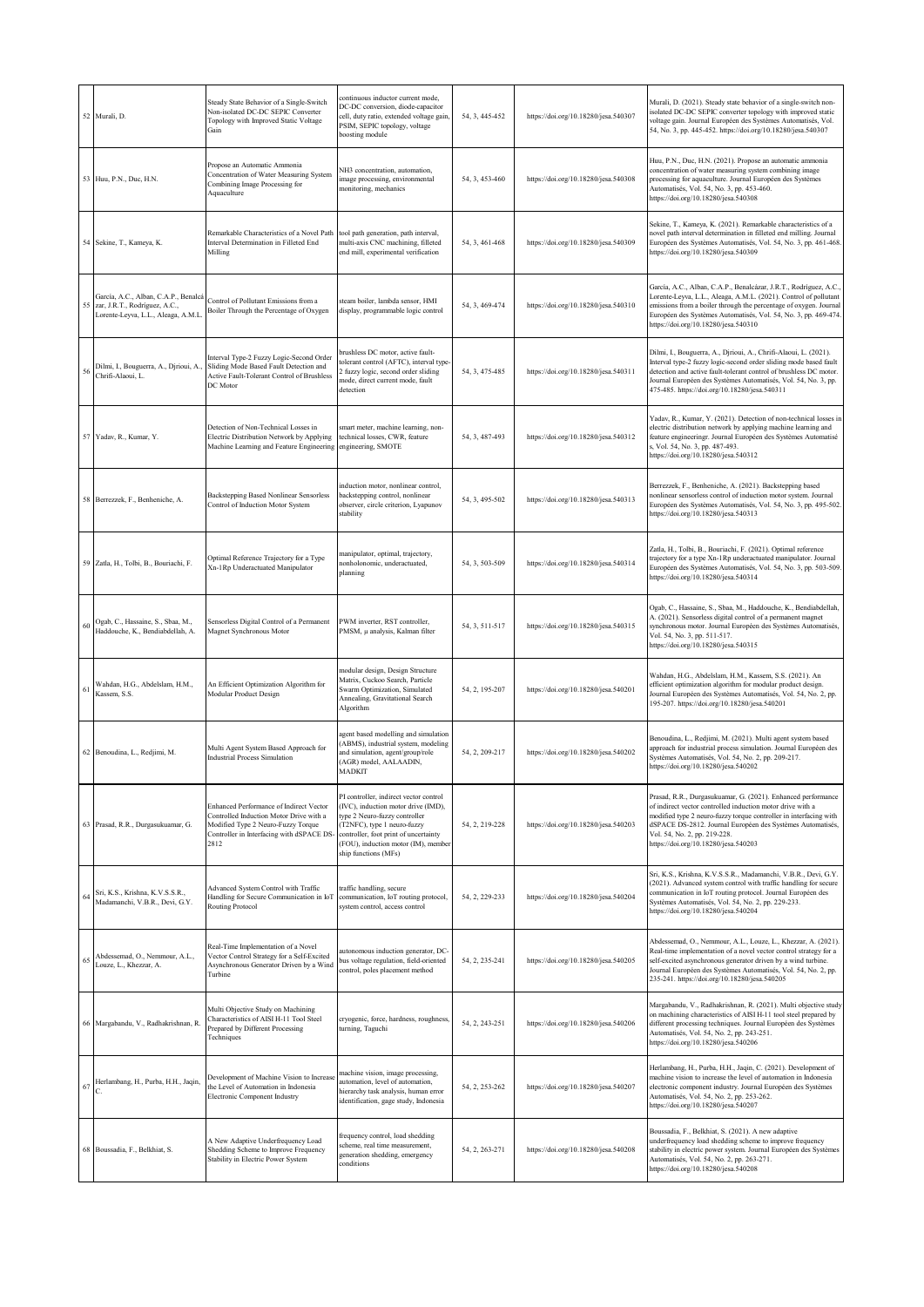| | | | | | | |
|---|---|---|---|---|---|---|
| 52 | Murali, D. | Steady State Behavior of a Single-Switch Non-isolated DC-DC SEPIC Converter Topology with Improved Static Voltage Gain | continuous inductor current mode, DC-DC conversion, diode-capacitor cell, duty ratio, extended voltage gain, PSIM, SEPIC topology, voltage boosting module | 54, 3, 445-452 | https://doi.org/10.18280/jesa.540307 | Murali, D. (2021). Steady state behavior of a single-switch non-isolated DC-DC SEPIC converter topology with improved static voltage gain. Journal Européen des Systèmes Automatisés, Vol. 54, No. 3, pp. 445-452. https://doi.org/10.18280/jesa.540307 |
| 53 | Huu, P.N., Duc, H.N. | Propose an Automatic Ammonia Concentration of Water Measuring System Combining Image Processing for Aquaculture | NH3 concentration, automation, image processing, environmental monitoring, mechanics | 54, 3, 453-460 | https://doi.org/10.18280/jesa.540308 | Huu, P.N., Duc, H.N. (2021). Propose an automatic ammonia concentration of water measuring system combining image processing for aquaculture. Journal Européen des Systèmes Automatisés, Vol. 54, No. 3, pp. 453-460. https://doi.org/10.18280/jesa.540308 |
| 54 | Sekine, T., Kameya, K. | Remarkable Characteristics of a Novel Path Interval Determination in Filleted End Milling | tool path generation, path interval, multi-axis CNC machining, filleted end mill, experimental verification | 54, 3, 461-468 | https://doi.org/10.18280/jesa.540309 | Sekine, T., Kameya, K. (2021). Remarkable characteristics of a novel path interval determination in filleted end milling. Journal Européen des Systèmes Automatisés, Vol. 54, No. 3, pp. 461-468. https://doi.org/10.18280/jesa.540309 |
| 55 | García, A.C., Alban, C.A.P., Benalcázar, J.R.T., Rodríguez, A.C., Lorente-Leyva, L.L., Aleaga, A.M.L. | Control of Pollutant Emissions from a Boiler Through the Percentage of Oxygen | steam boiler, lambda sensor, HMI display, programmable logic control | 54, 3, 469-474 | https://doi.org/10.18280/jesa.540310 | García, A.C., Alban, C.A.P., Benalcázar, J.R.T., Rodríguez, A.C., Lorente-Leyva, L.L., Aleaga, A.M.L. (2021). Control of pollutant emissions from a boiler through the percentage of oxygen. Journal Européen des Systèmes Automatisés, Vol. 54, No. 3, pp. 469-474. https://doi.org/10.18280/jesa.540310 |
| 56 | Dilmi, I., Bouguerra, A., Djrioui, A., Chrifi-Alaoui, L. | Interval Type-2 Fuzzy Logic-Second Order Sliding Mode Based Fault Detection and Active Fault-Tolerant Control of Brushless DC Motor | brushless DC motor, active fault-tolerant control (AFTC), interval type-2 fuzzy logic, second order sliding mode, direct current mode, fault detection | 54, 3, 475-485 | https://doi.org/10.18280/jesa.540311 | Dilmi, I., Bouguerra, A., Djrioui, A., Chrifi-Alaoui, L. (2021). Interval type-2 fuzzy logic-second order sliding mode based fault detection and active fault-tolerant control of brushless DC motor. Journal Européen des Systèmes Automatisés, Vol. 54, No. 3, pp. 475-485. https://doi.org/10.18280/jesa.540311 |
| 57 | Yadav, R., Kumar, Y. | Detection of Non-Technical Losses in Electric Distribution Network by Applying Machine Learning and Feature Engineering | smart meter, machine learning, non-technical losses, CWR, feature engineering, SMOTE | 54, 3, 487-493 | https://doi.org/10.18280/jesa.540312 | Yadav, R., Kumar, Y. (2021). Detection of non-technical losses in electric distribution network by applying machine learning and feature engineering. Journal Européen des Systèmes Automatisés, Vol. 54, No. 3, pp. 487-493. https://doi.org/10.18280/jesa.540312 |
| 58 | Berrezzek, F., Benheniche, A. | Backstepping Based Nonlinear Sensorless Control of Induction Motor System | induction motor, nonlinear control, backstepping control, nonlinear observer, circle criterion, Lyapunov stability | 54, 3, 495-502 | https://doi.org/10.18280/jesa.540313 | Berrezzek, F., Benheniche, A. (2021). Backstepping based nonlinear sensorless control of induction motor system. Journal Européen des Systèmes Automatisés, Vol. 54, No. 3, pp. 495-502. https://doi.org/10.18280/jesa.540313 |
| 59 | Zatla, H., Tolbi, B., Bouriachi, F. | Optimal Reference Trajectory for a Type Xn-1Rp Underactuated Manipulator | manipulator, optimal, trajectory, nonholonomic, underactuated, planning | 54, 3, 503-509 | https://doi.org/10.18280/jesa.540314 | Zatla, H., Tolbi, B., Bouriachi, F. (2021). Optimal reference trajectory for a type Xn-1Rp underactuated manipulator. Journal Européen des Systèmes Automatisés, Vol. 54, No. 3, pp. 503-509. https://doi.org/10.18280/jesa.540314 |
| 60 | Ogab, C., Hassaine, S., Sbaa, M., Haddouche, K., Bendiabdellah, A. | Sensorless Digital Control of a Permanent Magnet Synchronous Motor | PWM inverter, RST controller, PMSM, μ analysis, Kalman filter | 54, 3, 511-517 | https://doi.org/10.18280/jesa.540315 | Ogab, C., Hassaine, S., Sbaa, M., Haddouche, K., Bendiabdellah, A. (2021). Sensorless digital control of a permanent magnet synchronous motor. Journal Européen des Systèmes Automatisés, Vol. 54, No. 3, pp. 511-517. https://doi.org/10.18280/jesa.540315 |
| 61 | Wahdan, H.G., Abdelslam, H.M., Kassem, S.S. | An Efficient Optimization Algorithm for Modular Product Design | modular design, Design Structure Matrix, Cuckoo Search, Particle Swarm Optimization, Simulated Annealing, Gravitational Search Algorithm | 54, 2, 195-207 | https://doi.org/10.18280/jesa.540201 | Wahdan, H.G., Abdelslam, H.M., Kassem, S.S. (2021). An efficient optimization algorithm for modular product design. Journal Européen des Systèmes Automatisés, Vol. 54, No. 2, pp. 195-207. https://doi.org/10.18280/jesa.540201 |
| 62 | Benoudina, L., Redjimi, M. | Multi Agent System Based Approach for Industrial Process Simulation | agent based modelling and simulation (ABMS), industrial system, modeling and simulation, agent/group/role (AGR) model, AALAADIN, MADKIT | 54, 2, 209-217 | https://doi.org/10.18280/jesa.540202 | Benoudina, L., Redjimi, M. (2021). Multi agent system based approach for industrial process simulation. Journal Européen des Systèmes Automatisés, Vol. 54, No. 2, pp. 209-217. https://doi.org/10.18280/jesa.540202 |
| 63 | Prasad, R.R., Durgasukuamar, G. | Enhanced Performance of Indirect Vector Controlled Induction Motor Drive with a Modified Type 2 Neuro-Fuzzy Torque Controller in Interfacing with dSPACE DS-2812 | PI controller, indirect vector control (IVC), induction motor drive (IMD), type 2 Neuro-fuzzy controller (T2NFC), type 1 neuro-fuzzy controller, foot print of uncertainty (FOU), induction motor (IM), member ship functions (MFs) | 54, 2, 219-228 | https://doi.org/10.18280/jesa.540203 | Prasad, R.R., Durgasukuamar, G. (2021). Enhanced performance of indirect vector controlled induction motor drive with a modified type 2 neuro-fuzzy torque controller in interfacing with dSPACE DS-2812. Journal Européen des Systèmes Automatisés, Vol. 54, No. 2, pp. 219-228. https://doi.org/10.18280/jesa.540203 |
| 64 | Sri, K.S., Krishna, K.V.S.S.R., Madamanchi, V.B.R., Devi, G.Y. | Advanced System Control with Traffic Handling for Secure Communication in IoT Routing Protocol | traffic handling, secure communication, IoT routing protocol, system control, access control | 54, 2, 229-233 | https://doi.org/10.18280/jesa.540204 | Sri, K.S., Krishna, K.V.S.S.R., Madamanchi, V.B.R., Devi, G.Y. (2021). Advanced system control with traffic handling for secure communication in IoT routing protocol. Journal Européen des Systèmes Automatisés, Vol. 54, No. 2, pp. 229-233. https://doi.org/10.18280/jesa.540204 |
| 65 | Abdessemad, O., Nemmour, A.L., Louze, L., Khezzar, A. | Real-Time Implementation of a Novel Vector Control Strategy for a Self-Excited Asynchronous Generator Driven by a Wind Turbine | autonomous induction generator, DC-bus voltage regulation, field-oriented control, poles placement method | 54, 2, 235-241 | https://doi.org/10.18280/jesa.540205 | Abdessemad, O., Nemmour, A.L., Louze, L., Khezzar, A. (2021). Real-time implementation of a novel vector control strategy for a self-excited asynchronous generator driven by a wind turbine. Journal Européen des Systèmes Automatisés, Vol. 54, No. 2, pp. 235-241. https://doi.org/10.18280/jesa.540205 |
| 66 | Margabandu, V., Radhakrishnan, R. | Multi Objective Study on Machining Characteristics of AISI H-11 Tool Steel Prepared by Different Processing Techniques | cryogenic, force, hardness, roughness, turning, Taguchi | 54, 2, 243-251 | https://doi.org/10.18280/jesa.540206 | Margabandu, V., Radhakrishnan, R. (2021). Multi objective study on machining characteristics of AISI H-11 tool steel prepared by different processing techniques. Journal Européen des Systèmes Automatisés, Vol. 54, No. 2, pp. 243-251. https://doi.org/10.18280/jesa.540206 |
| 67 | Herlambang, H., Purba, H.H., Jaqin, C. | Development of Machine Vision to Increase the Level of Automation in Indonesia Electronic Component Industry | machine vision, image processing, automation, level of automation, hierarchy task analysis, human error identification, gage study, Indonesia | 54, 2, 253-262 | https://doi.org/10.18280/jesa.540207 | Herlambang, H., Purba, H.H., Jaqin, C. (2021). Development of machine vision to increase the level of automation in Indonesia electronic component industry. Journal Européen des Systèmes Automatisés, Vol. 54, No. 2, pp. 253-262. https://doi.org/10.18280/jesa.540207 |
| 68 | Boussadia, F., Belkhiat, S. | A New Adaptive Underfrequency Load Shedding Scheme to Improve Frequency Stability in Electric Power System | frequency control, load shedding scheme, real time measurement, generation shedding, emergency conditions | 54, 2, 263-271 | https://doi.org/10.18280/jesa.540208 | Boussadia, F., Belkhiat, S. (2021). A new adaptive underfrequency load shedding scheme to improve frequency stability in electric power system. Journal Européen des Systèmes Automatisés, Vol. 54, No. 2, pp. 263-271. https://doi.org/10.18280/jesa.540208 |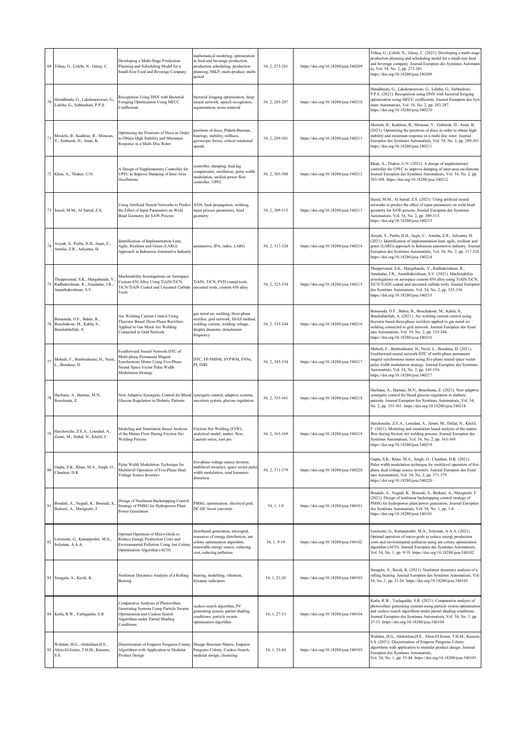| 69 | Tirkeş, G., Çelebi, N., Güray, C. | Developing a Multi-Stage Production Planning and Scheduling Model for a Small-Size Food and Beverage Company | mathematical modeling, optimization in food and beverage production, production scheduling, production planning, MILP, multi-product, multi-period | 54, 2, 273-281 | https://doi.org/10.18280/jesa.540209 | Tirkeş, G., Çelebi, N., Güray, C. (2021). Developing a multi-stage production planning and scheduling model for a small-size food and beverage company. Journal Européen des Systèmes Automatisés, Vol. 54, No. 2, pp. 273-281. https://doi.org/10.18280/jesa.540209 |
|---|---|---|---|---|---|---|
| 70 | HimaBindu, G., Lakshmeeswari, G., Lalitha, G., Subhashini, P.P.S. | Recognition Using DNN with Bacterial Foraging Optimization Using MFCC Coefficients | bacterial foraging optimization, deep neural network, speech recognition, segmentation, noise removal | 54, 2, 283-287 | https://doi.org/10.18280/jesa.540210 | HimaBindu, G., Lakshmeeswari, G., Lalitha, G., Subhashini, P.P.S. (2021). Recognition using DNN with bacterial foraging optimization using MFCC coefficients. Journal Européen des Systèmes Automatisés, Vol. 54, No. 2, pp. 283-287. https://doi.org/10.18280/jesa.540210 |
| 71 | Mostefa, B., Kaddour, R., Mimoun, Y., Embarek, D., Amar, K. | Optimizing the Positions of Discs in Order to Obtain High Stability and Minimum Response in a Multi Disc Rotor | positions of discs, Plakett-Burman, bearings, stability, stiffness, gyroscopic forces, critical rotational speeds | 54, 2, 289-301 | https://doi.org/10.18280/jesa.540211 | Mostefa, B., Kaddour, R., Mimoun, Y., Embarek, D., Amar, K. (2021). Optimizing the positions of discs in order to obtain high stability and minimum response in a multi disc rotor. Journal Européen des Systèmes Automatisés, Vol. 54, No. 2, pp. 289-301. https://doi.org/10.18280/jesa.540211 |
| 72 | Khan, A., Thakur, U.N. | A Design of Supplementary Controller for UPFC to Improve Damping of Inter-Area Oscillations | controller, damping, lead lag compensator, oscillation, pulse width modulation, unified power flow controller, UPFC | 54, 2, 303-308 | https://doi.org/10.18280/jesa.540212 | Khan, A., Thakur, U.N. (2021). A design of supplementary controller for UPFC to improve damping of inter-area oscillations. Journal Européen des Systèmes Automatisés, Vol. 54, No. 2, pp. 303-308. https://doi.org/10.18280/jesa.540212 |
| 73 | Saeed, M.M., Al Sarraf, Z.S. | Using Artificial Neural Networks to Predict the Effect of Input Parameters on Weld Bead Geometry for SAW Process | ANN, back propagation, welding, input process parameters, bead geometry | 54, 2, 309-315 | https://doi.org/10.18280/jesa.540213 | Saeed, M.M., Al Sarraf, Z.S. (2021). Using artificial neural networks to predict the effect of input parameters on weld bead geometry for SAW process. Journal Européen des Systèmes Automatisés, Vol. 54, No. 2, pp. 309-315. https://doi.org/10.18280/jesa.540213 |
| 74 | Aisyah, S., Purba, H.H., Jaqin, C., Amelia, Z.R., Adiyatna, H. | Identification of Implementation Lean, Agile, Resilient and Green (LARG) Approach in Indonesia Automotive Industry | automotive, IPA, index, LARG | 54, 2, 317-324 | https://doi.org/10.18280/jesa.540214 | Aisyah, S., Purba, H.H., Jaqin, C., Amelia, Z.R., Adiyatna, H. (2021). Identification of implementation lean, agile, resilient and green (LARG) approach in Indonesia automotive industry. Journal Européen des Systèmes Automatisés, Vol. 54, No. 2, pp. 317-324. https://doi.org/10.18280/jesa.540214 |
| 75 | Thepperumal, S.K., Margabandu, V., Radhakrishnan, R., Amaladas, J.R., Ananthakrishnan, S.V. | Machinability Investigations on Aerospace Custom 450 Alloy Using TiAlN/TiCN, TiCN/TiAlN Coated and Uncoated Carbide Tools | TiAlN, TiCN, PVD coated tools, uncoated tools, custom 450 alloy | 54, 2, 325-334 | https://doi.org/10.18280/jesa.540215 | Thepperumal, S.K., Margabandu, V., Radhakrishnan, R., Amaladas, J.R., Ananthakrishnan, S.V. (2021). Machinability investigations on aerospace custom 450 alloy using TiAlN/TiCN, TiCN/TiAlN coated and uncoated carbide tools. Journal Européen des Systèmes Automatisés, Vol. 54, No. 2, pp. 325-334. https://doi.org/10.18280/jesa.540215 |
| 76 | Benaouda, O.F., Babes, B., Bouchakour, M., Kahla, S., Bendiabdellah, A. | Arc Welding Current Control Using Thyristor Based Three-Phase Rectifiers Applied to Gas Metal Arc Welding Connected to Grid Network | gas metal arc welding, three-phase rectifier, grid network, SSAS method, welding current, welding voltage, droplet diameter, detachment frequency | 54, 2, 335-344 | https://doi.org/10.18280/jesa.540216 | Benaouda, O.F., Babes, B., Bouchakour, M., Kahla, S., Bendiabdellah, A. (2021). Arc welding current control using thyristor based three-phase rectifiers applied to gas metal arc welding connected to grid network. Journal Européen des Systèmes Automatisés, Vol. 54, No. 2, pp. 335-344. https://doi.org/10.18280/jesa.540216 |
| 77 | Mehedi, F., Benbouhenni, H., Nezli, L., Boudana, D. | Feedforward Neural Network-DTC of Multi-phase Permanent Magnet Synchronous Motor Using Five-Phase Neural Space Vector Pulse Width Modulation Strategy | DTC, FP-PMSM, SVPWM, FNNs, PI, THD | 54, 2, 345-354 | https://doi.org/10.18280/jesa.540217 | Mehedi, F., Benbouhenni, H., Nezli, L., Boudana, D. (2021). Feedforward neural network-DTC of multi-phase permanent magnet synchronous motor using five-phase neural space vector pulse width modulation strategy. Journal Européen des Systèmes Automatisés, Vol. 54, No. 2, pp. 345-354. https://doi.org/10.18280/jesa.540217 |
| 78 | Hachana, A., Harmas, M.N., Bouchama, Z. | New Adaptive Synergetic Control for Blood Glucose Regulation in Diabetic Patients | synergetic control, adaptive systems, uncertain system, glucose regulation | 54, 2, 355-361 | https://doi.org/10.18280/jesa.540218 | Hachana, A., Harmas, M.N., Bouchama, Z. (2021). New adaptive synergetic control for blood glucose regulation in diabetic patients. Journal Européen des Systèmes Automatisés, Vol. 54, No. 2, pp. 355-361. https://doi.org/10.18280/jesa.540218 |
| 79 | Harchouche, Z.E.A., Lousdad, A., Zemri, M., Dellal, N., Khelil, F. | Modeling and Simulation Based Analysis of the Matter Flow During Friction Stir Welding Process | Friction Stir Welding (FSW), analytical model, matter, flow, Laurent series, tool pin | 54, 2, 363-369 | https://doi.org/10.18280/jesa.540219 | Harchouche, Z.E.A., Lousdad, A., Zemri, M., Dellal, N., Khelil, F. (2021). Modeling and simulation based analysis of the matter flow during friction stir welding process. Journal Européen des Systèmes Automatisés, Vol. 54, No. 2, pp. 363-369. https://doi.org/10.18280/jesa.540219 |
| 80 | Gupta, S.K., Khan, M.A., Singh, O., Chauhan, D.K. | Pulse Width Modulation Technique for Multilevel Operation of Five-Phase Dual Voltage Source Inverters | five-phase voltage source inverter, multilevel inverters, space vector pulse width modulation, total harmonic distortion | 54, 2, 371-379 | https://doi.org/10.18280/jesa.540220 | Gupta, S.K., Khan, M.A., Singh, O., Chauhan, D.K. (2021). Pulse width modulation technique for multilevel operation of five-phase dual voltage source inverters. Journal Européen des Systèmes Automatisés, Vol. 54, No. 2, pp. 371-379. https://doi.org/10.18280/jesa.540220 |
| 81 | Boudali, A., Negadi, K., Bouradi, S., Berkani, A., Marignetti, F. | Design of Nonlinear Backstepping Control Strategy of PMSG for Hydropower Plant Power Generation | PMSG, optimization, electrical grid, DC-DC boost converter | 54, 1, 1-8 | https://doi.org/10.18280/jesa.540101 | Boudali, A., Negadi, K., Bouradi, S., Berkani, A., Marignetti, F. (2021). Design of nonlinear backstepping control strategy of PMSG for hydropower plant power generation. Journal Européen des Systèmes Automatisés, Vol. 54, No. 1, pp. 1-8. https://doi.org/10.18280/jesa.540101 |
| 82 | Lorenzini, G., Kamarposhti, M.A., Solyman, A.A.A. | Optimal Operation of Micro-Grids to Reduce Energy Production Costs and Environmental Pollution Using Ant Colony Optimization Algorithm (ACO) | distributed generation, microgrid, resources of energy distribution, ant colony optimization algorithm, renewable energy source, reducing cost, reducing pollution | 54, 1, 9-19 | https://doi.org/10.18280/jesa.540102 | Lorenzini, G., Kamarposhti, M.A., Solyman, A.A.A. (2021). Optimal operation of micro-grids to reduce energy production costs and environmental pollution using ant colony optimization algorithm (ACO). Journal Européen des Systèmes Automatisés, Vol. 54, No. 1, pp. 9-19. https://doi.org/10.18280/jesa.540102 |
| 83 | Smagala, A., Kecik, K. | Nonlinear Dynamics Analysis of a Rolling Bearing | bearing, modelling, vibration, dynamic indicators | 54, 1, 21-26 | https://doi.org/10.18280/jesa.540103 | Smagala, A., Kecik, K. (2021). Nonlinear dynamics analysis of a rolling bearing. Journal Européen des Systèmes Automatisés, Vol. 54, No. 1, pp. 21-26. https://doi.org/10.18280/jesa.540103 |
| 84 | Kotla, R.W., Yarlagadda, S.R. | Comparative Analysis of Photovoltaic Generating Systems Using Particle Swarm Optimization and Cuckoo Search Algorithms under Partial Shading Conditions | cuckoo search algorithm, PV generating system, partial shading conditions, particle swarm optimization algorithm | 54, 1, 27-33 | https://doi.org/10.18280/jesa.540104 | Kotla, R.W., Yarlagadda, S.R. (2021). Comparative analysis of photovoltaic generating systems using particle swarm optimization and cuckoo search algorithms under partial shading conditions. Journal Européen des Systèmes Automatisés, Vol. 54, No. 1, pp. 27-33. https://doi.org/10.18280/jesa.540104 |
| 85 | Wahdan, H.G., Abdelslam,H.E., Abou-El-Enien, T.H.M., Kassem, S.S. | Discretization of Emperor Penguins Colony Algorithms with Application to Modular Product Design | Design Structure Matrix, Emperor Penguins Colony, Cuckoo Search, modular design, clustering | 54, 1, 35-44 | https://doi.org/10.18280/jesa.540105 | Wahdan, H.G., Abdelslam,H.E., Abou-El-Enien, T.H.M., Kassem, S.S. (2021). Discretization of Emperor Penguins Colony algorithms with application to modular product design. Journal Européen des Systèmes Automatisés, Vol. 54, No. 1, pp. 35-44. https://doi.org/10.18280/jesa.540105 |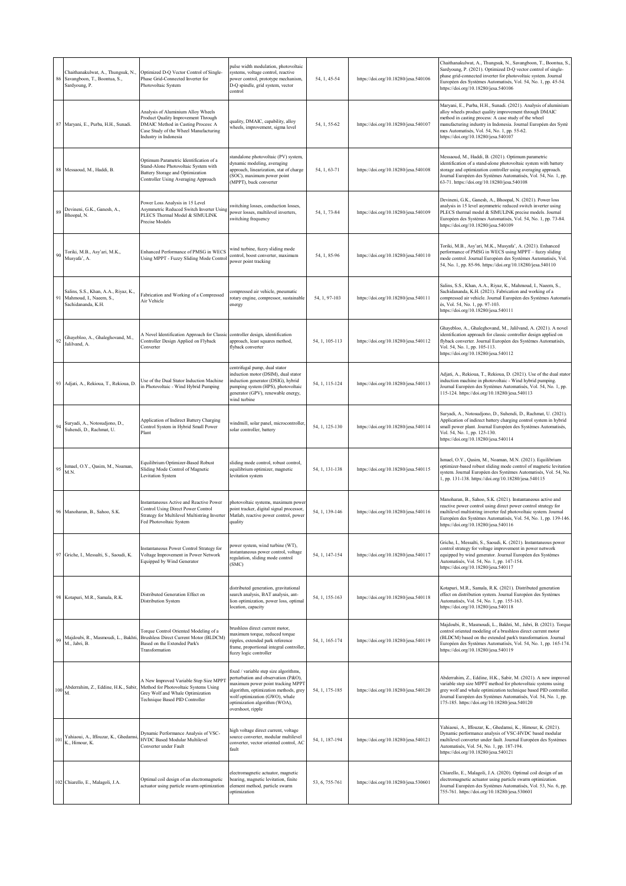| 86 | Chaithanakulwat, A., Thungsuk, N., Savangboon, T., Boontua, S., Sardyoung, P. | Optimized D-Q Vector Control of Single-Phase Grid-Connected Inverter for Photovoltaic System | pulse width modulation, photovoltaic systems, voltage control, reactive power control, prototype mechanism, D-Q spindle, grid system, vector control | 54, 1, 45-54 | https://doi.org/10.18280/jesa.540106 | Chaithanakulwat, A., Thungsuk, N., Savangboon, T., Boontua, S., Sardyoung, P. (2021). Optimized D-Q vector control of single-phase grid-connected inverter for photovoltaic system. Journal Européen des Systèmes Automatisés, Vol. 54, No. 1, pp. 45-54. https://doi.org/10.18280/jesa.540106 |
|---|---|---|---|---|---|---|
| 87 | Maryani, E., Purba, H.H., Sunadi. | Analysis of Aluminium Alloy Wheels Product Quality Improvement Through DMAIC Method in Casting Process: A Case Study of the Wheel Manufacturing Industry in Indonesia | quality, DMAIC, capability, alloy wheels, improvement, sigma level | 54, 1, 55-62 | https://doi.org/10.18280/jesa.540107 | Maryani, E., Purba, H.H., Sunadi. (2021). Analysis of aluminium alloy wheels product quality improvement through DMAIC method in casting process: A case study of the wheel manufacturing industry in Indonesia. Journal Européen des Systè mes Automatisés, Vol. 54, No. 1, pp. 55-62. https://doi.org/10.18280/jesa.540107 |
| 88 | Messaoud, M., Haddi, B. | Optimum Parametric Identification of a Stand-Alone Photovoltaic System with Battery Storage and Optimization Controller Using Averaging Approach | standalone photovoltaic (PV) system, dynamic modeling, averaging approach, linearization, stat of charge (SOC), maximum power point (MPPT), buck converter | 54, 1, 63-71 | https://doi.org/10.18280/jesa.540108 | Messaoud, M., Haddi, B. (2021). Optimum parametric identification of a stand-alone photovoltaic system with battery storage and optimization controller using averaging approach. Journal Européen des Systèmes Automatisés, Vol. 54, No. 1, pp. 63-71. https://doi.org/10.18280/jesa.540108 |
| 89 | Devineni, G.K., Ganesh, A., Bhoopal, N. | Power Loss Analysis in 15 Level Asymmetric Reduced Switch Inverter Using PLECS Thermal Model & SIMULINK Precise Models | switching losses, conduction losses, power losses, multilevel inverters, switching frequency | 54, 1, 73-84 | https://doi.org/10.18280/jesa.540109 | Devineni, G.K., Ganesh, A., Bhoopal, N. (2021). Power loss analysis in 15 level asymmetric reduced switch inverter using PLECS thermal model & SIMULINK precise models. Journal Européen des Systèmes Automatisés, Vol. 54, No. 1, pp. 73-84. https://doi.org/10.18280/jesa.540109 |
| 90 | Toriki, M.B., Asy'ari, M.K., Musyafa', A. | Enhanced Performance of PMSG in WECS Using MPPT - Fuzzy Sliding Mode Control | wind turbine, fuzzy sliding mode control, boost converter, maximum power point tracking | 54, 1, 85-96 | https://doi.org/10.18280/jesa.540110 | Toriki, M.B., Asy'ari, M.K., Musyafa', A. (2021). Enhanced performance of PMSG in WECS using MPPT – fuzzy sliding mode control. Journal Européen des Systèmes Automatisés, Vol. 54, No. 1, pp. 85-96. https://doi.org/10.18280/jesa.540110 |
| 91 | Salins, S.S., Khan, A.A., Riyaz, K., Mahmoud, I., Naeem, S., Sachidananda, K.H. | Fabrication and Working of a Compressed Air Vehicle | compressed air vehicle, pneumatic rotary engine, compressor, sustainable energy | 54, 1, 97-103 | https://doi.org/10.18280/jesa.540111 | Salins, S.S., Khan, A.A., Riyaz, K., Mahmoud, I., Naeem, S., Sachidananda, K.H. (2021). Fabrication and working of a compressed air vehicle. Journal Européen des Systèmes Automatis és, Vol. 54, No. 1, pp. 97-103. https://doi.org/10.18280/jesa.540111 |
| 92 | Ghayebloo, A., Ghaleghovand, M., Jalilvand, A. | A Novel Identification Approach for Classic Controller Design Applied on Flyback Converter | controller design, identification approach, least squares method, flyback converter | 54, 1, 105-113 | https://doi.org/10.18280/jesa.540112 | Ghayebloo, A., Ghaleghovand, M., Jalilvand, A. (2021). A novel identification approach for classic controller design applied on flyback converter. Journal Européen des Systèmes Automatisés, Vol. 54, No. 1, pp. 105-113. https://doi.org/10.18280/jesa.540112 |
| 93 | Adjati, A., Rekioua, T., Rekioua, D. | Use of the Dual Stator Induction Machine in Photovoltaic - Wind Hybrid Pumping | centrifugal pump, dual stator induction motor (DSIM), dual stator induction generator (DSIG), hybrid pumping system (HPS), photovoltaic generator (GPV), renewable energy, wind turbine | 54, 1, 115-124 | https://doi.org/10.18280/jesa.540113 | Adjati, A., Rekioua, T., Rekioua, D. (2021). Use of the dual stator induction machine in photovoltaic - Wind hybrid pumping. Journal Européen des Systèmes Automatisés, Vol. 54, No. 1, pp. 115-124. https://doi.org/10.18280/jesa.540113 |
| 94 | Suryadi, A., Notosudjono, D., Suhendi, D., Rachmat, U. | Application of Indirect Battery Charging Control System in Hybrid Small Power Plant | windmill, solar panel, microcontroller, solar controller, battery | 54, 1, 125-130 | https://doi.org/10.18280/jesa.540114 | Suryadi, A., Notosudjono, D., Suhendi, D., Rachmat, U. (2021). Application of indirect battery charging control system in hybrid small power plant. Journal Européen des Systèmes Automatisés, Vol. 54, No. 1, pp. 125-130. https://doi.org/10.18280/jesa.540114 |
| 95 | Ismael, O.Y., Qasim, M., Noaman, M.N. | Equilibrium Optimizer-Based Robust Sliding Mode Control of Magnetic Levitation System | sliding mode control, robust control, equilibrium optimizer, magnetic levitation system | 54, 1, 131-138 | https://doi.org/10.18280/jesa.540115 | Ismael, O.Y., Qasim, M., Noaman, M.N. (2021). Equilibrium optimizer-based robust sliding mode control of magnetic levitation system. Journal Européen des Systèmes Automatisés, Vol. 54, No. 1, pp. 131-138. https://doi.org/10.18280/jesa.540115 |
| 96 | Manoharan, B., Sahoo, S.K. | Instantaneous Active and Reactive Power Control Using Direct Power Control Strategy for Multilevel Multistring Inverter Fed Photovoltaic System | photovoltaic systems, maximum power point tracker, digital signal processor, Matlab, reactive power control, power quality | 54, 1, 139-146 | https://doi.org/10.18280/jesa.540116 | Manoharan, B., Sahoo, S.K. (2021). Instantaneous active and reactive power control using direct power control strategy for multilevel multistring inverter fed photovoltaic system. Journal Européen des Systèmes Automatisés, Vol. 54, No. 1, pp. 139-146. https://doi.org/10.18280/jesa.540116 |
| 97 | Griche, I., Messalti, S., Saoudi, K. | Instantaneous Power Control Strategy for Voltage Improvement in Power Network Equipped by Wind Generator | power system, wind turbine (WT), instantaneous power control, voltage regulation, sliding mode control (SMC) | 54, 1, 147-154 | https://doi.org/10.18280/jesa.540117 | Griche, I., Messalti, S., Saoudi, K. (2021). Instantaneous power control strategy for voltage improvement in power network equipped by wind generator. Journal Européen des Systèmes Automatisés, Vol. 54, No. 1, pp. 147-154. https://doi.org/10.18280/jesa.540117 |
| 98 | Kotapuri, M.R., Samala, R.K. | Distributed Generation Effect on Distribution System | distributed generation, gravitational search analysis, BAT analysis, ant-lion optimization, power loss, optimal location, capacity | 54, 1, 155-163 | https://doi.org/10.18280/jesa.540118 | Kotapuri, M.R., Samala, R.K. (2021). Distributed generation effect on distribution system. Journal Européen des Systèmes Automatisés, Vol. 54, No. 1, pp. 155-163. https://doi.org/10.18280/jesa.540118 |
| 99 | Majdoubi, R., Masmoudi, L., Bakhti, M., Jabri, B. | Torque Control Oriented Modeling of a Brushless Direct Current Motor (BLDCM) Based on the Extended Park's Transformation | brushless direct current motor, maximum torque, reduced torque ripples, extended park reference frame, proportional integral controller, fuzzy logic controller | 54, 1, 165-174 | https://doi.org/10.18280/jesa.540119 | Majdoubi, R., Masmoudi, L., Bakhti, M., Jabri, B. (2021). Torque control oriented modeling of a brushless direct current motor (BLDCM) based on the extended park's transformation. Journal Européen des Systèmes Automatisés, Vol. 54, No. 1, pp. 165-174. https://doi.org/10.18280/jesa.540119 |
| 100 | Abderrahim, Z., Eddine, H.K., Sabir, M. | A New Improved Variable Step Size MPPT Method for Photovoltaic Systems Using Grey Wolf and Whale Optimization Technique Based PID Controller | fixed / variable step size algorithms, perturbation and observation (P&O), maximum power point tracking MPPT algorithm, optimization methods, grey wolf optimization (GWO), whale optimization algorithm (WOA), overshoot, ripple | 54, 1, 175-185 | https://doi.org/10.18280/jesa.540120 | Abderrahim, Z., Eddine, H.K., Sabir, M. (2021). A new improved variable step size MPPT method for photovoltaic systems using grey wolf and whale optimization technique based PID controller. Journal Européen des Systèmes Automatisés, Vol. 54, No. 1, pp. 175-185. https://doi.org/10.18280/jesa.540120 |
| 101 | Yahiaoui, A., Iffouzar, K., Ghedamsi, K., Himour, K. | Dynamic Performance Analysis of VSC-HVDC Based Modular Multilevel Converter under Fault | high voltage direct current, voltage source converter, modular multilevel converter, vector oriented control, AC fault | 54, 1, 187-194 | https://doi.org/10.18280/jesa.540121 | Yahiaoui, A., Iffouzar, K., Ghedamsi, K., Himour, K. (2021). Dynamic performance analysis of VSC-HVDC based modular multilevel converter under fault. Journal Européen des Systèmes Automatisés, Vol. 54, No. 1, pp. 187-194. https://doi.org/10.18280/jesa.540121 |
| 102 | Chiarello, E., Malagoli, J.A. | Optimal coil design of an electromagnetic actuator using particle swarm optimization | electromagnetic actuator, magnetic bearing, magnetic levitation, finite element method, particle swarm optimization | 53, 6, 755-761 | https://doi.org/10.18280/jesa.530601 | Chiarello, E., Malagoli, J.A. (2020). Optimal coil design of an electromagnetic actuator using particle swarm optimization. Journal Européen des Systèmes Automatisés, Vol. 53, No. 6, pp. 755-761. https://doi.org/10.18280/jesa.530601 |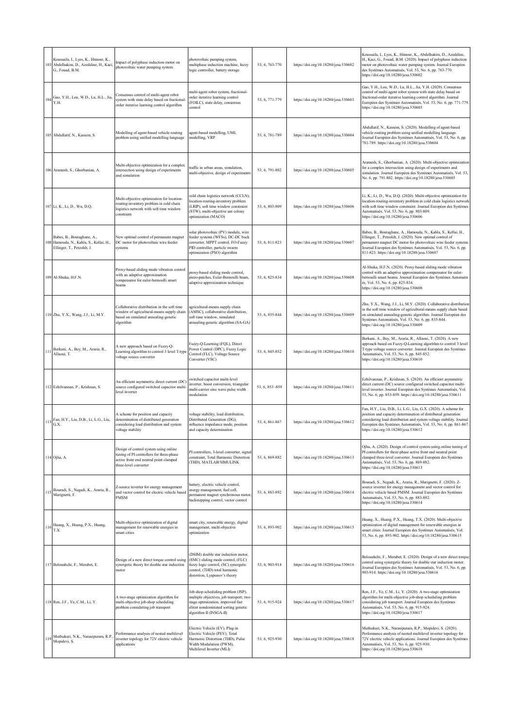| 103 | Koussaila, I., Lyes, K., Himour, K., Abdelhakim, D., Azeddine, H., Kaci, G., Fouad, B.M. | Impact of polyphase induction motor on photovoltaic water pumping system | photovoltaic pumping system, multiphase induction machine, fuzzy logic controller, battery storage | 53, 6, 763-770 | https://doi.org/10.18280/jesa.530602 | Koussaila, I., Lyes, K., Himour, K., Abdelhakim, D., Azeddine, H., Kaci, G., Fouad, B.M. (2020). Impact of polyphase induction motor on photovoltaic water pumping system. Journal Européen des Systèmes Automatisés, Vol. 53, No. 6, pp. 763-770. https://doi.org/10.18280/jesa.530602 |
|---|---|---|---|---|---|---|
| 104 | Gao, Y.H., Lou, W.D., Lu, H.L., Jia, Y.H. | Consensus control of multi-agent robot system with state delay based on fractional-order iterative learning control algorithm | multi-agent robot system, fractional-order iterative learning control (FOILC), state delay, consensus control | 53, 6, 771-779 | https://doi.org/10.18280/jesa.530603 | Gao, Y.H., Lou, W.D., Lu, H.L., Jia, Y.H. (2020). Consensus control of multi-agent robot system with state delay based on fractional-order iterative learning control algorithm. Journal Européen des Systèmes Automatisés, Vol. 53, No. 6, pp. 771-779. https://doi.org/10.18280/jesa.530603 |
| 105 | Abdullatif, N., Kassem, S. | Modelling of agent-based vehicle routing problem using unified modelling language | agent-based modelling, UML modelling, VRP | 53, 6, 781-789 | https://doi.org/10.18280/jesa.530604 | Abdullatif, N., Kassem, S. (2020). Modelling of agent-based vehicle routing problem using unified modelling language. Journal Européen des Systèmes Automatisés, Vol. 53, No. 6, pp. 781-789. https://doi.org/10.18280/jesa.530604 |
| 106 | Aramesh, S., Ghorbanian, A. | Multi-objective optimization for a complex intersection using design of experiments and simulation | traffic in urban areas, simulation, multi-objective, design of experiments | 53, 6, 791-802 | https://doi.org/10.18280/jesa.530605 | Aramesh, S., Ghorbanian, A. (2020). Multi-objective optimization for a complex intersection using design of experiments and simulation. Journal Européen des Systèmes Automatisés, Vol. 53, No. 6, pp. 791-802. https://doi.org/10.18280/jesa.530605 |
| 107 | Li, K., Li, D., Wu, D.Q. | Multi-objective optimization for location-routing-inventory problem in cold chain logistics network with soft time window constraint | cold chain logistics network (CCLN), location-routing-inventory problem (LRIP), soft time window constraint (STW), multi-objective ant colony optimization (MACO) | 53, 6, 803-809 | https://doi.org/10.18280/jesa.530606 | Li, K., Li, D., Wu, D.Q. (2020). Multi-objective optimization for location-routing-inventory problem in cold chain logistics network with soft time window constraint. Journal Européen des Systèmes Automatisés, Vol. 53, No. 6, pp. 803-809. https://doi.org/10.18280/jesa.530606 |
| 108 | Babes, B., Boutaghane, A., Hamouda, N., Kahla, S., Kellai, H., Ellinger, T., Petzoldt, J. | New optimal control of permanent magnet DC motor for photovoltaic wire feeder systems | solar photovoltaic (PV) module, wire feeder systems (WFSs), DC-DC buck converter, MPPT control, FO-Fuzzy PID controller, particle swarm optimization (PSO) algorithm | 53, 6, 811-823 | https://doi.org/10.18280/jesa.530607 | Babes, B., Boutaghane, A., Hamouda, N., Kahla, S., Kellai, H., Ellinger, T., Petzoldt, J. (2020). New optimal control of permanent magnet DC motor for photovoltaic wire feeder systems. Journal Européen des Systèmes Automatisés, Vol. 53, No. 6, pp. 811-823. https://doi.org/10.18280/jesa.530607 |
| 109 | Al-Shuka, H.F.N. | Proxy-based sliding mode vibration control with an adaptive approximation compensator for euler-bernoulli smart beams | proxy-based sliding mode control, piezo-patches, Euler-Bernoulli beam, adaptive approximation technique | 53, 6, 825-834 | https://doi.org/10.18280/jesa.530608 | Al-Shuka, H.F.N. (2020). Proxy-based sliding mode vibration control with an adaptive approximation compensator for euler-bernoulli smart beams. Journal Européen des Systèmes Automatisés, Vol. 53, No. 6, pp. 825-834. https://doi.org/10.18280/jesa.530608 |
| 110 | Zhu, Y.X., Wang, J.J., Li, M.Y. | Collaborative distribution in the soft time window of agricultural-means supply chain based on simulated annealing-genetic algorithm | agricultural-means supply chain (AMSC), collaborative distribution, soft time window, simulated annealing-genetic algorithm (SA-GA) | 53, 6, 835-844 | https://doi.org/10.18280/jesa.530609 | Zhu, Y.X., Wang, J.J., Li, M.Y. (2020). Collaborative distribution in the soft time window of agricultural-means supply chain based on simulated annealing-genetic algorithm. Journal Européen des Systèmes Automatisés, Vol. 53, No. 6, pp. 835-844. https://doi.org/10.18280/jesa.530609 |
| 111 | Berkani, A., Bey, M., Araria, R., Allaoui, T. | A new approach based on Fuzzy-Q-Learning algorithm to control 3 level T-type voltage source converter | Fuzzy-Q-Learning (FQL), Direct Power Control (DPC), Fuzzy Logic Control (FLC), Voltage Source Converter (VSC) | 53, 6, 845-852 | https://doi.org/10.18280/jesa.530610 | Berkani, A., Bey, M., Araria, R., Allaoui, T. (2020). A new approach based on Fuzzy-Q-Learning algorithm to control 3 level T-type voltage source converter. Journal Européen des Systèmes Automatisés, Vol. 53, No. 6, pp. 845-852. https://doi.org/10.18280/jesa.530610 |
| 112 | Ezhilvannan, P., Krishnan, S. | An efficient asymmetric direct current (DC) source configured switched capacitor multi-level inverter | switched capacitor multi-level inverter, boost conversion, triangular multi-carrier sine wave pulse width modulation | 53, 6, 853 -859 | https://doi.org/10.18280/jesa.530611 | Ezhilvannan, P., Krishnan, S. (2020). An efficient asymmetric direct current (DC) source configured switched capacitor multi-level inverter. Journal Européen des Systèmes Automatisés, Vol. 53, No. 6, pp. 853-859. https://doi.org/10.18280/jesa.530611 |
| 113 | Fan, H.Y., Liu, D.B., Li, L.G., Liu, G.X. | A scheme for position and capacity determination of distributed generation considering load distribution and system voltage stability | voltage stability, load distribution, Distributed Generation (DG), influence impedance mode, position and capacity determination | 53, 6, 861-867 | https://doi.org/10.18280/jesa.530612 | Fan, H.Y., Liu, D.B., Li, L.G., Liu, G.X. (2020). A scheme for position and capacity determination of distributed generation considering load distribution and system voltage stability. Journal Européen des Systèmes Automatisés, Vol. 53, No. 6, pp. 861-867. https://doi.org/10.18280/jesa.530612 |
| 114 | Ojha, A. | Design of control system using online tuning of PI controllers for three-phase active front end neutral point clamped three-level converter | PI controllers, 3-level converter, signal constraint, Total Harmonic Distortion (THD), MATLAB/SIMULINK | 53, 6, 869-882 | https://doi.org/10.18280/jesa.530613 | Ojha, A. (2020). Design of control system using online tuning of PI controllers for three-phase active front end neutral point clamped three-level converter. Journal Européen des Systèmes Automatisés, Vol. 53, No. 6, pp. 869-882. https://doi.org/10.18280/jesa.530613 |
| 115 | Bouradi, S., Negadi, K., Araria, R., Marignetti, F. | Z-source inverter for energy management and vector control for electric vehicle based PMSM | battery, electric vehicle control, energy management, fuel cell, permanent magnet synchronous motor, backstepping control, vector control | 53, 6, 883-892 | https://doi.org/10.18280/jesa.530614 | Bouradi, S., Negadi, K., Araria, R., Marignetti, F. (2020). Z-source inverter for energy management and vector control for electric vehicle based PMSM. Journal Européen des Systèmes Automatisés, Vol. 53, No. 6, pp. 883-892. https://doi.org/10.18280/jesa.530614 |
| 116 | Huang, X., Huang, P.X., Huang, T.X. | Multi-objective optimization of digital management for renewable energies in smart cities | smart city, renewable energy, digital management, multi-objective optimization | 53, 6, 893-902 | https://doi.org/10.18280/jesa.530615 | Huang, X., Huang, P.X., Huang, T.X. (2020). Multi-objective optimization of digital management for renewable energies in smart cities. Journal Européen des Systèmes Automatisés, Vol. 53, No. 6, pp. 893-902. https://doi.org/10.18280/jesa.530615 |
| 117 | Belouahchi, F., Merabet, E. | Design of a new direct torque control using synergetic theory for double star induction motor | (DSIM) double star induction motor, (SMC) sliding mode control, (FLC) fuzzy logic control, (SC) synergetic control, (THD) total harmonic distortion, Lyapunov's theory | 53, 6, 903-914 | https://doi.org/10.18280/jesa.530616 | Belouahchi, F., Merabet, E. (2020). Design of a new direct torque control using synergetic theory for double star induction motor. Journal Européen des Systèmes Automatisés, Vol. 53, No. 6, pp. 903-914. https://doi.org/10.18280/jesa.530616 |
| 118 | Ren, J.F., Ye, C.M., Li, Y. | A two-stage optimization algorithm for multi-objective job-shop scheduling problem considering job transport | Job-shop scheduling problem (JSP), multiple objectives, job transport; two-stage optimization, improved fast elitist nondominated sorting genetic algorithm II (INSGA-II) | 53, 6, 915-924 | https://doi.org/10.18280/jesa.530617 | Ren, J.F., Ye, C.M., Li, Y. (2020). A two-stage optimization algorithm for multi-objective job-shop scheduling problem considering job transport. Journal Européen des Systèmes Automatisés, Vol. 53, No. 6, pp. 915-924. https://doi.org/10.18280/jesa.530617 |
| 119 | Muthukuri, N.K., Narasipuram, R.P., Mopidevi, S. | Performance analysis of nested multilevel inverter topology for 72V electric vehicle applications | Electric Vehicle (EV), Plug-in Electric Vehicle (PEV), Total Harmonic Distortion (THD), Pulse Width Modulation (PWM), Multilevel Inverter (MLI) | 53, 6, 925-930 | https://doi.org/10.18280/jesa.530618 | Muthukuri, N.K., Narasipuram, R.P., Mopidevi, S. (2020). Performance analysis of nested multilevel inverter topology for 72V electric vehicle applications. Journal Européen des Systèmes Automatisés, Vol. 53, No. 6, pp. 925-930. https://doi.org/10.18280/jesa.530618 |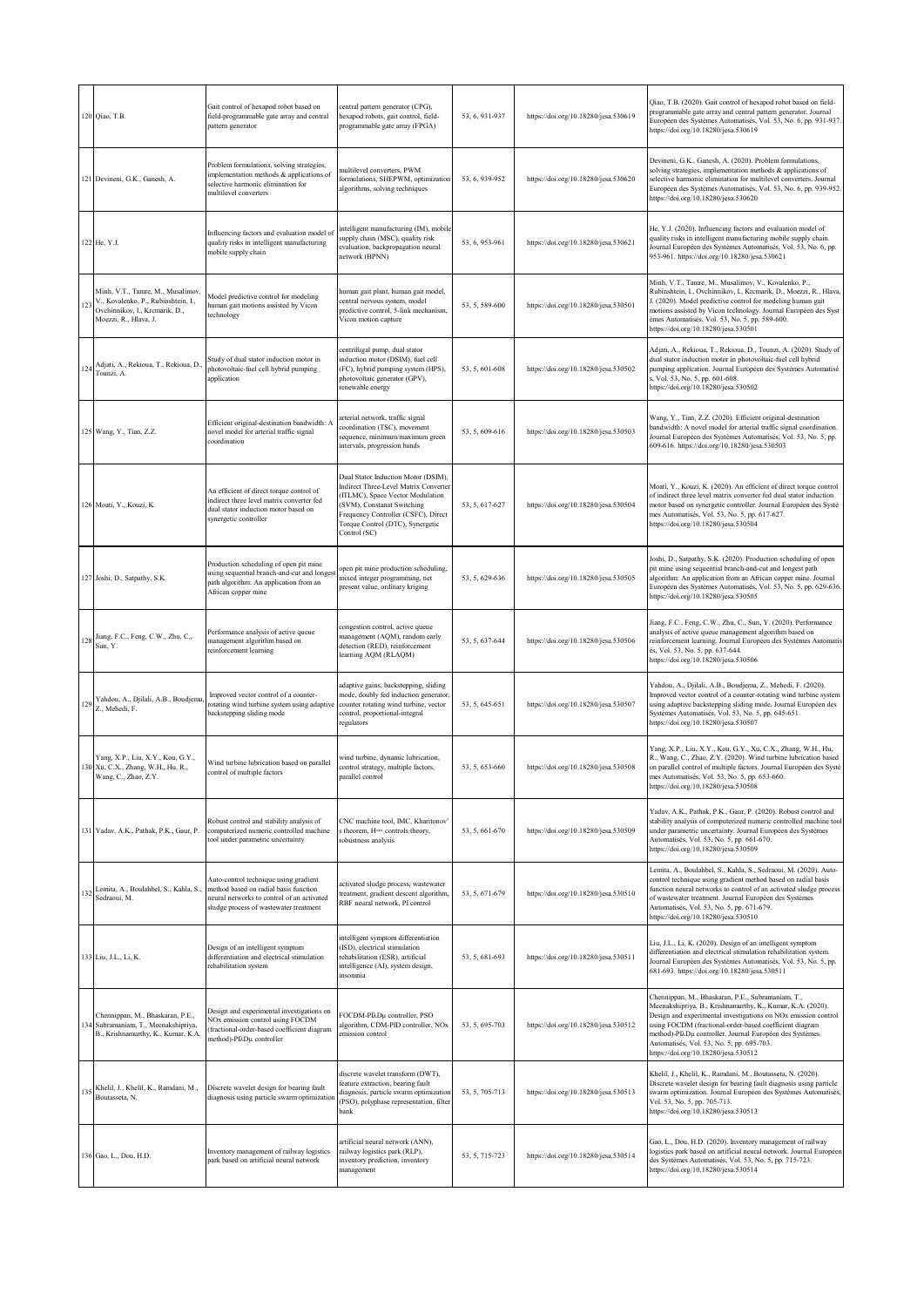| | | | | | | |
|---|---|---|---|---|---|---|
| 120 | Qiao, T.B. | Gait control of hexapod robot based on field-programmable gate array and central pattern generator | central pattern generator (CPG), hexapod robots, gait control, field-programmable gate array (FPGA) | 53, 6, 931-937 | https://doi.org/10.18280/jesa.530619 | Qiao, T.B. (2020). Gait control of hexapod robot based on field-programmable gate array and central pattern generator. Journal Européen des Systèmes Automatisés, Vol. 53, No. 6, pp. 931-937. https://doi.org/10.18280/jesa.530619 |
| 121 | Devineni, G.K., Ganesh, A. | Problem formulations, solving strategies, implementation methods & applications of selective harmonic elimination for multilevel converters | multilevel converters, PWM formulations, SHEPWM, optimization algorithms, solving techniques | 53, 6, 939-952 | https://doi.org/10.18280/jesa.530620 | Devineni, G.K., Ganesh, A. (2020). Problem formulations, solving strategies, implementation methods & applications of selective harmonic elimination for multilevel converters. Journal Européen des Systèmes Automatisés, Vol. 53, No. 6, pp. 939-952. https://doi.org/10.18280/jesa.530620 |
| 122 | He, Y.J. | Influencing factors and evaluation model of quality risks in intelligent manufacturing mobile supply chain | intelligent manufacturing (IM), mobile supply chain (MSC), quality risk evaluation, backpropagation neural network (BPNN) | 53, 6, 953-961 | https://doi.org/10.18280/jesa.530621 | He, Y.J. (2020). Influencing factors and evaluation model of quality risks in intelligent manufacturing mobile supply chain. Journal Européen des Systèmes Automatisés, Vol. 53, No. 6, pp. 953-961. https://doi.org/10.18280/jesa.530621 |
| 123 | Minh, V.T., Tamre, M., Musalimov, V., Kovalenko, P., Rubinshtein, I., Ovchinnikov, I., Krcmarik, D., Moezzi, R., Hlava, J. | Model predictive control for modeling human gait motions assisted by Vicon technology | human gait plant, human gait model, central nervous system, model predictive control, 5-link mechanism, Vicon motion capture | 53, 5, 589-600 | https://doi.org/10.18280/jesa.530501 | Minh, V.T., Tamre, M., Musalimov, V., Kovalenko, P., Rubinshtein, I., Ovchinnikov, I., Krcmarik, D., Moezzi, R., Hlava, J. (2020). Model predictive control for modeling human gait motions assisted by Vicon technology. Journal Européen des Syst èmes Automatisés, Vol. 53, No. 5, pp. 589-600. https://doi.org/10.18280/jesa.530501 |
| 124 | Adjati, A., Rekioua, T., Rekioua, D., Tounzi, A. | Study of dual stator induction motor in photovoltaic-fuel cell hybrid pumping application | centrifugal pump, dual stator induction motor (DSIM), fuel cell (FC), hybrid pumping system (HPS), photovoltaic generator (GPV), renewable energy | 53, 5, 601-608 | https://doi.org/10.18280/jesa.530502 | Adjati, A., Rekioua, T., Rekioua, D., Tounzi, A. (2020). Study of dual stator induction motor in photovoltaic-fuel cell hybrid pumping application. Journal Européen des Systèmes Automatisé s, Vol. 53, No. 5, pp. 601-608. https://doi.org/10.18280/jesa.530502 |
| 125 | Wang, Y., Tian, Z.Z. | Efficient original-destination bandwidth: A novel model for arterial traffic signal coordination | arterial network, traffic signal coordination (TSC), movement sequence, minimum/maximum green intervals, progression bands | 53, 5, 609-616 | https://doi.org/10.18280/jesa.530503 | Wang, Y., Tian, Z.Z. (2020). Efficient original-destination bandwidth: A novel model for arterial traffic signal coordination. Journal Européen des Systèmes Automatisés, Vol. 53, No. 5, pp. 609-616. https://doi.org/10.18280/jesa.530503 |
| 126 | Moati, Y., Kouzi, K. | An efficient of direct torque control of indirect three level matrix converter fed dual stator induction motor based on synergetic controller | Dual Stator Induction Motor (DSIM), Indirect Three-Level Matrix Converter (ITLMC), Space Vector Modulation (SVM), Constanat Switching Frequency Controller (CSFC), Direct Torque Control (DTC), Synergetic Control (SC) | 53, 5, 617-627 | https://doi.org/10.18280/jesa.530504 | Moati, Y., Kouzi, K. (2020). An efficient of direct torque control of indirect three level matrix converter fed dual stator induction motor based on synergetic controller. Journal Européen des Systè mes Automatisés, Vol. 53, No. 5, pp. 617-627. https://doi.org/10.18280/jesa.530504 |
| 127 | Joshi, D., Satpathy, S.K. | Production scheduling of open pit mine using sequential branch-and-cut and longest path algorithm: An application from an African copper mine | open pit mine production scheduling, mixed integer programming, net present value, ordinary kriging | 53, 5, 629-636 | https://doi.org/10.18280/jesa.530505 | Joshi, D., Satpathy, S.K. (2020). Production scheduling of open pit mine using sequential branch-and-cut and longest path algorithm: An application from an African copper mine. Journal Européen des Systèmes Automatisés, Vol. 53, No. 5, pp. 629-636. https://doi.org/10.18280/jesa.530505 |
| 128 | Jiang, F.C., Feng, C.W., Zhu, C., Sun, Y. | Performance analysis of active queue management algorithm based on reinforcement learning | congestion control, active queue management (AQM), random early detection (RED), reinforcement learning AQM (RLAQM) | 53, 5, 637-644 | https://doi.org/10.18280/jesa.530506 | Jiang, F.C., Feng, C.W., Zhu, C., Sun, Y. (2020). Performance analysis of active queue management algorithm based on reinforcement learning. Journal Européen des Systèmes Automatis és, Vol. 53, No. 5, pp. 637-644. https://doi.org/10.18280/jesa.530506 |
| 129 | Yahdou, A., Djilali, A.B., Boudjema, Z., Mehedi, F. | Improved vector control of a counter-rotating wind turbine system using adaptive backstepping sliding mode | adaptive gains, backstepping, sliding mode, doubly fed induction generator, counter rotating wind turbine, vector control, proportional-integral regulators | 53, 5, 645-651 | https://doi.org/10.18280/jesa.530507 | Yahdou, A., Djilali, A.B., Boudjema, Z., Mehedi, F. (2020). Improved vector control of a counter-rotating wind turbine system using adaptive backstepping sliding mode. Journal Européen des Systèmes Automatisés, Vol. 53, No. 5, pp. 645-651. https://doi.org/10.18280/jesa.530507 |
| 130 | Yang, X.P., Liu, X.Y., Kou, G.Y., Xu, C.X., Zhang, W.H., Hu, R., Wang, C., Zhao, Z.Y. | Wind turbine lubrication based on parallel control of multiple factors | wind turbine, dynamic lubrication, control strategy, multiple factors, parallel control | 53, 5, 653-660 | https://doi.org/10.18280/jesa.530508 | Yang, X.P., Liu, X.Y., Kou, G.Y., Xu, C.X., Zhang, W.H., Hu, R., Wang, C., Zhao, Z.Y. (2020). Wind turbine lubrication based on parallel control of multiple factors. Journal Européen des Systè mes Automatisés, Vol. 53, No. 5, pp. 653-660. https://doi.org/10.18280/jesa.530508 |
| 131 | Yadav, A.K., Pathak, P.K., Gaur, P. | Robust control and stability analysis of computerized numeric controlled machine tool under parametric uncertainty | CNC machine tool, IMC, Kharitonov' s theorem, H∞ controls theory, robustness analysis | 53, 5, 661-670 | https://doi.org/10.18280/jesa.530509 | Yadav, A.K., Pathak, P.K., Gaur, P. (2020). Robust control and stability analysis of computerized numeric controlled machine tool under parametric uncertainty. Journal Européen des Systèmes Automatisés, Vol. 53, No. 5, pp. 661-670. https://doi.org/10.18280/jesa.530509 |
| 132 | Lemita, A., Boulahbel, S., Kahla, S., Sedraoui, M. | Auto-control technique using gradient method based on radial basis function neural networks to control of an activated sludge process of wastewater treatment | activated sludge process, wastewater treatment, gradient descent algorithm, RBF neural network, PI control | 53, 5, 671-679 | https://doi.org/10.18280/jesa.530510 | Lemita, A., Boulahbel, S., Kahla, S., Sedraoui, M. (2020). Auto-control technique using gradient method based on radial basis function neural networks to control of an activated sludge process of wastewater treatment. Journal Européen des Systèmes Automatisés, Vol. 53, No. 5, pp. 671-679. https://doi.org/10.18280/jesa.530510 |
| 133 | Liu, J.L., Li, K. | Design of an intelligent symptom differentiation and electrical stimulation rehabilitation system | intelligent symptom differentiation (ISD), electrical stimulation rehabilitation (ESR), artificial intelligence (AI), system design, insomnia | 53, 5, 681-693 | https://doi.org/10.18280/jesa.530511 | Liu, J.L., Li, K. (2020). Design of an intelligent symptom differentiation and electrical stimulation rehabilitation system. Journal Européen des Systèmes Automatisés, Vol. 53, No. 5, pp. 681-693. https://doi.org/10.18280/jesa.530511 |
| 134 | Chennippan, M., Bhaskaran, P.E., Subramaniam, T., Meenakshipriya, B., Krishnamurthy, K., Kumar, K.A. | Design and experimental investigations on NOx emission control using FOCDM (fractional-order-based coefficient diagram method)-PIλDμ controller | FOCDM-PIλDμ controller, PSO algorithm, CDM-PID controller, NOx emission control | 53, 5, 695-703 | https://doi.org/10.18280/jesa.530512 | Chennippan, M., Bhaskaran, P.E., Subramaniam, T., Meenakshipriya, B., Krishnamurthy, K., Kumar, K.A. (2020). Design and experimental investigations on NOx emission control using FOCDM (fractional-order-based coefficient diagram method)-PIλDμ controller. Journal Européen des Systèmes Automatisés, Vol. 53, No. 5, pp. 695-703. https://doi.org/10.18280/jesa.530512 |
| 135 | Khelil, J., Khelil, K., Ramdani, M., Boutasseta, N. | Discrete wavelet design for bearing fault diagnosis using particle swarm optimization | discrete wavelet transform (DWT), feature extraction, bearing fault diagnosis, particle swarm optimization (PSO), polyphase representation, filter bank | 53, 5, 705-713 | https://doi.org/10.18280/jesa.530513 | Khelil, J., Khelil, K., Ramdani, M., Boutasseta, N. (2020). Discrete wavelet design for bearing fault diagnosis using particle swarm optimization. Journal Européen des Systèmes Automatisés, Vol. 53, No. 5, pp. 705-713. https://doi.org/10.18280/jesa.530513 |
| 136 | Gao, L., Dou, H.D. | Inventory management of railway logistics park based on artificial neural network | artificial neural network (ANN), railway logistics park (RLP), inventory prediction, inventory management | 53, 5, 715-723 | https://doi.org/10.18280/jesa.530514 | Gao, L., Dou, H.D. (2020). Inventory management of railway logistics park based on artificial neural network. Journal Européen des Systèmes Automatisés, Vol. 53, No. 5, pp. 715-723. https://doi.org/10.18280/jesa.530514 |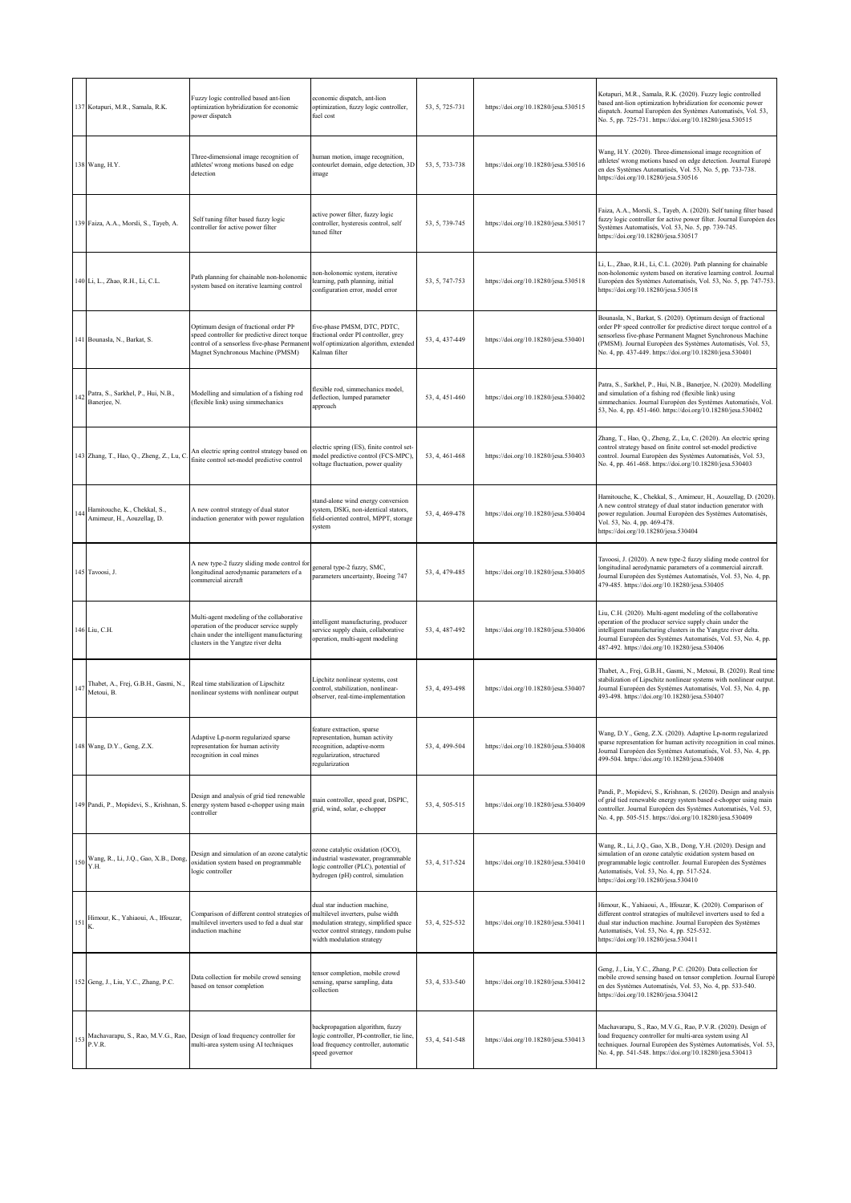| 137 | Kotapuri, M.R., Samala, R.K. | Fuzzy logic controlled based ant-lion optimization hybridization for economic power dispatch | economic dispatch, ant-lion optimization, fuzzy logic controller, fuel cost | 53, 5, 725-731 | https://doi.org/10.18280/jesa.530515 | Kotapuri, M.R., Samala, R.K. (2020). Fuzzy logic controlled based ant-lion optimization hybridization for economic power dispatch. Journal Européen des Systèmes Automatisés, Vol. 53, No. 5, pp. 725-731. https://doi.org/10.18280/jesa.530515 |
|---|---|---|---|---|---|---|
| 138 | Wang, H.Y. | Three-dimensional image recognition of athletes' wrong motions based on edge detection | human motion, image recognition, contourlet domain, edge detection, 3D image | 53, 5, 733-738 | https://doi.org/10.18280/jesa.530516 | Wang, H.Y. (2020). Three-dimensional image recognition of athletes' wrong motions based on edge detection. Journal Europé en des Systèmes Automatisés, Vol. 53, No. 5, pp. 733-738. https://doi.org/10.18280/jesa.530516 |
| 139 | Faiza, A.A., Morsli, S., Tayeb, A. | Self tuning filter based fuzzy logic controller for active power filter | active power filter, fuzzy logic controller, hysteresis control, self tuned filter | 53, 5, 739-745 | https://doi.org/10.18280/jesa.530517 | Faiza, A.A., Morsli, S., Tayeb, A. (2020). Self tuning filter based fuzzy logic controller for active power filter. Journal Européen des Systèmes Automatisés, Vol. 53, No. 5, pp. 739-745. https://doi.org/10.18280/jesa.530517 |
| 140 | Li, L., Zhao, R.H., Li, C.L. | Path planning for chainable non-holonomic system based on iterative learning control | non-holonomic system, iterative learning, path planning, initial configuration error, model error | 53, 5, 747-753 | https://doi.org/10.18280/jesa.530518 | Li, L., Zhao, R.H., Li, C.L. (2020). Path planning for chainable non-holonomic system based on iterative learning control. Journal Européen des Systèmes Automatisés, Vol. 53, No. 5, pp. 747-753. https://doi.org/10.18280/jesa.530518 |
| 141 | Bounasla, N., Barkat, S. | Optimum design of fractional order PI$^{\lambda}$ speed controller for predictive direct torque control of a sensorless five-phase Permanent Magnet Synchronous Machine (PMSM) | five-phase PMSM, DTC, PDTC, fractional order PI controller, grey wolf optimization algorithm, extended Kalman filter | 53, 4, 437-449 | https://doi.org/10.18280/jesa.530401 | Bounasla, N., Barkat, S. (2020). Optimum design of fractional order PI$^{\lambda}$ speed controller for predictive direct torque control of a sensorless five-phase Permanent Magnet Synchronous Machine (PMSM). Journal Européen des Systèmes Automatisés, Vol. 53, No. 4, pp. 437-449. https://doi.org/10.18280/jesa.530401 |
| 142 | Patra, S., Sarkhel, P., Hui, N.B., Banerjee, N. | Modelling and simulation of a fishing rod (flexible link) using simmechanics | flexible rod, simmechanics model, deflection, lumped parameter approach | 53, 4, 451-460 | https://doi.org/10.18280/jesa.530402 | Patra, S., Sarkhel, P., Hui, N.B., Banerjee, N. (2020). Modelling and simulation of a fishing rod (flexible link) using simmechanics. Journal Européen des Systèmes Automatisés, Vol. 53, No. 4, pp. 451-460. https://doi.org/10.18280/jesa.530402 |
| 143 | Zhang, T., Hao, Q., Zheng, Z., Lu, C. | An electric spring control strategy based on finite control set-model predictive control | electric spring (ES), finite control set-model predictive control (FCS-MPC), voltage fluctuation, power quality | 53, 4, 461-468 | https://doi.org/10.18280/jesa.530403 | Zhang, T., Hao, Q., Zheng, Z., Lu, C. (2020). An electric spring control strategy based on finite control set-model predictive control. Journal Européen des Systèmes Automatisés, Vol. 53, No. 4, pp. 461-468. https://doi.org/10.18280/jesa.530403 |
| 144 | Hamitouche, K., Chekkal, S., Amimeur, H., Aouzellag, D. | A new control strategy of dual stator induction generator with power regulation | stand-alone wind energy conversion system, DSIG, non-identical stators, field-oriented control, MPPT, storage system | 53, 4, 469-478 | https://doi.org/10.18280/jesa.530404 | Hamitouche, K., Chekkal, S., Amimeur, H., Aouzellag, D. (2020). A new control strategy of dual stator induction generator with power regulation. Journal Européen des Systèmes Automatisés, Vol. 53, No. 4, pp. 469-478. https://doi.org/10.18280/jesa.530404 |
| 145 | Tavoosi, J. | A new type-2 fuzzy sliding mode control for longitudinal aerodynamic parameters of a commercial aircraft | general type-2 fuzzy, SMC, parameters uncertainty, Boeing 747 | 53, 4, 479-485 | https://doi.org/10.18280/jesa.530405 | Tavoosi, J. (2020). A new type-2 fuzzy sliding mode control for longitudinal aerodynamic parameters of a commercial aircraft. Journal Européen des Systèmes Automatisés, Vol. 53, No. 4, pp. 479-485. https://doi.org/10.18280/jesa.530405 |
| 146 | Liu, C.H. | Multi-agent modeling of the collaborative operation of the producer service supply chain under the intelligent manufacturing clusters in the Yangtze river delta | intelligent manufacturing, producer service supply chain, collaborative operation, multi-agent modeling | 53, 4, 487-492 | https://doi.org/10.18280/jesa.530406 | Liu, C.H. (2020). Multi-agent modeling of the collaborative operation of the producer service supply chain under the intelligent manufacturing clusters in the Yangtze river delta. Journal Européen des Systèmes Automatisés, Vol. 53, No. 4, pp. 487-492. https://doi.org/10.18280/jesa.530406 |
| 147 | Thabet, A., Frej, G.B.H., Gasmi, N., Metoui, B. | Real time stabilization of Lipschitz nonlinear systems with nonlinear output | Lipchitz nonlinear systems, cost control, stabilization, nonlinear-observer, real-time-implementation | 53, 4, 493-498 | https://doi.org/10.18280/jesa.530407 | Thabet, A., Frej, G.B.H., Gasmi, N., Metoui, B. (2020). Real time stabilization of Lipschitz nonlinear systems with nonlinear output. Journal Européen des Systèmes Automatisés, Vol. 53, No. 4, pp. 493-498. https://doi.org/10.18280/jesa.530407 |
| 148 | Wang, D.Y., Geng, Z.X. | Adaptive Lp-norm regularized sparse representation for human activity recognition in coal mines | feature extraction, sparse representation, human activity recognition, adaptive-norm regularization, structured regularization | 53, 4, 499-504 | https://doi.org/10.18280/jesa.530408 | Wang, D.Y., Geng, Z.X. (2020). Adaptive Lp-norm regularized sparse representation for human activity recognition in coal mines. Journal Européen des Systèmes Automatisés, Vol. 53, No. 4, pp. 499-504. https://doi.org/10.18280/jesa.530408 |
| 149 | Pandi, P., Mopidevi, S., Krishnan, S. | Design and analysis of grid tied renewable energy system based e-chopper using main controller | main controller, speed goat, DSPIC, grid, wind, solar, e-chopper | 53, 4, 505-515 | https://doi.org/10.18280/jesa.530409 | Pandi, P., Mopidevi, S., Krishnan, S. (2020). Design and analysis of grid tied renewable energy system based e-chopper using main controller. Journal Européen des Systèmes Automatisés, Vol. 53, No. 4, pp. 505-515. https://doi.org/10.18280/jesa.530409 |
| 150 | Wang, R., Li, J.Q., Gao, X.B., Dong, Y.H. | Design and simulation of an ozone catalytic oxidation system based on programmable logic controller | ozone catalytic oxidation (OCO), industrial wastewater, programmable logic controller (PLC), potential of hydrogen (pH) control, simulation | 53, 4, 517-524 | https://doi.org/10.18280/jesa.530410 | Wang, R., Li, J.Q., Gao, X.B., Dong, Y.H. (2020). Design and simulation of an ozone catalytic oxidation system based on programmable logic controller. Journal Européen des Systèmes Automatisés, Vol. 53, No. 4, pp. 517-524. https://doi.org/10.18280/jesa.530410 |
| 151 | Himour, K., Yahiaoui, A., Iffouzar, K. | Comparison of different control strategies of multilevel inverters used to fed a dual star induction machine | dual star induction machine, multilevel inverters, pulse width modulation, simplified space vector control strategy, random pulse width modulation strategy | 53, 4, 525-532 | https://doi.org/10.18280/jesa.530411 | Himour, K., Yahiaoui, A., Iffouzar, K. (2020). Comparison of different control strategies of multilevel inverters used to fed a dual star induction machine. Journal Européen des Systèmes Automatisés, Vol. 53, No. 4, pp. 525-532. https://doi.org/10.18280/jesa.530411 |
| 152 | Geng, J., Liu, Y.C., Zhang, P.C. | Data collection for mobile crowd sensing based on tensor completion | tensor completion, mobile crowd sensing, sparse sampling, data collection | 53, 4, 533-540 | https://doi.org/10.18280/jesa.530412 | Geng, J., Liu, Y.C., Zhang, P.C. (2020). Data collection for mobile crowd sensing based on tensor completion. Journal Europé en des Systèmes Automatisés, Vol. 53, No. 4, pp. 533-540. https://doi.org/10.18280/jesa.530412 |
| 153 | Machavarapu, S., Rao, M.V.G., Rao, P.V.R. | Design of load frequency controller for multi-area system using AI techniques | backpropagation algorithm, fuzzy logic controller, PI-controller, tie line, load frequency controller, automatic speed governor | 53, 4, 541-548 | https://doi.org/10.18280/jesa.530413 | Machavarapu, S., Rao, M.V.G., Rao, P.V.R. (2020). Design of load frequency controller for multi-area system using AI techniques. Journal Européen des Systèmes Automatisés, Vol. 53, No. 4, pp. 541-548. https://doi.org/10.18280/jesa.530413 |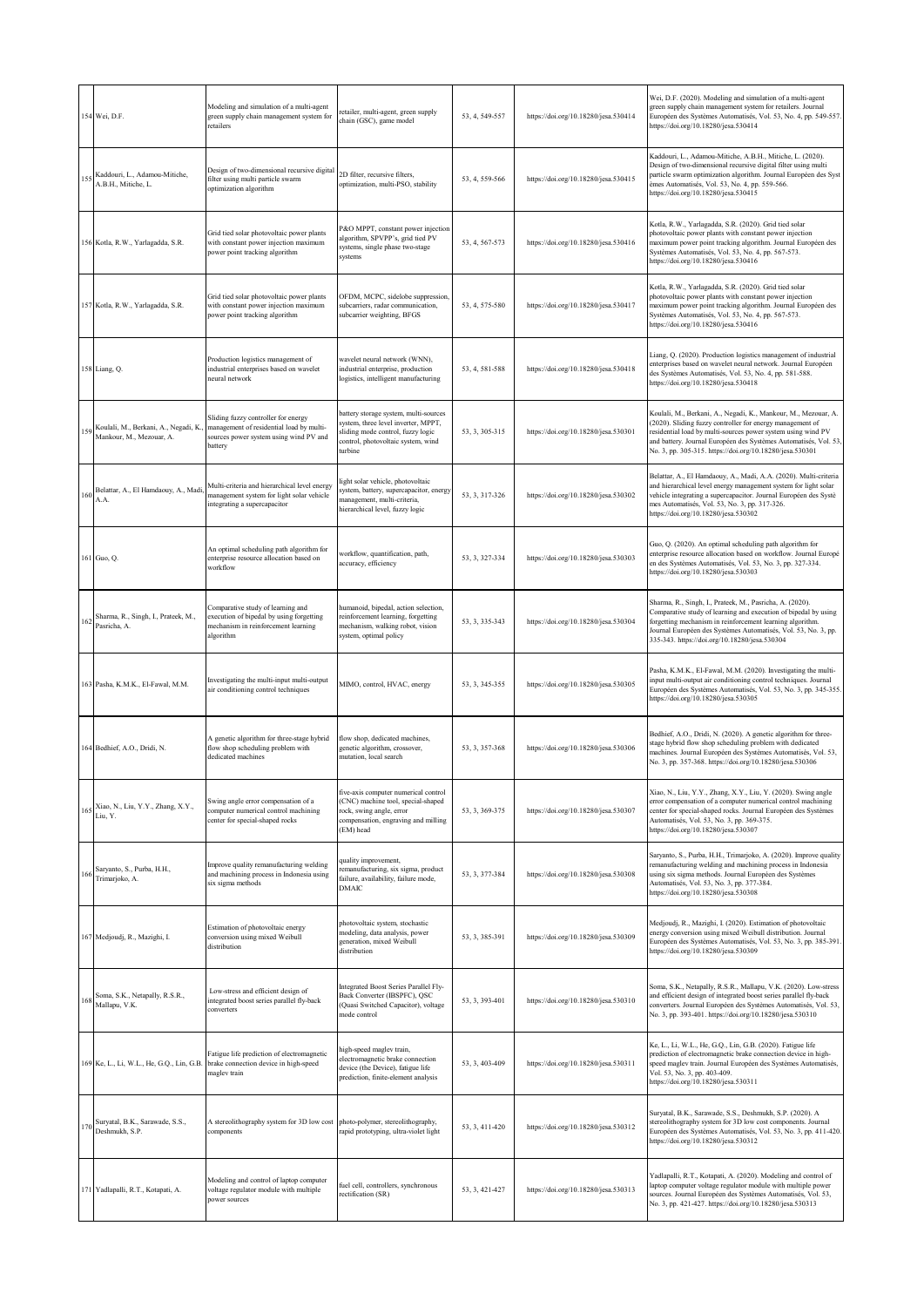| | | | | | | |
|---|---|---|---|---|---|---|
| 154 | Wei, D.F. | Modeling and simulation of a multi-agent green supply chain management system for retailers | retailer, multi-agent, green supply chain (GSC), game model | 53, 4, 549-557 | https://doi.org/10.18280/jesa.530414 | Wei, D.F. (2020). Modeling and simulation of a multi-agent green supply chain management system for retailers. Journal Européen des Systèmes Automatisés, Vol. 53, No. 4, pp. 549-557. https://doi.org/10.18280/jesa.530414 |
| 155 | Kaddouri, L., Adamou-Mitiche, A.B.H., Mitiche, L. | Design of two-dimensional recursive digital filter using multi particle swarm optimization algorithm | 2D filter, recursive filters, optimization, multi-PSO, stability | 53, 4, 559-566 | https://doi.org/10.18280/jesa.530415 | Kaddouri, L., Adamou-Mitiche, A.B.H., Mitiche, L. (2020). Design of two-dimensional recursive digital filter using multi particle swarm optimization algorithm. Journal Européen des Syst èmes Automatisés, Vol. 53, No. 4, pp. 559-566. https://doi.org/10.18280/jesa.530415 |
| 156 | Kotla, R.W., Yarlagadda, S.R. | Grid tied solar photovoltaic power plants with constant power injection maximum power point tracking algorithm | P&O MPPT, constant power injection algorithm, SPVPP's, grid tied PV systems, single phase two-stage systems | 53, 4, 567-573 | https://doi.org/10.18280/jesa.530416 | Kotla, R.W., Yarlagadda, S.R. (2020). Grid tied solar photovoltaic power plants with constant power injection maximum power point tracking algorithm. Journal Européen des Systèmes Automatisés, Vol. 53, No. 4, pp. 567-573. https://doi.org/10.18280/jesa.530416 |
| 157 | Kotla, R.W., Yarlagadda, S.R. | Grid tied solar photovoltaic power plants with constant power injection maximum power point tracking algorithm | OFDM, MCPC, sidelobe suppression, subcarriers, radar communication, subcarrier weighting, BFGS | 53, 4, 575-580 | https://doi.org/10.18280/jesa.530417 | Kotla, R.W., Yarlagadda, S.R. (2020). Grid tied solar photovoltaic power plants with constant power injection maximum power point tracking algorithm. Journal Européen des Systèmes Automatisés, Vol. 53, No. 4, pp. 567-573. https://doi.org/10.18280/jesa.530416 |
| 158 | Liang, Q. | Production logistics management of industrial enterprises based on wavelet neural network | wavelet neural network (WNN), industrial enterprise, production logistics, intelligent manufacturing | 53, 4, 581-588 | https://doi.org/10.18280/jesa.530418 | Liang, Q. (2020). Production logistics management of industrial enterprises based on wavelet neural network. Journal Européen des Systèmes Automatisés, Vol. 53, No. 4, pp. 581-588. https://doi.org/10.18280/jesa.530418 |
| 159 | Koulali, M., Berkani, A., Negadi, K., Mankour, M., Mezouar, A. | Sliding fuzzy controller for energy management of residential load by multi-sources power system using wind PV and battery | battery storage system, multi-sources system, three level inverter, MPPT, sliding mode control, fuzzy logic control, photovoltaic system, wind turbine | 53, 3, 305-315 | https://doi.org/10.18280/jesa.530301 | Koulali, M., Berkani, A., Negadi, K., Mankour, M., Mezouar, A. (2020). Sliding fuzzy controller for energy management of residential load by multi-sources power system using wind PV and battery. Journal Européen des Systèmes Automatisés, Vol. 53, No. 3, pp. 305-315. https://doi.org/10.18280/jesa.530301 |
| 160 | Belattar, A., El Hamdaouy, A., Madi, A.A. | Multi-criteria and hierarchical level energy management system for light solar vehicle integrating a supercapacitor | light solar vehicle, photovoltaic system, battery, supercapacitor, energy management, multi-criteria, hierarchical level, fuzzy logic | 53, 3, 317-326 | https://doi.org/10.18280/jesa.530302 | Belattar, A., El Hamdaouy, A., Madi, A.A. (2020). Multi-criteria and hierarchical level energy management system for light solar vehicle integrating a supercapacitor. Journal Européen des Systè mes Automatisés, Vol. 53, No. 3, pp. 317-326. https://doi.org/10.18280/jesa.530302 |
| 161 | Guo, Q. | An optimal scheduling path algorithm for enterprise resource allocation based on workflow | workflow, quantification, path, accuracy, efficiency | 53, 3, 327-334 | https://doi.org/10.18280/jesa.530303 | Guo, Q. (2020). An optimal scheduling path algorithm for enterprise resource allocation based on workflow. Journal Europé en des Systèmes Automatisés, Vol. 53, No. 3, pp. 327-334. https://doi.org/10.18280/jesa.530303 |
| 162 | Sharma, R., Singh, I., Prateek, M., Pasricha, A. | Comparative study of learning and execution of bipedal by using forgetting mechanism in reinforcement learning algorithm | humanoid, bipedal, action selection, reinforcement learning, forgetting mechanism, walking robot, vision system, optimal policy | 53, 3, 335-343 | https://doi.org/10.18280/jesa.530304 | Sharma, R., Singh, I., Prateek, M., Pasricha, A. (2020). Comparative study of learning and execution of bipedal by using forgetting mechanism in reinforcement learning algorithm. Journal Européen des Systèmes Automatisés, Vol. 53, No. 3, pp. 335-343. https://doi.org/10.18280/jesa.530304 |
| 163 | Pasha, K.M.K., El-Fawal, M.M. | Investigating the multi-input multi-output air conditioning control techniques | MIMO, control, HVAC, energy | 53, 3, 345-355 | https://doi.org/10.18280/jesa.530305 | Pasha, K.M.K., El-Fawal, M.M. (2020). Investigating the multi-input multi-output air conditioning control techniques. Journal Européen des Systèmes Automatisés, Vol. 53, No. 3, pp. 345-355. https://doi.org/10.18280/jesa.530305 |
| 164 | Bedhief, A.O., Dridi, N. | A genetic algorithm for three-stage hybrid flow shop scheduling problem with dedicated machines | flow shop, dedicated machines, genetic algorithm, crossover, mutation, local search | 53, 3, 357-368 | https://doi.org/10.18280/jesa.530306 | Bedhief, A.O., Dridi, N. (2020). A genetic algorithm for three-stage hybrid flow shop scheduling problem with dedicated machines. Journal Européen des Systèmes Automatisés, Vol. 53, No. 3, pp. 357-368. https://doi.org/10.18280/jesa.530306 |
| 165 | Xiao, N., Liu, Y.Y., Zhang, X.Y., Liu, Y. | Swing angle error compensation of a computer numerical control machining center for special-shaped rocks | five-axis computer numerical control (CNC) machine tool, special-shaped rock, swing angle, error compensation, engraving and milling (EM) head | 53, 3, 369-375 | https://doi.org/10.18280/jesa.530307 | Xiao, N., Liu, Y.Y., Zhang, X.Y., Liu, Y. (2020). Swing angle error compensation of a computer numerical control machining center for special-shaped rocks. Journal Européen des Systèmes Automatisés, Vol. 53, No. 3, pp. 369-375. https://doi.org/10.18280/jesa.530307 |
| 166 | Saryanto, S., Purba, H.H., Trimarjoko, A. | Improve quality remanufacturing welding and machining process in Indonesia using six sigma methods | quality improvement, remanufacturing, six sigma, product failure, availability, failure mode, DMAIC | 53, 3, 377-384 | https://doi.org/10.18280/jesa.530308 | Saryanto, S., Purba, H.H., Trimarjoko, A. (2020). Improve quality remanufacturing welding and machining process in Indonesia using six sigma methods. Journal Européen des Systèmes Automatisés, Vol. 53, No. 3, pp. 377-384. https://doi.org/10.18280/jesa.530308 |
| 167 | Medjoudj, R., Mazighi, I. | Estimation of photovoltaic energy conversion using mixed Weibull distribution | photovoltaic system, stochastic modeling, data analysis, power generation, mixed Weibull distribution | 53, 3, 385-391 | https://doi.org/10.18280/jesa.530309 | Medjoudj, R., Mazighi, I. (2020). Estimation of photovoltaic energy conversion using mixed Weibull distribution. Journal Européen des Systèmes Automatisés, Vol. 53, No. 3, pp. 385-391. https://doi.org/10.18280/jesa.530309 |
| 168 | Soma, S.K., Netapally, R.S.R., Mallapu, V.K. | Low-stress and efficient design of integrated boost series parallel fly-back converters | Integrated Boost Series Parallel Fly-Back Converter (IBSPFC), QSC (Quasi Switched Capacitor), voltage mode control | 53, 3, 393-401 | https://doi.org/10.18280/jesa.530310 | Soma, S.K., Netapally, R.S.R., Mallapu, V.K. (2020). Low-stress and efficient design of integrated boost series parallel fly-back converters. Journal Européen des Systèmes Automatisés, Vol. 53, No. 3, pp. 393-401. https://doi.org/10.18280/jesa.530310 |
| 169 | Ke, L., Li, W.L., He, G.Q., Lin, G.B. | Fatigue life prediction of electromagnetic brake connection device in high-speed maglev train | high-speed maglev train, electromagnetic brake connection device (the Device), fatigue life prediction, finite-element analysis | 53, 3, 403-409 | https://doi.org/10.18280/jesa.530311 | Ke, L., Li, W.L., He, G.Q., Lin, G.B. (2020). Fatigue life prediction of electromagnetic brake connection device in high-speed maglev train. Journal Européen des Systèmes Automatisés, Vol. 53, No. 3, pp. 403-409. https://doi.org/10.18280/jesa.530311 |
| 170 | Suryatal, B.K., Sarawade, S.S., Deshmukh, S.P. | A stereolithography system for 3D low cost components | photo-polymer, stereolithography, rapid prototyping, ultra-violet light | 53, 3, 411-420 | https://doi.org/10.18280/jesa.530312 | Suryatal, B.K., Sarawade, S.S., Deshmukh, S.P. (2020). A stereolithography system for 3D low cost components. Journal Européen des Systèmes Automatisés, Vol. 53, No. 3, pp. 411-420. https://doi.org/10.18280/jesa.530312 |
| 171 | Yadlapalli, R.T., Kotapati, A. | Modeling and control of laptop computer voltage regulator module with multiple power sources | fuel cell, controllers, synchronous rectification (SR) | 53, 3, 421-427 | https://doi.org/10.18280/jesa.530313 | Yadlapalli, R.T., Kotapati, A. (2020). Modeling and control of laptop computer voltage regulator module with multiple power sources. Journal Européen des Systèmes Automatisés, Vol. 53, No. 3, pp. 421-427. https://doi.org/10.18280/jesa.530313 |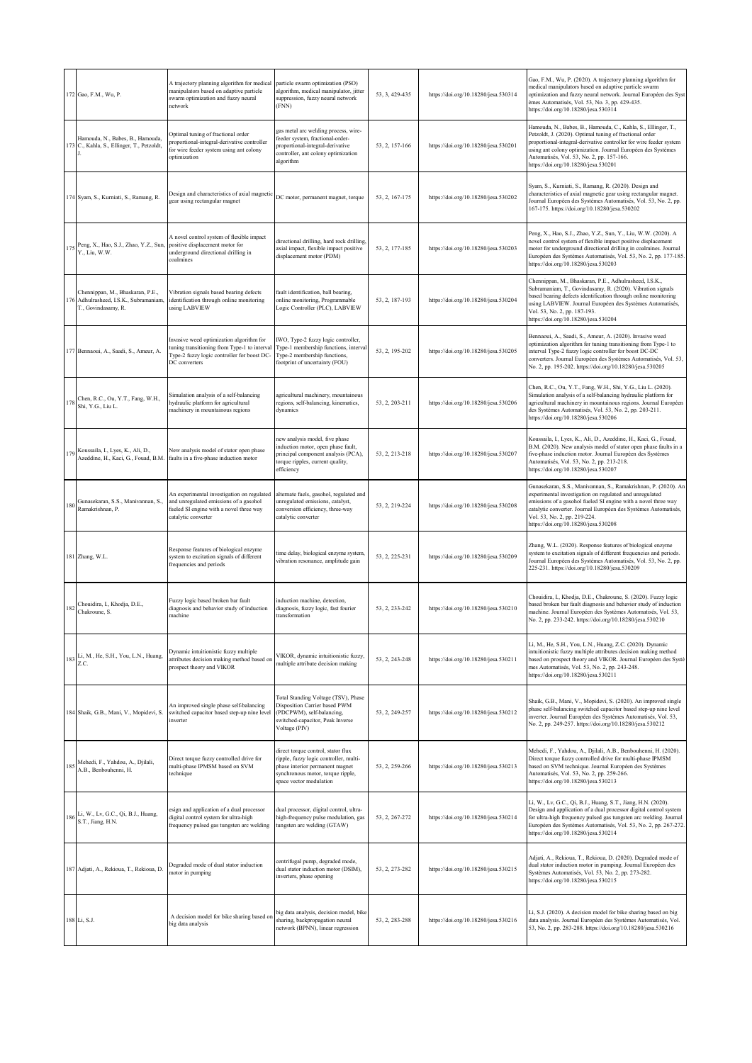| 172 | Gao, F.M., Wu, P. | A trajectory planning algorithm for medical manipulators based on adaptive particle swarm optimization and fuzzy neural network | particle swarm optimization (PSO) algorithm, medical manipulator, jitter suppression, fuzzy neural network (FNN) | 53, 3, 429-435 | https://doi.org/10.18280/jesa.530314 | Gao, F.M., Wu, P. (2020). A trajectory planning algorithm for medical manipulators based on adaptive particle swarm optimization and fuzzy neural network. Journal Européen des Systèmes Automatisés, Vol. 53, No. 3, pp. 429-435. https://doi.org/10.18280/jesa.530314 |
|---|---|---|---|---|---|---|
| 173 | Hamouda, N., Babes, B., Hamouda, C., Kahla, S., Ellinger, T., Petzoldt, J. | Optimal tuning of fractional order proportional-integral-derivative controller for wire feeder system using ant colony optimization | gas metal arc welding process, wire-feeder system, fractional-order-proportional-integral-derivative controller, ant colony optimization algorithm | 53, 2, 157-166 | https://doi.org/10.18280/jesa.530201 | Hamouda, N., Babes, B., Hamouda, C., Kahla, S., Ellinger, T., Petzoldt, J. (2020). Optimal tuning of fractional order proportional-integral-derivative controller for wire feeder system using ant colony optimization. Journal Européen des Systèmes Automatisés, Vol. 53, No. 2, pp. 157-166. https://doi.org/10.18280/jesa.530201 |
| 174 | Syam, S., Kurniati, S., Ramang, R. | Design and characteristics of axial magnetic gear using rectangular magnet | DC motor, permanent magnet, torque | 53, 2, 167-175 | https://doi.org/10.18280/jesa.530202 | Syam, S., Kurniati, S., Ramang, R. (2020). Design and characteristics of axial magnetic gear using rectangular magnet. Journal Européen des Systèmes Automatisés, Vol. 53, No. 2, pp. 167-175. https://doi.org/10.18280/jesa.530202 |
| 175 | Peng, X., Hao, S.J., Zhao, Y.Z., Sun, Y., Liu, W.W. | A novel control system of flexible impact positive displacement motor for underground directional drilling in coalmines | directional drilling, hard rock drilling, axial impact, flexible impact positive displacement motor (PDM) | 53, 2, 177-185 | https://doi.org/10.18280/jesa.530203 | Peng, X., Hao, S.J., Zhao, Y.Z., Sun, Y., Liu, W.W. (2020). A novel control system of flexible impact positive displacement motor for underground directional drilling in coalmines. Journal Européen des Systèmes Automatisés, Vol. 53, No. 2, pp. 177-185. https://doi.org/10.18280/jesa.530203 |
| 176 | Chennippan, M., Bhaskaran, P.E., Adhulrasheed, I.S.K., Subramaniam, T., Govindasamy, R. | Vibration signals based bearing defects identification through online monitoring using LABVIEW | fault identification, ball bearing, online monitoring, Programmable Logic Controller (PLC), LABVIEW | 53, 2, 187-193 | https://doi.org/10.18280/jesa.530204 | Chennippan, M., Bhaskaran, P.E., Adhulrasheed, I.S.K., Subramaniam, T., Govindasamy, R. (2020). Vibration signals based bearing defects identification through online monitoring using LABVIEW. Journal Européen des Systèmes Automatisés, Vol. 53, No. 2, pp. 187-193. https://doi.org/10.18280/jesa.530204 |
| 177 | Bennaoui, A., Saadi, S., Ameur, A. | Invasive weed optimization algorithm for tuning transitioning from Type-1 to interval Type-2 fuzzy logic controller for boost DC-DC converters | IWO, Type-2 fuzzy logic controller, Type-1 membership functions, interval Type-2 membership functions, footprint of uncertainty (FOU) | 53, 2, 195-202 | https://doi.org/10.18280/jesa.530205 | Bennaoui, A., Saadi, S., Ameur, A. (2020). Invasive weed optimization algorithm for tuning transitioning from Type-1 to interval Type-2 fuzzy logic controller for boost DC-DC converters. Journal Européen des Systèmes Automatisés, Vol. 53, No. 2, pp. 195-202. https://doi.org/10.18280/jesa.530205 |
| 178 | Chen, R.C., Ou, Y.T., Fang, W.H., Shi, Y.G., Liu L. | Simulation analysis of a self-balancing hydraulic platform for agricultural machinery in mountainous regions | agricultural machinery, mountainous regions, self-balancing, kinematics, dynamics | 53, 2, 203-211 | https://doi.org/10.18280/jesa.530206 | Chen, R.C., Ou, Y.T., Fang, W.H., Shi, Y.G., Liu L. (2020). Simulation analysis of a self-balancing hydraulic platform for agricultural machinery in mountainous regions. Journal Européen des Systèmes Automatisés, Vol. 53, No. 2, pp. 203-211. https://doi.org/10.18280/jesa.530206 |
| 179 | Koussaila, I., Lyes, K., Ali, D., Azeddine, H., Kaci, G., Fouad, B.M. | New analysis model of stator open phase faults in a five-phase induction motor | new analysis model, five phase induction motor, open phase fault, principal component analysis (PCA), torque ripples, current quality, efficiency | 53, 2, 213-218 | https://doi.org/10.18280/jesa.530207 | Koussaila, I., Lyes, K., Ali, D., Azeddine, H., Kaci, G., Fouad, B.M. (2020). New analysis model of stator open phase faults in a five-phase induction motor. Journal Européen des Systèmes Automatisés, Vol. 53, No. 2, pp. 213-218. https://doi.org/10.18280/jesa.530207 |
| 180 | Gunasekaran, S.S., Manivannan, S., Ramakrishnan, P. | An experimental investigation on regulated and unregulated emissions of a gasohol fueled SI engine with a novel three way catalytic converter | alternate fuels, gasohol, regulated and unregulated emissions, catalyst, conversion efficiency, three-way catalytic converter | 53, 2, 219-224 | https://doi.org/10.18280/jesa.530208 | Gunasekaran, S.S., Manivannan, S., Ramakrishnan, P. (2020). An experimental investigation on regulated and unregulated emissions of a gasohol fueled SI engine with a novel three way catalytic converter. Journal Européen des Systèmes Automatisés, Vol. 53, No. 2, pp. 219-224. https://doi.org/10.18280/jesa.530208 |
| 181 | Zhang, W.L. | Response features of biological enzyme system to excitation signals of different frequencies and periods | time delay, biological enzyme system, vibration resonance, amplitude gain | 53, 2, 225-231 | https://doi.org/10.18280/jesa.530209 | Zhang, W.L. (2020). Response features of biological enzyme system to excitation signals of different frequencies and periods. Journal Européen des Systèmes Automatisés, Vol. 53, No. 2, pp. 225-231. https://doi.org/10.18280/jesa.530209 |
| 182 | Chouidira, I., Khodja, D.E., Chakroune, S. | Fuzzy logic based broken bar fault diagnosis and behavior study of induction machine | induction machine, detection, diagnosis, fuzzy logic, fast fourier transformation | 53, 2, 233-242 | https://doi.org/10.18280/jesa.530210 | Chouidira, I., Khodja, D.E., Chakroune, S. (2020). Fuzzy logic based broken bar fault diagnosis and behavior study of induction machine. Journal Européen des Systèmes Automatisés, Vol. 53, No. 2, pp. 233-242. https://doi.org/10.18280/jesa.530210 |
| 183 | Li, M., He, S.H., You, L.N., Huang, Z.C. | Dynamic intuitionistic fuzzy multiple attributes decision making method based on prospect theory and VIKOR | VIKOR, dynamic intuitionistic fuzzy, multiple attribute decision making | 53, 2, 243-248 | https://doi.org/10.18280/jesa.530211 | Li, M., He, S.H., You, L.N., Huang, Z.C. (2020). Dynamic intuitionistic fuzzy multiple attributes decision making method based on prospect theory and VIKOR. Journal Européen des Systèmes Automatisés, Vol. 53, No. 2, pp. 243-248. https://doi.org/10.18280/jesa.530211 |
| 184 | Shaik, G.B., Mani, V., Mopidevi, S. | An improved single phase self-balancing switched capacitor based step-up nine level inverter | Total Standing Voltage (TSV), Phase Disposition Carrier based PWM (PDCPWM), self-balancing, switched-capacitor, Peak Inverse Voltage (PIV) | 53, 2, 249-257 | https://doi.org/10.18280/jesa.530212 | Shaik, G.B., Mani, V., Mopidevi, S. (2020). An improved single phase self-balancing switched capacitor based step-up nine level inverter. Journal Européen des Systèmes Automatisés, Vol. 53, No. 2, pp. 249-257. https://doi.org/10.18280/jesa.530212 |
| 185 | Mehedi, F., Yahdou, A., Djilali, A.B., Benbouhenni, H. | Direct torque fuzzy controlled drive for multi-phase IPMSM based on SVM technique | direct torque control, stator flux ripple, fuzzy logic controller, multi-phase interior permanent magnet synchronous motor, torque ripple, space vector modulation | 53, 2, 259-266 | https://doi.org/10.18280/jesa.530213 | Mehedi, F., Yahdou, A., Djilali, A.B., Benbouhenni, H. (2020). Direct torque fuzzy controlled drive for multi-phase IPMSM based on SVM technique. Journal Européen des Systèmes Automatisés, Vol. 53, No. 2, pp. 259-266. https://doi.org/10.18280/jesa.530213 |
| 186 | Li, W., Lv, G.C., Qi, B.J., Huang, S.T., Jiang, H.N. | esign and application of a dual processor digital control system for ultra-high frequency pulsed gas tungsten arc welding | dual processor, digital control, ultra-high-frequency pulse modulation, gas tungsten arc welding (GTAW) | 53, 2, 267-272 | https://doi.org/10.18280/jesa.530214 | Li, W., Lv, G.C., Qi, B.J., Huang, S.T., Jiang, H.N. (2020). Design and application of a dual processor digital control system for ultra-high frequency pulsed gas tungsten arc welding. Journal Européen des Systèmes Automatisés, Vol. 53, No. 2, pp. 267-272. https://doi.org/10.18280/jesa.530214 |
| 187 | Adjati, A., Rekioua, T., Rekioua, D. | Degraded mode of dual stator induction motor in pumping | centrifugal pump, degraded mode, dual stator induction motor (DSIM), inverters, phase opening | 53, 2, 273-282 | https://doi.org/10.18280/jesa.530215 | Adjati, A., Rekioua, T., Rekioua, D. (2020). Degraded mode of dual stator induction motor in pumping. Journal Européen des Systèmes Automatisés, Vol. 53, No. 2, pp. 273-282. https://doi.org/10.18280/jesa.530215 |
| 188 | Li, S.J. | A decision model for bike sharing based on big data analysis | big data analysis, decision model, bike sharing, backpropagation neural network (BPNN), linear regression | 53, 2, 283-288 | https://doi.org/10.18280/jesa.530216 | Li, S.J. (2020). A decision model for bike sharing based on big data analysis. Journal Européen des Systèmes Automatisés, Vol. 53, No. 2, pp. 283-288. https://doi.org/10.18280/jesa.530216 |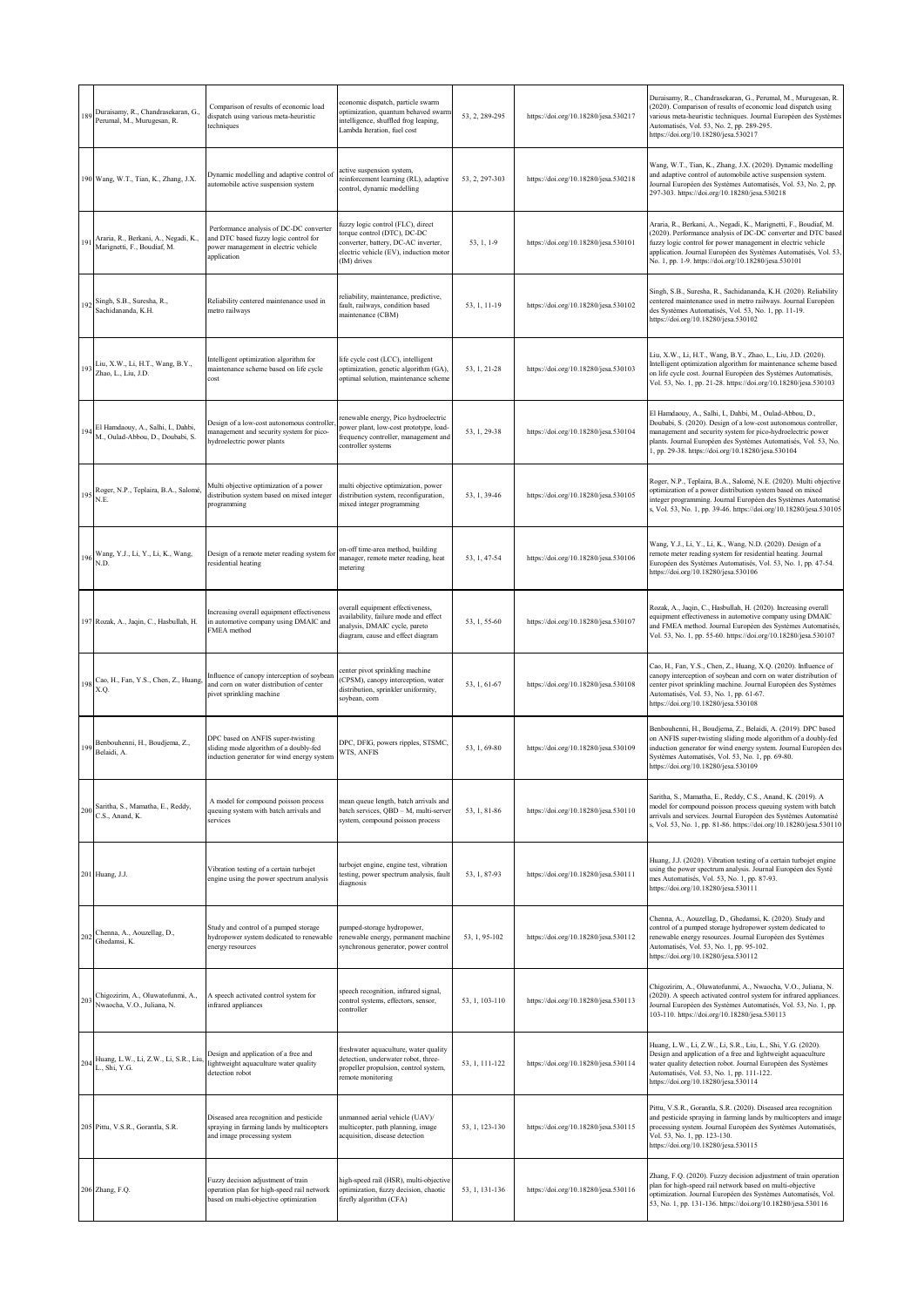| | | | | | | |
|---|---|---|---|---|---|---|
| 189 | Duraisamy, R., Chandrasekaran, G., Perumal, M., Murugesan, R. | Comparison of results of economic load dispatch using various meta-heuristic techniques | economic dispatch, particle swarm optimization, quantum behaved swarm intelligence, shuffled frog leaping, Lambda Iteration, fuel cost | 53, 2, 289-295 | https://doi.org/10.18280/jesa.530217 | Duraisamy, R., Chandrasekaran, G., Perumal, M., Murugesan, R. (2020). Comparison of results of economic load dispatch using various meta-heuristic techniques. Journal Européen des Systèmes Automatisés, Vol. 53, No. 2, pp. 289-295. https://doi.org/10.18280/jesa.530217 |
| 190 | Wang, W.T., Tian, K., Zhang, J.X. | Dynamic modelling and adaptive control of automobile active suspension system | active suspension system, reinforcement learning (RL), adaptive control, dynamic modelling | 53, 2, 297-303 | https://doi.org/10.18280/jesa.530218 | Wang, W.T., Tian, K., Zhang, J.X. (2020). Dynamic modelling and adaptive control of automobile active suspension system. Journal Européen des Systèmes Automatisés, Vol. 53, No. 2, pp. 297-303. https://doi.org/10.18280/jesa.530218 |
| 191 | Araria, R., Berkani, A., Negadi, K., Marignetti, F., Boudiaf, M. | Performance analysis of DC-DC converter and DTC based fuzzy logic control for power management in electric vehicle application | fuzzy logic control (FLC), direct torque control (DTC), DC-DC converter, battery, DC-AC inverter, electric vehicle (EV), induction motor (IM) drives | 53, 1, 1-9 | https://doi.org/10.18280/jesa.530101 | Araria, R., Berkani, A., Negadi, K., Marignetti, F., Boudiaf, M. (2020). Performance analysis of DC-DC converter and DTC based fuzzy logic control for power management in electric vehicle application. Journal Européen des Systèmes Automatisés, Vol. 53, No. 1, pp. 1-9. https://doi.org/10.18280/jesa.530101 |
| 192 | Singh, S.B., Suresha, R., Sachidananda, K.H. | Reliability centered maintenance used in metro railways | reliability, maintenance, predictive, fault, railways, condition based maintenance (CBM) | 53, 1, 11-19 | https://doi.org/10.18280/jesa.530102 | Singh, S.B., Suresha, R., Sachidananda, K.H. (2020). Reliability centered maintenance used in metro railways. Journal Européen des Systèmes Automatisés, Vol. 53, No. 1, pp. 11-19. https://doi.org/10.18280/jesa.530102 |
| 193 | Liu, X.W., Li, H.T., Wang, B.Y., Zhao, L., Liu, J.D. | Intelligent optimization algorithm for maintenance scheme based on life cycle cost | life cycle cost (LCC), intelligent optimization, genetic algorithm (GA), optimal solution, maintenance scheme | 53, 1, 21-28 | https://doi.org/10.18280/jesa.530103 | Liu, X.W., Li, H.T., Wang, B.Y., Zhao, L., Liu, J.D. (2020). Intelligent optimization algorithm for maintenance scheme based on life cycle cost. Journal Européen des Systèmes Automatisés, Vol. 53, No. 1, pp. 21-28. https://doi.org/10.18280/jesa.530103 |
| 194 | El Hamdaouy, A., Salhi, I., Dahbi, M., Oulad-Abbou, D., Doubabi, S. | Design of a low-cost autonomous controller, management and security system for pico-hydroelectric power plants | renewable energy, Pico hydroelectric power plant, low-cost prototype, load-frequency controller, management and controller systems | 53, 1, 29-38 | https://doi.org/10.18280/jesa.530104 | El Hamdaouy, A., Salhi, I., Dahbi, M., Oulad-Abbou, D., Doubabi, S. (2020). Design of a low-cost autonomous controller, management and security system for pico-hydroelectric power plants. Journal Européen des Systèmes Automatisés, Vol. 53, No. 1, pp. 29-38. https://doi.org/10.18280/jesa.530104 |
| 195 | Roger, N.P., Teplaira, B.A., Salomé, N.E. | Multi objective optimization of a power distribution system based on mixed integer programming | multi objective optimization, power distribution system, reconfiguration, mixed integer programming | 53, 1, 39-46 | https://doi.org/10.18280/jesa.530105 | Roger, N.P., Teplaira, B.A., Salomé, N.E. (2020). Multi objective optimization of a power distribution system based on mixed integer programming. Journal Européen des Systèmes Automatisés, Vol. 53, No. 1, pp. 39-46. https://doi.org/10.18280/jesa.530105 |
| 196 | Wang, Y.J., Li, Y., Li, K., Wang, N.D. | Design of a remote meter reading system for residential heating | on-off time-area method, building manager, remote meter reading, heat metering | 53, 1, 47-54 | https://doi.org/10.18280/jesa.530106 | Wang, Y.J., Li, Y., Li, K., Wang, N.D. (2020). Design of a remote meter reading system for residential heating. Journal Européen des Systèmes Automatisés, Vol. 53, No. 1, pp. 47-54. https://doi.org/10.18280/jesa.530106 |
| 197 | Rozak, A., Jaqin, C., Hasbullah, H. | Increasing overall equipment effectiveness in automotive company using DMAIC and FMEA method | overall equipment effectiveness, availability, failure mode and effect analysis, DMAIC cycle, pareto diagram, cause and effect diagram | 53, 1, 55-60 | https://doi.org/10.18280/jesa.530107 | Rozak, A., Jaqin, C., Hasbullah, H. (2020). Increasing overall equipment effectiveness in automotive company using DMAIC and FMEA method. Journal Européen des Systèmes Automatisés, Vol. 53, No. 1, pp. 55-60. https://doi.org/10.18280/jesa.530107 |
| 198 | Cao, H., Fan, Y.S., Chen, Z., Huang, X.Q. | Influence of canopy interception of soybean and corn on water distribution of center pivot sprinkling machine | center pivot sprinkling machine (CPSM), canopy interception, water distribution, sprinkler uniformity, soybean, corn | 53, 1, 61-67 | https://doi.org/10.18280/jesa.530108 | Cao, H., Fan, Y.S., Chen, Z., Huang, X.Q. (2020). Influence of canopy interception of soybean and corn on water distribution of center pivot sprinkling machine. Journal Européen des Systèmes Automatisés, Vol. 53, No. 1, pp. 61-67. https://doi.org/10.18280/jesa.530108 |
| 199 | Benbouhenni, H., Boudjema, Z., Belaidi, A. | DPC based on ANFIS super-twisting sliding mode algorithm of a doubly-fed induction generator for wind energy system | DPC, DFIG, powers ripples, STSMC, WTS, ANFIS | 53, 1, 69-80 | https://doi.org/10.18280/jesa.530109 | Benbouhenni, H., Boudjema, Z., Belaidi, A. (2019). DPC based on ANFIS super-twisting sliding mode algorithm of a doubly-fed induction generator for wind energy system. Journal Européen des Systèmes Automatisés, Vol. 53, No. 1, pp. 69-80. https://doi.org/10.18280/jesa.530109 |
| 200 | Saritha, S., Mamatha, E., Reddy, C.S., Anand, K. | A model for compound poisson process queuing system with batch arrivals and services | mean queue length, batch arrivals and batch services, QBD – M, multi-server system, compound poisson process | 53, 1, 81-86 | https://doi.org/10.18280/jesa.530110 | Saritha, S., Mamatha, E., Reddy, C.S., Anand, K. (2019). A model for compound poisson process queuing system with batch arrivals and services. Journal Européen des Systèmes Automatisé s, Vol. 53, No. 1, pp. 81-86. https://doi.org/10.18280/jesa.530110 |
| 201 | Huang, J.J. | Vibration testing of a certain turbojet engine using the power spectrum analysis | turbojet engine, engine test, vibration testing, power spectrum analysis, fault diagnosis | 53, 1, 87-93 | https://doi.org/10.18280/jesa.530111 | Huang, J.J. (2020). Vibration testing of a certain turbojet engine using the power spectrum analysis. Journal Européen des Systè mes Automatisés, Vol. 53, No. 1, pp. 87-93. https://doi.org/10.18280/jesa.530111 |
| 202 | Chenna, A., Aouzellag, D., Ghedamsi, K. | Study and control of a pumped storage hydropower system dedicated to renewable energy resources | pumped-storage hydropower, renewable energy, permanent machine synchronous generator, power control | 53, 1, 95-102 | https://doi.org/10.18280/jesa.530112 | Chenna, A., Aouzellag, D., Ghedamsi, K. (2020). Study and control of a pumped storage hydropower system dedicated to renewable energy resources. Journal Européen des Systèmes Automatisés, Vol. 53, No. 1, pp. 95-102. https://doi.org/10.18280/jesa.530112 |
| 203 | Chigozirim, A., Oluwatofunmi, A., Nwaocha, V.O., Juliana, N. | A speech activated control system for infrared appliances | speech recognition, infrared signal, control systems, effectors, sensor, controller | 53, 1, 103-110 | https://doi.org/10.18280/jesa.530113 | Chigozirim, A., Oluwatofunmi, A., Nwaocha, V.O., Juliana, N. (2020). A speech activated control system for infrared appliances. Journal Européen des Systèmes Automatisés, Vol. 53, No. 1, pp. 103-110. https://doi.org/10.18280/jesa.530113 |
| 204 | Huang, L.W., Li, Z.W., Li, S.R., Liu, L., Shi, Y.G. | Design and application of a free and lightweight aquaculture water quality detection robot | freshwater aquaculture, water quality detection, underwater robot, three-propeller propulsion, control system, remote monitoring | 53, 1, 111-122 | https://doi.org/10.18280/jesa.530114 | Huang, L.W., Li, Z.W., Li, S.R., Liu, L., Shi, Y.G. (2020). Design and application of a free and lightweight aquaculture water quality detection robot. Journal Européen des Systèmes Automatisés, Vol. 53, No. 1, pp. 111-122. https://doi.org/10.18280/jesa.530114 |
| 205 | Pittu, V.S.R., Gorantla, S.R. | Diseased area recognition and pesticide spraying in farming lands by multicopters and image processing system | unmanned aerial vehicle (UAV)/ multicopter, path planning, image acquisition, disease detection | 53, 1, 123-130 | https://doi.org/10.18280/jesa.530115 | Pittu, V.S.R., Gorantla, S.R. (2020). Diseased area recognition and pesticide spraying in farming lands by multicopters and image processing system. Journal Européen des Systèmes Automatisés, Vol. 53, No. 1, pp. 123-130. https://doi.org/10.18280/jesa.530115 |
| 206 | Zhang, F.Q. | Fuzzy decision adjustment of train operation plan for high-speed rail network based on multi-objective optimization | high-speed rail (HSR), multi-objective optimization, fuzzy decision, chaotic firefly algorithm (CFA) | 53, 1, 131-136 | https://doi.org/10.18280/jesa.530116 | Zhang, F.Q. (2020). Fuzzy decision adjustment of train operation plan for high-speed rail network based on multi-objective optimization. Journal Européen des Systèmes Automatisés, Vol. 53, No. 1, pp. 131-136. https://doi.org/10.18280/jesa.530116 |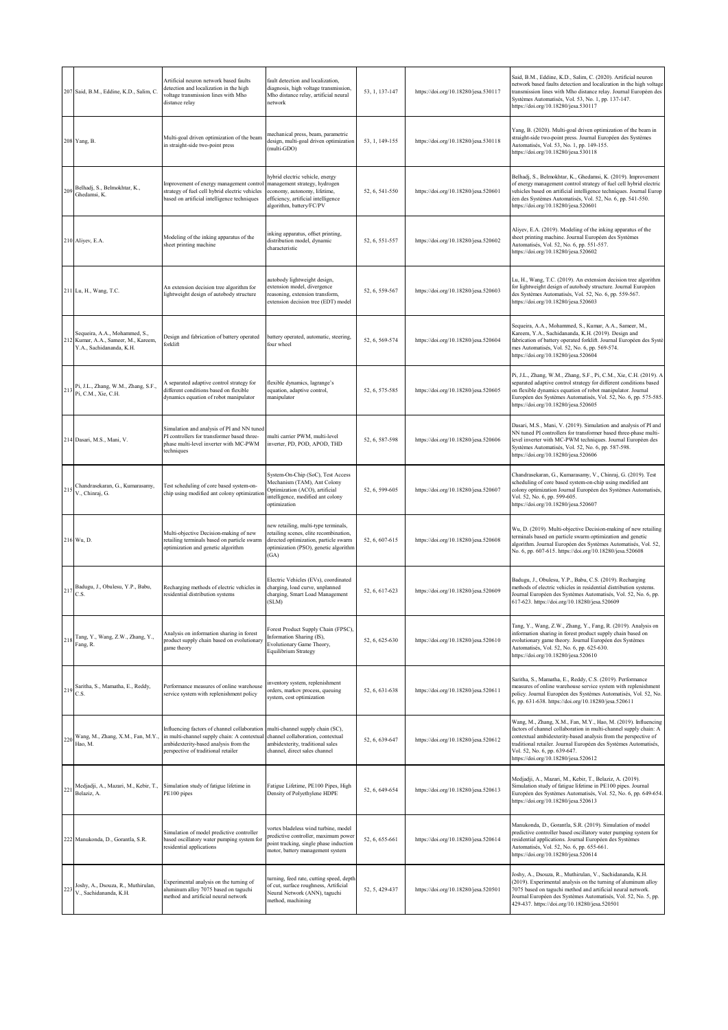| | | | | | | |
|---|---|---|---|---|---|---|
| 207 | Said, B.M., Eddine, K.D., Salim, C. | Artificial neuron network based faults detection and localization in the high voltage transmission lines with Mho distance relay | fault detection and localization, diagnosis, high voltage transmission, Mho distance relay, artificial neural network | 53, 1, 137-147 | https://doi.org/10.18280/jesa.530117 | Said, B.M., Eddine, K.D., Salim, C. (2020). Artificial neuron network based faults detection and localization in the high voltage transmission lines with Mho distance relay. Journal Européen des Systèmes Automatisés, Vol. 53, No. 1, pp. 137-147. https://doi.org/10.18280/jesa.530117 |
| 208 | Yang, B. | Multi-goal driven optimization of the beam in straight-side two-point press | mechanical press, beam, parametric design, multi-goal driven optimization (multi-GDO) | 53, 1, 149-155 | https://doi.org/10.18280/jesa.530118 | Yang, B. (2020). Multi-goal driven optimization of the beam in straight-side two-point press. Journal Européen des Systèmes Automatisés, Vol. 53, No. 1, pp. 149-155. https://doi.org/10.18280/jesa.530118 |
| 209 | Belhadj, S., Belmokhtar, K., Ghedamsi, K. | Improvement of energy management control strategy of fuel cell hybrid electric vehicles based on artificial intelligence techniques | hybrid electric vehicle, energy management strategy, hydrogen economy, autonomy, lifetime, efficiency, artificial intelligence algorithm, battery/FC/PV | 52, 6, 541-550 | https://doi.org/10.18280/jesa.520601 | Belhadj, S., Belmokhtar, K., Ghedamsi, K. (2019). Improvement of energy management control strategy of fuel cell hybrid electric vehicles based on artificial intelligence techniques. Journal Europ éen des Systèmes Automatisés, Vol. 52, No. 6, pp. 541-550. https://doi.org/10.18280/jesa.520601 |
| 210 | Aliyev, E.A. | Modeling of the inking apparatus of the sheet printing machine | inking apparatus, offset printing, distribution model, dynamic characteristic | 52, 6, 551-557 | https://doi.org/10.18280/jesa.520602 | Aliyev, E.A. (2019). Modeling of the inking apparatus of the sheet printing machine. Journal Européen des Systèmes Automatisés, Vol. 52, No. 6, pp. 551-557. https://doi.org/10.18280/jesa.520602 |
| 211 | Lu, H., Wang, T.C. | An extension decision tree algorithm for lightweight design of autobody structure | autobody lightweight design, extension model, divergence reasoning, extension transform, extension decision tree (EDT) model | 52, 6, 559-567 | https://doi.org/10.18280/jesa.520603 | Lu, H., Wang, T.C. (2019). An extension decision tree algorithm for lightweight design of autobody structure. Journal Européen des Systèmes Automatisés, Vol. 52, No. 6, pp. 559-567. https://doi.org/10.18280/jesa.520603 |
| 212 | Sequeira, A.A., Mohammed, S., Kumar, A.A., Sameer, M., Kareem, Y.A., Sachidananda, K.H. | Design and fabrication of battery operated forklift | battery operated, automatic, steering, four wheel | 52, 6, 569-574 | https://doi.org/10.18280/jesa.520604 | Sequeira, A.A., Mohammed, S., Kumar, A.A., Sameer, M., Kareem, Y.A., Sachidananda, K.H. (2019). Design and fabrication of battery operated forklift. Journal Européen des Systè mes Automatisés, Vol. 52, No. 6, pp. 569-574. https://doi.org/10.18280/jesa.520604 |
| 213 | Pi, J.L., Zhang, W.M., Zhang, S.F., Pi, C.M., Xie, C.H. | A separated adaptive control strategy for different conditions based on flexible dynamics equation of robot manipulator | flexible dynamics, lagrange's equation, adaptive control, manipulator | 52, 6, 575-585 | https://doi.org/10.18280/jesa.520605 | Pi, J.L., Zhang, W.M., Zhang, S.F., Pi, C.M., Xie, C.H. (2019). A separated adaptive control strategy for different conditions based on flexible dynamics equation of robot manipulator. Journal Européen des Systèmes Automatisés, Vol. 52, No. 6, pp. 575-585. https://doi.org/10.18280/jesa.520605 |
| 214 | Dasari, M.S., Mani, V. | Simulation and analysis of PI and NN tuned PI controllers for transformer based three-phase multi-level inverter with MC-PWM techniques | multi carrier PWM, multi-level inverter, PD, POD, APOD, THD | 52, 6, 587-598 | https://doi.org/10.18280/jesa.520606 | Dasari, M.S., Mani, V. (2019). Simulation and analysis of PI and NN tuned PI controllers for transformer based three-phase multi-level inverter with MC-PWM techniques. Journal Européen des Systèmes Automatisés, Vol. 52, No. 6, pp. 587-598. https://doi.org/10.18280/jesa.520606 |
| 215 | Chandrasekaran, G., Kumarasamy, V., Chinraj, G. | Test scheduling of core based system-on-chip using modified ant colony optimization | System-On-Chip (SoC), Test Access Mechanism (TAM), Ant Colony Optimization (ACO), artificial intelligence, modified ant colony optimization | 52, 6, 599-605 | https://doi.org/10.18280/jesa.520607 | Chandrasekaran, G., Kumarasamy, V., Chinraj, G. (2019). Test scheduling of core based system-on-chip using modified ant colony optimization Journal Européen des Systèmes Automatisés, Vol. 52, No. 6, pp. 599-605. https://doi.org/10.18280/jesa.520607 |
| 216 | Wu, D. | Multi-objective Decision-making of new retailing terminals based on particle swarm optimization and genetic algorithm | new retailing, multi-type terminals, retailing scenes, elite recombination, directed optimization, particle swarm optimization (PSO), genetic algorithm (GA) | 52, 6, 607-615 | https://doi.org/10.18280/jesa.520608 | Wu, D. (2019). Multi-objective Decision-making of new retailing terminals based on particle swarm optimization and genetic algorithm. Journal Européen des Systèmes Automatisés, Vol. 52, No. 6, pp. 607-615. https://doi.org/10.18280/jesa.520608 |
| 217 | Badugu, J., Obulesu, Y.P., Babu, C.S. | Recharging methods of electric vehicles in residential distribution systems | Electric Vehicles (EVs), coordinated charging, load curve, unplanned charging, Smart Load Management (SLM) | 52, 6, 617-623 | https://doi.org/10.18280/jesa.520609 | Badugu, J., Obulesu, Y.P., Babu, C.S. (2019). Recharging methods of electric vehicles in residential distribution systems. Journal Européen des Systèmes Automatisés, Vol. 52, No. 6, pp. 617-623. https://doi.org/10.18280/jesa.520609 |
| 218 | Tang, Y., Wang, Z.W., Zhang, Y., Fang, R. | Analysis on information sharing in forest product supply chain based on evolutionary game theory | Forest Product Supply Chain (FPSC), Information Sharing (IS), Evolutionary Game Theory, Equilibrium Strategy | 52, 6, 625-630 | https://doi.org/10.18280/jesa.520610 | Tang, Y., Wang, Z.W., Zhang, Y., Fang, R. (2019). Analysis on information sharing in forest product supply chain based on evolutionary game theory. Journal Européen des Systèmes Automatisés, Vol. 52, No. 6, pp. 625-630. https://doi.org/10.18280/jesa.520610 |
| 219 | Saritha, S., Mamatha, E., Reddy, C.S. | Performance measures of online warehouse service system with replenishment policy | inventory system, replenishment orders, markov process, queuing system, cost optimization | 52, 6, 631-638 | https://doi.org/10.18280/jesa.520611 | Saritha, S., Mamatha, E., Reddy, C.S. (2019). Performance measures of online warehouse service system with replenishment policy. Journal Européen des Systèmes Automatisés, Vol. 52, No. 6, pp. 631-638. https://doi.org/10.18280/jesa.520611 |
| 220 | Wang, M., Zhang, X.M., Fan, M.Y., Hao, M. | Influencing factors of channel collaboration in multi-channel supply chain: A contextual ambidexterity-based analysis from the perspective of traditional retailer | multi-channel supply chain (SC), channel collaboration, contextual ambidexterity, traditional sales channel, direct sales channel | 52, 6, 639-647 | https://doi.org/10.18280/jesa.520612 | Wang, M., Zhang, X.M., Fan, M.Y., Hao, M. (2019). Influencing factors of channel collaboration in multi-channel supply chain: A contextual ambidexterity-based analysis from the perspective of traditional retailer. Journal Européen des Systèmes Automatisés, Vol. 52, No. 6, pp. 639-647. https://doi.org/10.18280/jesa.520612 |
| 221 | Medjadji, A., Mazari, M., Kebir, T., Belaziz, A. | Simulation study of fatigue lifetime in PE100 pipes | Fatigue Lifetime, PE100 Pipes, High Density of Polyethylene HDPE | 52, 6, 649-654 | https://doi.org/10.18280/jesa.520613 | Medjadji, A., Mazari, M., Kebir, T., Belaziz, A. (2019). Simulation study of fatigue lifetime in PE100 pipes. Journal Européen des Systèmes Automatisés, Vol. 52, No. 6, pp. 649-654. https://doi.org/10.18280/jesa.520613 |
| 222 | Manukonda, D., Gorantla, S.R. | Simulation of model predictive controller based oscillatory water pumping system for residential applications | vortex bladeless wind turbine, model predictive controller, maximum power point tracking, single phase induction motor, battery management system | 52, 6, 655-661 | https://doi.org/10.18280/jesa.520614 | Manukonda, D., Gorantla, S.R. (2019). Simulation of model predictive controller based oscillatory water pumping system for residential applications. Journal Européen des Systèmes Automatisés, Vol. 52, No. 6, pp. 655-661. https://doi.org/10.18280/jesa.520614 |
| 223 | Joshy, A., Dsouza, R., Muthirulan, V., Sachidananda, K.H. | Experimental analysis on the turning of aluminum alloy 7075 based on taguchi method and artificial neural network | turning, feed rate, cutting speed, depth of cut, surface roughness, Artificial Neural Network (ANN), taguchi method, machining | 52, 5, 429-437 | https://doi.org/10.18280/jesa.520501 | Joshy, A., Dsouza, R., Muthirulan, V., Sachidananda, K.H. (2019). Experimental analysis on the turning of aluminum alloy 7075 based on taguchi method and artificial neural network. Journal Européen des Systèmes Automatisés, Vol. 52, No. 5, pp. 429-437. https://doi.org/10.18280/jesa.520501 |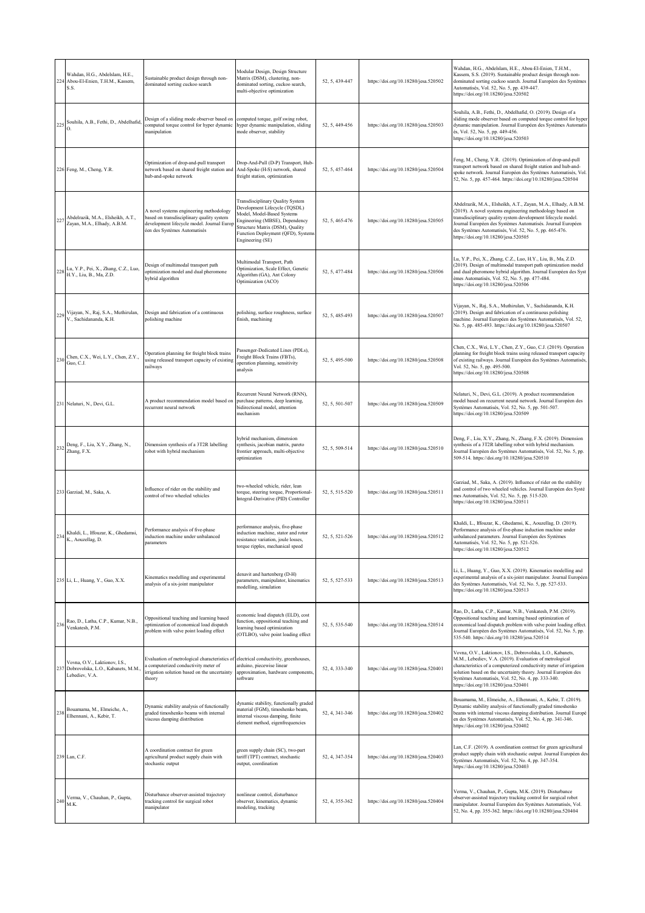| | | | | | | |
|---|---|---|---|---|---|---|
| 224 | Wahdan, H.G., Abdelslam, H.E., Abou-El-Enien, T.H.M., Kassem, S.S. | Sustainable product design through non-dominated sorting cuckoo search | Modular Design, Design Structure Matrix (DSM), clustering, non-dominated sorting, cuckoo search, multi-objective optimization | 52, 5, 439-447 | https://doi.org/10.18280/jesa.520502 | Wahdan, H.G., Abdelslam, H.E., Abou-El-Enien, T.H.M., Kassem, S.S. (2019). Sustainable product design through non-dominated sorting cuckoo search. Journal Européen des Systèmes Automatisés, Vol. 52, No. 5, pp. 439-447. https://doi.org/10.18280/jesa.520502 |
| 225 | Souhila, A.B., Fethi, D., Abdelhafid, O. | Design of a sliding mode observer based on computed torque control for hyper dynamic manipulation | computed torque, golf swing robot, hyper dynamic manipulation, sliding mode observer, stability | 52, 5, 449-456 | https://doi.org/10.18280/jesa.520503 | Souhila, A.B., Fethi, D., Abdelhafid, O. (2019). Design of a sliding mode observer based on computed torque control for hyper dynamic manipulation. Journal Européen des Systèmes Automatisés, Vol. 52, No. 5, pp. 449-456. https://doi.org/10.18280/jesa.520503 |
| 226 | Feng, M., Cheng, Y.R. | Optimization of drop-and-pull transport network based on shared freight station and hub-and-spoke network | Drop-And-Pull (D-P) Transport, Hub-And-Spoke (H-S) network, shared freight station, optimization | 52, 5, 457-464 | https://doi.org/10.18280/jesa.520504 | Feng, M., Cheng, Y.R. (2019). Optimization of drop-and-pull transport network based on shared freight station and hub-and-spoke network. Journal Européen des Systèmes Automatisés, Vol. 52, No. 5, pp. 457-464. https://doi.org/10.18280/jesa.520504 |
| 227 | Abdelrazik, M.A., Elsheikh, A.T., Zayan, M.A., Elhady, A.B.M. | A novel systems engineering methodology based on transdisciplinary quality system development lifecycle model. Journal Européen des Systèmes Automatisés | Transdisciplinary Quality System Development Lifecycle (TQSDL) Model, Model-Based Systems Engineering (MBSE), Dependency Structure Matrix (DSM), Quality Function Deployment (QFD), Systems Engineering (SE) | 52, 5, 465-476 | https://doi.org/10.18280/jesa.520505 | Abdelrazik, M.A., Elsheikh, A.T., Zayan, M.A., Elhady, A.B.M. (2019). A novel systems engineering methodology based on transdisciplinary quality system development lifecycle model. Journal Européen des Systèmes Automatisés, Vol. 52, No. 5, pp. 465-476. https://doi.org/10.18280/jesa.520505 |
| 228 | Lu, Y.P., Pei, X., Zhang, C.Z., Luo, H.Y., Liu, B., Ma, Z.D. | Design of multimodal transport path optimization model and dual pheromone hybrid algorithm | Multimodal Transport, Path Optimization, Scale Effect, Genetic Algorithm (GA), Ant Colony Optimization (ACO) | 52, 5, 477-484 | https://doi.org/10.18280/jesa.520506 | Lu, Y.P., Pei, X., Zhang, C.Z., Luo, H.Y., Liu, B., Ma, Z.D. (2019). Design of multimodal transport path optimization model and dual pheromone hybrid algorithm. Journal Européen des Systèmes Automatisés, Vol. 52, No. 5, pp. 477-484. https://doi.org/10.18280/jesa.520506 |
| 229 | Vijayan, N., Raj, S.A., Muthirulan, V., Sachidananda, K.H. | Design and fabrication of a continuous polishing machine | polishing, surface roughness, surface finish, machining | 52, 5, 485-493 | https://doi.org/10.18280/jesa.520507 | Vijayan, N., Raj, S.A., Muthirulan, V., Sachidananda, K.H. (2019). Design and fabrication of a continuous polishing machine. Journal Européen des Systèmes Automatisés, Vol. 52, No. 5, pp. 485-493. https://doi.org/10.18280/jesa.520507 |
| 230 | Chen, C.X., Wei, L.Y., Chen, Z.Y., Guo, C.J. | Operation planning for freight block trains using released transport capacity of existing railways | Passenger-Dedicated Lines (PDLs), Freight Block Trains (FBTs), operation planning, sensitivity analysis | 52, 5, 495-500 | https://doi.org/10.18280/jesa.520508 | Chen, C.X., Wei, L.Y., Chen, Z.Y., Guo, C.J. (2019). Operation planning for freight block trains using released transport capacity of existing railways. Journal Européen des Systèmes Automatisés, Vol. 52, No. 5, pp. 495-500. https://doi.org/10.18280/jesa.520508 |
| 231 | Nelaturi, N., Devi, G.L. | A product recommendation model based on recurrent neural network | Recurrent Neural Network (RNN), purchase patterns, deep learning, bidirectional model, attention mechanism | 52, 5, 501-507 | https://doi.org/10.18280/jesa.520509 | Nelaturi, N., Devi, G.L. (2019). A product recommendation model based on recurrent neural network. Journal Européen des Systèmes Automatisés, Vol. 52, No. 5, pp. 501-507. https://doi.org/10.18280/jesa.520509 |
| 232 | Deng, F., Liu, X.Y., Zhang, N., Zhang, F.X. | Dimension synthesis of a 3T2R labelling robot with hybrid mechanism | hybrid mechanism, dimension synthesis, jacobian matrix, pareto frontier approach, multi-objective optimization | 52, 5, 509-514 | https://doi.org/10.18280/jesa.520510 | Deng, F., Liu, X.Y., Zhang, N., Zhang, F.X. (2019). Dimension synthesis of a 3T2R labelling robot with hybrid mechanism. Journal Européen des Systèmes Automatisés, Vol. 52, No. 5, pp. 509-514. https://doi.org/10.18280/jesa.520510 |
| 233 | Garziad, M., Saka, A. | Influence of rider on the stability and control of two wheeled vehicles | two-wheeled vehicle, rider, lean torque, steering torque, Proportional-Integral-Derivative (PID) Controller | 52, 5, 515-520 | https://doi.org/10.18280/jesa.520511 | Garziad, M., Saka, A. (2019). Influence of rider on the stability and control of two wheeled vehicles. Journal Européen des Systèmes Automatisés, Vol. 52, No. 5, pp. 515-520. https://doi.org/10.18280/jesa.520511 |
| 234 | Khaldi, L., Iffouzar, K., Ghedamsi, K., Aouzellag, D. | Performance analysis of five-phase induction machine under unbalanced parameters | performance analysis, five-phase induction machine, stator and rotor resistance variation, joule losses, torque ripples, mechanical speed | 52, 5, 521-526 | https://doi.org/10.18280/jesa.520512 | Khaldi, L., Iffouzar, K., Ghedamsi, K., Aouzellag, D. (2019). Performance analysis of five-phase induction machine under unbalanced parameters. Journal Européen des Systèmes Automatisés, Vol. 52, No. 5, pp. 521-526. https://doi.org/10.18280/jesa.520512 |
| 235 | Li, L., Huang, Y., Guo, X.X. | Kinematics modelling and experimental analysis of a six-joint manipulator | denavit and hartenberg (D-H) parameters, manipulator, kinematics modelling, simulation | 52, 5, 527-533 | https://doi.org/10.18280/jesa.520513 | Li, L., Huang, Y., Guo, X.X. (2019). Kinematics modelling and experimental analysis of a six-joint manipulator. Journal Européen des Systèmes Automatisés, Vol. 52, No. 5, pp. 527-533. https://doi.org/10.18280/jesa.520513 |
| 236 | Rao, D., Latha, C.P., Kumar, N.B., Venkatesh, P.M. | Oppositional teaching and learning based optimization of economical load dispatch problem with valve point loading effect | economic load dispatch (ELD), cost function, oppositional teaching and learning based optimization (OTLBO), valve point loading effect | 52, 5, 535-540 | https://doi.org/10.18280/jesa.520514 | Rao, D., Latha, C.P., Kumar, N.B., Venkatesh, P.M. (2019). Oppositional teaching and learning based optimization of economical load dispatch problem with valve point loading effect. Journal Européen des Systèmes Automatisés, Vol. 52, No. 5, pp. 535-540. https://doi.org/10.18280/jesa.520514 |
| 237 | Vovna, O.V., Laktionov, I.S., Dobrovolska, L.O., Kabanets, M.M., Lebediev, V.A. | Evaluation of metrological characteristics of a computerized conductivity meter of irrigation solution based on the uncertainty theory | electrical conductivity, greenhouses, arduino, piecewise linear approximation, hardware components, software | 52, 4, 333-340 | https://doi.org/10.18280/jesa.520401 | Vovna, O.V., Laktionov, I.S., Dobrovolska, L.O., Kabanets, M.M., Lebediev, V.A. (2019). Evaluation of metrological characteristics of a computerized conductivity meter of irrigation solution based on the uncertainty theory. Journal Européen des Systèmes Automatisés, Vol. 52, No. 4, pp. 333-340. https://doi.org/10.18280/jesa.520401 |
| 238 | Bouamama, M., Elmeiche, A., Elhennani, A., Kebir, T. | Dynamic stability analysis of functionally graded timoshenko beams with internal viscous damping distribution | dynamic stability, functionally graded material (FGM), timoshenko beam, internal viscous damping, finite element method, eigenfrequencies | 52, 4, 341-346 | https://doi.org/10.18280/jesa.520402 | Bouamama, M., Elmeiche, A., Elhennani, A., Kebir, T. (2019). Dynamic stability analysis of functionally graded timoshenko beams with internal viscous damping distribution. Journal Européen des Systèmes Automatisés, Vol. 52, No. 4, pp. 341-346. https://doi.org/10.18280/jesa.520402 |
| 239 | Lan, C.F. | A coordination contract for green agricultural product supply chain with stochastic output | green supply chain (SC), two-part tariff (TPT) contract, stochastic output, coordination | 52, 4, 347-354 | https://doi.org/10.18280/jesa.520403 | Lan, C.F. (2019). A coordination contract for green agricultural product supply chain with stochastic output. Journal Européen des Systèmes Automatisés, Vol. 52, No. 4, pp. 347-354. https://doi.org/10.18280/jesa.520403 |
| 240 | Verma, V., Chauhan, P., Gupta, M.K. | Disturbance observer-assisted trajectory tracking control for surgical robot manipulator | nonlinear control, disturbance observer, kinematics, dynamic modeling, tracking | 52, 4, 355-362 | https://doi.org/10.18280/jesa.520404 | Verma, V., Chauhan, P., Gupta, M.K. (2019). Disturbance observer-assisted trajectory tracking control for surgical robot manipulator. Journal Européen des Systèmes Automatisés, Vol. 52, No. 4, pp. 355-362. https://doi.org/10.18280/jesa.520404 |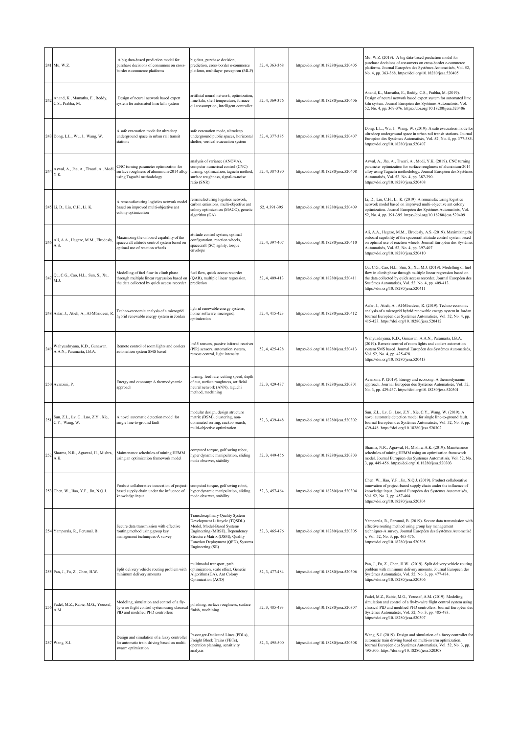| 241 | Mu, W.Z. | A big data-based prediction model for purchase decisions of consumers on cross-border e-commerce platforms | big data, purchase decision, prediction, cross-border e-commerce platform, multilayer perceptron (MLP) | 52, 4, 363-368 | https://doi.org/10.18280/jesa.520405 | Mu, W.Z. (2019). A big data-based prediction model for purchase decisions of consumers on cross-border e-commerce platforms. Journal Européen des Systèmes Automatisés, Vol. 52, No. 4, pp. 363-368. https://doi.org/10.18280/jesa.520405 |
|---|---|---|---|---|---|---|
| 242 | Anand, K., Mamatha, E., Reddy, C.S., Prabha, M. | Design of neural network based expert system for automated lime kiln system | artificial neural network, optimization, lime kiln, shell temperature, furnace oil consumption, intelligent controller | 52, 4, 369-376 | https://doi.org/10.18280/jesa.520406 | Anand, K., Mamatha, E., Reddy, C.S., Prabha, M. (2019). Design of neural network based expert system for automated lime kiln system. Journal Européen des Systèmes Automatisés, Vol. 52, No. 4, pp. 369-376. https://doi.org/10.18280/jesa.520406 |
| 243 | Dong, L.L., Wu, J., Wang, W. | A safe evacuation mode for ultradeep underground space in urban rail transit stations | safe evacuation mode, ultradeep underground public spaces, horizontal shelter, vertical evacuation system | 52, 4, 377-385 | https://doi.org/10.18280/jesa.520407 | Dong, L.L., Wu, J., Wang, W. (2019). A safe evacuation mode for ultradeep underground space in urban rail transit stations. Journal Européen des Systèmes Automatisés, Vol. 52, No. 4, pp. 377-385. https://doi.org/10.18280/jesa.520407 |
| 244 | Aswal, A., Jha, A., Tiwari, A., Modi, Y.K. | CNC turning parameter optimization for surface roughness of aluminium-2014 alloy using Taguchi methodology | analysis of variance (ANOVA), computer numerical control (CNC) turning, optimization, taguchi method, surface roughness, signal-to-noise ratio (SNR) | 52, 4, 387-390 | https://doi.org/10.18280/jesa.520408 | Aswal, A., Jha, A., Tiwari, A., Modi, Y.K. (2019). CNC turning parameter optimization for surface roughness of aluminium-2014 alloy using Taguchi methodology. Journal Européen des Systèmes Automatisés, Vol. 52, No. 4, pp. 387-390. https://doi.org/10.18280/jesa.520408 |
| 245 | Li, D., Liu, C.H., Li, K. | A remanufacturing logistics network model based on improved multi-objective ant colony optimization | remanufacturing logistics network, carbon emissions, multi-objective ant colony optimization (MACO), genetic algorithm (GA) | 52, 4,391-395 | https://doi.org/10.18280/jesa.520409 | Li, D., Liu, C.H., Li, K. (2019). A remanufacturing logistics network model based on improved multi-objective ant colony optimization. Journal Européen des Systèmes Automatisés, Vol. 52, No. 4, pp. 391-395. https://doi.org/10.18280/jesa.520409 |
| 246 | Ali, A.A., Hegaze, M.M., Elrodesly, A.S. | Maximizing the onboard capability of the spacecraft attitude control system based on optimal use of reaction wheels | attitude control system, optimal configuration, reaction wheels, spacecraft (SC) agility, torque envelope | 52, 4, 397-407 | https://doi.org/10.18280/jesa.520410 | Ali, A.A., Hegaze, M.M., Elrodesly, A.S. (2019). Maximizing the onboard capability of the spacecraft attitude control system based on optimal use of reaction wheels. Journal Européen des Systèmes Automatisés, Vol. 52, No. 4, pp. 397-407 https://doi.org/10.18280/jesa.520410 |
| 247 | Qu, C.G., Cao, H.L., Sun, S., Xu, M.J. | Modelling of fuel flow in climb phase through multiple linear regression based on the data collected by quick access recorder | fuel flow, quick access recorder (QAR), multiple linear regression, prediction | 52, 4, 409-413 | https://doi.org/10.18280/jesa.520411 | Qu, C.G., Cao, H.L., Sun, S., Xu, M.J. (2019). Modelling of fuel flow in climb phase through multiple linear regression based on the data collected by quick access recorder. Journal Européen des Systèmes Automatisés, Vol. 52, No. 4, pp. 409-413. https://doi.org/10.18280/jesa.520411 |
| 248 | Asfar, J., Atieh, A., Al-Mbaideen, R. | Techno-economic analysis of a microgrid hybrid renewable energy system in Jordan | hybrid renewable energy systems, homer software, microgrid, optimization | 52, 4, 415-423 | https://doi.org/10.18280/jesa.520412 | Asfar, J., Atieh, A., Al-Mbaideen, R. (2019). Techno-economic analysis of a microgrid hybrid renewable energy system in Jordan Journal Européen des Systèmes Automatisés, Vol. 52, No. 4, pp. 415-423. https://doi.org/10.18280/jesa.520412 |
| 249 | Wahyuadnyana, K.D., Gunawan, A.A.N., Paramarta, I.B.A. | Remote control of room lights and coolers automation system SMS based | lm35 sensors, passive infrared receiver (PIR) sensors, automation system, remote control, light intensity | 52, 4, 425-428 | https://doi.org/10.18280/jesa.520413 | Wahyuadnyana, K.D., Gunawan, A.A.N., Paramarta, I.B.A. (2019). Remote control of room lights and coolers automation system SMS based. Journal Européen des Systèmes Automatisés, Vol. 52, No. 4, pp. 425-428. https://doi.org/10.18280/jesa.520413 |
| 250 | Avanzini, P. | Energy and economy: A thermodynamic approach | turning, feed rate, cutting speed, depth of cut, surface roughness, artificial neural network (ANN), taguchi method, machining | 52, 3, 429-437 | https://doi.org/10.18280/jesa.520301 | Avanzini, P. (2019). Energy and economy: A thermodynamic approach. Journal Européen des Systèmes Automatisés, Vol. 52, No. 3, pp. 429-437. https://doi.org/10.18280/jesa.520301 |
| 251 | Sun, Z.L., Lv, G., Luo, Z.Y., Xie, C.Y., Wang, W. | A novel automatic detection model for single line-to-ground fault | modular design, design structure matrix (DSM), clustering, non-dominated sorting, cuckoo search, multi-objective optimization | 52, 3, 439-448 | https://doi.org/10.18280/jesa.520302 | Sun, Z.L., Lv, G., Luo, Z.Y., Xie, C.Y., Wang, W. (2019). A novel automatic detection model for single line-to-ground fault. Journal Européen des Systèmes Automatisés, Vol. 52, No. 3, pp. 439-448. https://doi.org/10.18280/jesa.520302 |
| 252 | Sharma, N.R., Agrawal, H., Mishra, A.K. | Maintenance schedules of mining HEMM using an optimization framework model | computed torque, golf swing robot, hyper dynamic manipulation, sliding mode observer, stability | 52, 3, 449-456 | https://doi.org/10.18280/jesa.520303 | Sharma, N.R., Agrawal, H., Mishra, A.K. (2019). Maintenance schedules of mining HEMM using an optimization framework model. Journal Européen des Systèmes Automatisés, Vol. 52, No. 3, pp. 449-456. https://doi.org/10.18280/jesa.520303 |
| 253 | Chen, W., Hao, Y.F., Jin, N.Q.J. | Product collaborative innovation of project-based supply chain under the influence of knowledge input | computed torque, golf swing robot, hyper dynamic manipulation, sliding mode observer, stability | 52, 3, 457-464 | https://doi.org/10.18280/jesa.520304 | Chen, W., Hao, Y.F., Jin, N.Q.J. (2019). Product collaborative innovation of project-based supply chain under the influence of knowledge input. Journal Européen des Systèmes Automatisés, Vol. 52, No. 3, pp. 457-464. https://doi.org/10.18280/jesa.520304 |
| 254 | Yamparala, R., Perumal, B. | Secure data transmission with effective routing method using group key management techniques-A survey | Transdisciplinary Quality System Development Lifecycle (TQSDL) Model, Model-Based Systems Engineering (MBSE), Dependency Structure Matrix (DSM), Quality Function Deployment (QFD), Systems Engineering (SE) | 52, 3, 465-476 | https://doi.org/10.18280/jesa.520305 | Yamparala, R., Perumal, B. (2019). Secure data transmission with effective routing method using group key management techniques-A survey. Journal Européen des Systèmes Automatisé s, Vol. 52, No. 3, pp. 465-476. https://doi.org/10.18280/jesa.520305 |
| 255 | Pan, J., Fu, Z., Chen, H.W. | Split delivery vehicle routing problem with minimum delivery amounts | multimodal transport, path optimization, scale effect, Genetic Algorithm (GA), Ant Colony Optimization (ACO) | 52, 3, 477-484 | https://doi.org/10.18280/jesa.520306 | Pan, J., Fu, Z., Chen, H.W. (2019). Split delivery vehicle routing problem with minimum delivery amounts. Journal Européen des Systèmes Automatisés, Vol. 52, No. 3, pp. 477-484. https://doi.org/10.18280/jesa.520306 |
| 256 | Fadel, M.Z., Rabie, M.G., Youssef, A.M. | Modeling, simulation and control of a fly-by-wire flight control system using classical PID and modified PI-D controllers | polishing, surface roughness, surface finish, machining | 52, 3, 485-493 | https://doi.org/10.18280/jesa.520307 | Fadel, M.Z., Rabie, M.G., Youssef, A.M. (2019). Modeling, simulation and control of a fly-by-wire flight control system using classical PID and modified PI-D controllers. Journal Européen des Systèmes Automatisés, Vol. 52, No. 3, pp. 485-493. https://doi.org/10.18280/jesa.520307 |
| 257 | Wang, S.J. | Design and simulation of a fuzzy controller for automatic train driving based on multi-swarm optimization | Passenger-Dedicated Lines (PDLs), Freight Block Trains (FBTs), operation planning, sensitivity analysis | 52, 3, 495-500 | https://doi.org/10.18280/jesa.520308 | Wang, S.J. (2019). Design and simulation of a fuzzy controller for automatic train driving based on multi-swarm optimization. Journal Européen des Systèmes Automatisés, Vol. 52, No. 3, pp. 495-500. https://doi.org/10.18280/jesa.520308 |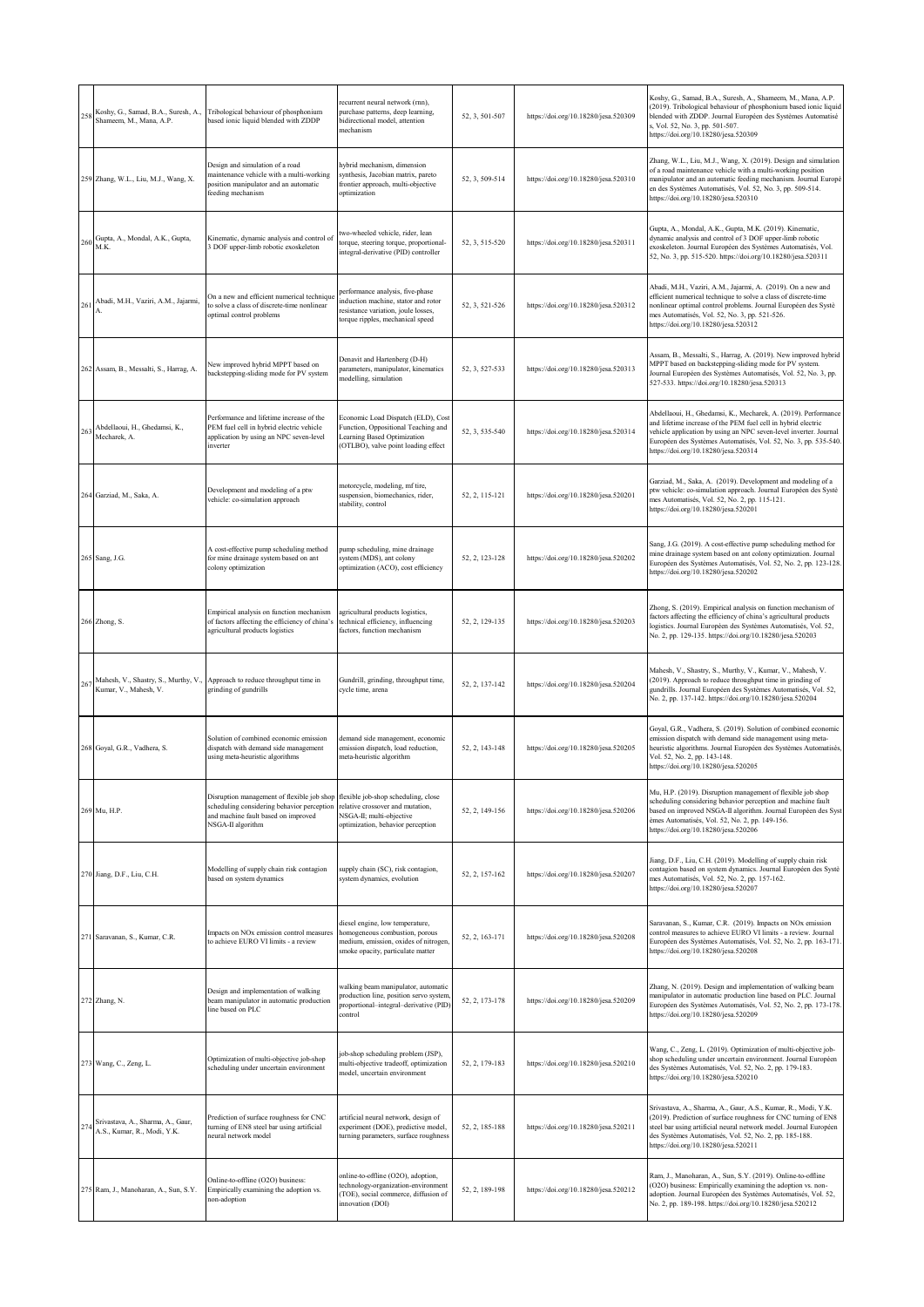| 258 | Koshy, G., Samad, B.A., Suresh, A., Shameem, M., Mana, A.P. | Tribological behaviour of phosphonium based ionic liquid blended with ZDDP | recurrent neural network (rnn), purchase patterns, deep learning, bidirectional model, attention mechanism | 52, 3, 501-507 | https://doi.org/10.18280/jesa.520309 | Koshy, G., Samad, B.A., Suresh, A., Shameem, M., Mana, A.P. (2019). Tribological behaviour of phosphonium based ionic liquid blended with ZDDP. Journal Européen des Systèmes Automatisé s, Vol. 52, No. 3, pp. 501-507. https://doi.org/10.18280/jesa.520309 |
|---|---|---|---|---|---|---|
| 259 | Zhang, W.L., Liu, M.J., Wang, X. | Design and simulation of a road maintenance vehicle with a multi-working position manipulator and an automatic feeding mechanism | hybrid mechanism, dimension synthesis, Jacobian matrix, pareto frontier approach, multi-objective optimization | 52, 3, 509-514 | https://doi.org/10.18280/jesa.520310 | Zhang, W.L., Liu, M.J., Wang, X. (2019). Design and simulation of a road maintenance vehicle with a multi-working position manipulator and an automatic feeding mechanism. Journal Europé en des Systèmes Automatisés, Vol. 52, No. 3, pp. 509-514. https://doi.org/10.18280/jesa.520310 |
| 260 | Gupta, A., Mondal, A.K., Gupta, M.K. | Kinematic, dynamic analysis and control of 3 DOF upper-limb robotic exoskeleton | two-wheeled vehicle, rider, lean torque, steering torque, proportional-integral-derivative (PID) controller | 52, 3, 515-520 | https://doi.org/10.18280/jesa.520311 | Gupta, A., Mondal, A.K., Gupta, M.K. (2019). Kinematic, dynamic analysis and control of 3 DOF upper-limb robotic exoskeleton. Journal Européen des Systèmes Automatisés, Vol. 52, No. 3, pp. 515-520. https://doi.org/10.18280/jesa.520311 |
| 261 | Abadi, M.H., Vaziri, A.M., Jajarmi, A. | On a new and efficient numerical technique to solve a class of discrete-time nonlinear optimal control problems | performance analysis, five-phase induction machine, stator and rotor resistance variation, joule losses, torque ripples, mechanical speed | 52, 3, 521-526 | https://doi.org/10.18280/jesa.520312 | Abadi, M.H., Vaziri, A.M., Jajarmi, A. (2019). On a new and efficient numerical technique to solve a class of discrete-time nonlinear optimal control problems. Journal Européen des Systè mes Automatisés, Vol. 52, No. 3, pp. 521-526. https://doi.org/10.18280/jesa.520312 |
| 262 | Assam, B., Messalti, S., Harrag, A. | New improved hybrid MPPT based on backstepping-sliding mode for PV system | Denavit and Hartenberg (D-H) parameters, manipulator, kinematics modelling, simulation | 52, 3, 527-533 | https://doi.org/10.18280/jesa.520313 | Assam, B., Messalti, S., Harrag, A. (2019). New improved hybrid MPPT based on backstepping-sliding mode for PV system. Journal Européen des Systèmes Automatisés, Vol. 52, No. 3, pp. 527-533. https://doi.org/10.18280/jesa.520313 |
| 263 | Abdellaoui, H., Ghedamsi, K., Mecharek, A. | Performance and lifetime increase of the PEM fuel cell in hybrid electric vehicle application by using an NPC seven-level inverter | Economic Load Dispatch (ELD), Cost Function, Oppositional Teaching and Learning Based Optimization (OTLBO), valve point loading effect | 52, 3, 535-540 | https://doi.org/10.18280/jesa.520314 | Abdellaoui, H., Ghedamsi, K., Mecharek, A. (2019). Performance and lifetime increase of the PEM fuel cell in hybrid electric vehicle application by using an NPC seven-level inverter. Journal Européen des Systèmes Automatisés, Vol. 52, No. 3, pp. 535-540. https://doi.org/10.18280/jesa.520314 |
| 264 | Garziad, M., Saka, A. | Development and modeling of a ptw vehicle: co-simulation approach | motorcycle, modeling, mf tire, suspension, biomechanics, rider, stability, control | 52, 2, 115-121 | https://doi.org/10.18280/jesa.520201 | Garziad, M., Saka, A. (2019). Development and modeling of a ptw vehicle: co-simulation approach. Journal Européen des Systè mes Automatisés, Vol. 52, No. 2, pp. 115-121. https://doi.org/10.18280/jesa.520201 |
| 265 | Sang, J.G. | A cost-effective pump scheduling method for mine drainage system based on ant colony optimization | pump scheduling, mine drainage system (MDS), ant colony optimization (ACO), cost efficiency | 52, 2, 123-128 | https://doi.org/10.18280/jesa.520202 | Sang, J.G. (2019). A cost-effective pump scheduling method for mine drainage system based on ant colony optimization. Journal Européen des Systèmes Automatisés, Vol. 52, No. 2, pp. 123-128. https://doi.org/10.18280/jesa.520202 |
| 266 | Zhong, S. | Empirical analysis on function mechanism of factors affecting the efficiency of china's agricultural products logistics | agricultural products logistics, technical efficiency, influencing factors, function mechanism | 52, 2, 129-135 | https://doi.org/10.18280/jesa.520203 | Zhong, S. (2019). Empirical analysis on function mechanism of factors affecting the efficiency of china's agricultural products logistics. Journal Européen des Systèmes Automatisés, Vol. 52, No. 2, pp. 129-135. https://doi.org/10.18280/jesa.520203 |
| 267 | Mahesh, V., Shastry, S., Murthy, V., Kumar, V., Mahesh, V. | Approach to reduce throughput time in grinding of gundrills | Gundrill, grinding, throughput time, cycle time, arena | 52, 2, 137-142 | https://doi.org/10.18280/jesa.520204 | Mahesh, V., Shastry, S., Murthy, V., Kumar, V., Mahesh, V. (2019). Approach to reduce throughput time in grinding of gundrills. Journal Européen des Systèmes Automatisés, Vol. 52, No. 2, pp. 137-142. https://doi.org/10.18280/jesa.520204 |
| 268 | Goyal, G.R., Vadhera, S. | Solution of combined economic emission dispatch with demand side management using meta-heuristic algorithms | demand side management, economic emission dispatch, load reduction, meta-heuristic algorithm | 52, 2, 143-148 | https://doi.org/10.18280/jesa.520205 | Goyal, G.R., Vadhera, S. (2019). Solution of combined economic emission dispatch with demand side management using meta-heuristic algorithms. Journal Européen des Systèmes Automatisés, Vol. 52, No. 2, pp. 143-148. https://doi.org/10.18280/jesa.520205 |
| 269 | Mu, H.P. | Disruption management of flexible job shop scheduling considering behavior perception and machine fault based on improved NSGA-II algorithm | flexible job-shop scheduling, close relative crossover and mutation, NSGA-II, multi-objective optimization, behavior perception | 52, 2, 149-156 | https://doi.org/10.18280/jesa.520206 | Mu, H.P. (2019). Disruption management of flexible job shop scheduling considering behavior perception and machine fault based on improved NSGA-II algorithm. Journal Européen des Syst èmes Automatisés, Vol. 52, No. 2, pp. 149-156. https://doi.org/10.18280/jesa.520206 |
| 270 | Jiang, D.F., Liu, C.H. | Modelling of supply chain risk contagion based on system dynamics | supply chain (SC), risk contagion, system dynamics, evolution | 52, 2, 157-162 | https://doi.org/10.18280/jesa.520207 | Jiang, D.F., Liu, C.H. (2019). Modelling of supply chain risk contagion based on system dynamics. Journal Européen des Systè mes Automatisés, Vol. 52, No. 2, pp. 157-162. https://doi.org/10.18280/jesa.520207 |
| 271 | Saravanan, S., Kumar, C.R. | Impacts on NOx emission control measures to achieve EURO VI limits - a review | diesel engine, low temperature, homogeneous combustion, porous medium, emission, oxides of nitrogen, smoke opacity, particulate matter | 52, 2, 163-171 | https://doi.org/10.18280/jesa.520208 | Saravanan, S., Kumar, C.R. (2019). Impacts on NOx emission control measures to achieve EURO VI limits - a review. Journal Européen des Systèmes Automatisés, Vol. 52, No. 2, pp. 163-171. https://doi.org/10.18280/jesa.520208 |
| 272 | Zhang, N. | Design and implementation of walking beam manipulator in automatic production line based on PLC | walking beam manipulator, automatic production line, position servo system, proportional–integral–derivative (PID) control | 52, 2, 173-178 | https://doi.org/10.18280/jesa.520209 | Zhang, N. (2019). Design and implementation of walking beam manipulator in automatic production line based on PLC. Journal Européen des Systèmes Automatisés, Vol. 52, No. 2, pp. 173-178. https://doi.org/10.18280/jesa.520209 |
| 273 | Wang, C., Zeng, L. | Optimization of multi-objective job-shop scheduling under uncertain environment | job-shop scheduling problem (JSP), multi-objective tradeoff, optimization model, uncertain environment | 52, 2, 179-183 | https://doi.org/10.18280/jesa.520210 | Wang, C., Zeng, L. (2019). Optimization of multi-objective job-shop scheduling under uncertain environment. Journal Européen des Systèmes Automatisés, Vol. 52, No. 2, pp. 179-183. https://doi.org/10.18280/jesa.520210 |
| 274 | Srivastava, A., Sharma, A., Gaur, A.S., Kumar, R., Modi, Y.K. | Prediction of surface roughness for CNC turning of EN8 steel bar using artificial neural network model | artificial neural network, design of experiment (DOE), predictive model, turning parameters, surface roughness | 52, 2, 185-188 | https://doi.org/10.18280/jesa.520211 | Srivastava, A., Sharma, A., Gaur, A.S., Kumar, R., Modi, Y.K. (2019). Prediction of surface roughness for CNC turning of EN8 steel bar using artificial neural network model. Journal Européen des Systèmes Automatisés, Vol. 52, No. 2, pp. 185-188. https://doi.org/10.18280/jesa.520211 |
| 275 | Ram, J., Manoharan, A., Sun, S.Y. | Online-to-offline (O2O) business: Empirically examining the adoption vs. non-adoption | online-to-offline (O2O), adoption, technology-organization-environment (TOE), social commerce, diffusion of innovation (DOI) | 52, 2, 189-198 | https://doi.org/10.18280/jesa.520212 | Ram, J., Manoharan, A., Sun, S.Y. (2019). Online-to-offline (O2O) business: Empirically examining the adoption vs. non-adoption. Journal Européen des Systèmes Automatisés, Vol. 52, No. 2, pp. 189-198. https://doi.org/10.18280/jesa.520212 |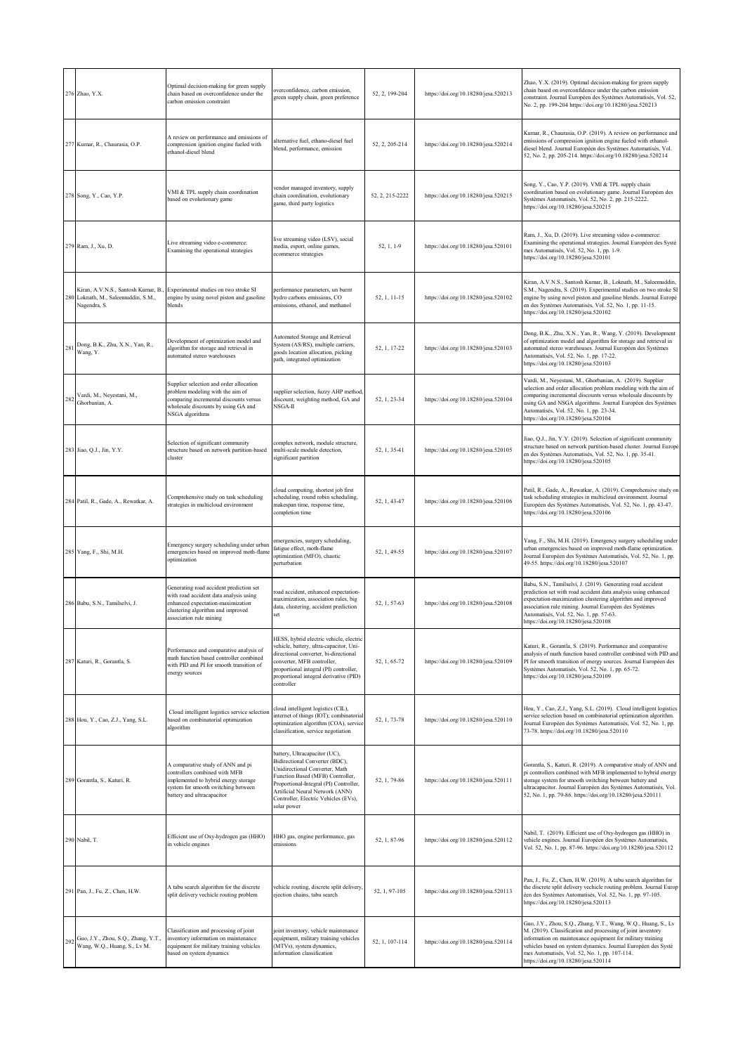| 276 | Zhao, Y.X. | Optimal decision-making for green supply chain based on overconfidence under the carbon emission constraint | overconfidence, carbon emission, green supply chain, green preference | 52, 2, 199-204 | https://doi.org/10.18280/jesa.520213 | Zhao, Y.X. (2019). Optimal decision-making for green supply chain based on overconfidence under the carbon emission constraint. Journal Européen des Systèmes Automatisés, Vol. 52, No. 2, pp. 199-204 https://doi.org/10.18280/jesa.520213 |
|---|---|---|---|---|---|---|
| 277 | Kumar, R., Chaurasia, O.P. | A review on performance and emissions of compression ignition engine fueled with ethanol-diesel blend | alternative fuel, ethano-diesel fuel blend, performance, emission | 52, 2, 205-214 | https://doi.org/10.18280/jesa.520214 | Kumar, R., Chaurasia, O.P. (2019). A review on performance and emissions of compression ignition engine fueled with ethanol-diesel blend. Journal Européen des Systèmes Automatisés, Vol. 52, No. 2, pp. 205-214. https://doi.org/10.18280/jesa.520214 |
| 278 | Song, Y., Cao, Y.P. | VMI & TPL supply chain coordination based on evolutionary game | vendor managed inventory, supply chain coordination, evolutionary game, third party logistics | 52, 2, 215-2222 | https://doi.org/10.18280/jesa.520215 | Song, Y., Cao, Y.P. (2019). VMI & TPL supply chain coordination based on evolutionary game. Journal Européen des Systèmes Automatisés, Vol. 52, No. 2, pp. 215-2222. https://doi.org/10.18280/jesa.520215 |
| 279 | Ram, J., Xu, D. | Live streaming video e-commerce: Examining the operational strategies | live streaming video (LSV), social media, esport, online games, ecommerce strategies | 52, 1, 1-9 | https://doi.org/10.18280/jesa.520101 | Ram, J., Xu, D. (2019). Live streaming video e-commerce: Examining the operational strategies. Journal Européen des Systèmes Automatisés, Vol. 52, No. 1, pp. 1-9. https://doi.org/10.18280/jesa.520101 |
| 280 | Kiran, A.V.N.S., Santosh Kumar, B., Loknath, M., Saleemuddin, S.M., Nagendra, S. | Experimental studies on two stroke SI engine by using novel piston and gasoline blends | performance parameters, un burnt hydro carbons emissions, CO emissions, ethanol, and methanol | 52, 1, 11-15 | https://doi.org/10.18280/jesa.520102 | Kiran, A.V.N.S., Santosh Kumar, B., Loknath, M., Saleemuddin, S.M., Nagendra, S. (2019). Experimental studies on two stroke SI engine by using novel piston and gasoline blends. Journal Européen des Systèmes Automatisés, Vol. 52, No. 1, pp. 11-15. https://doi.org/10.18280/jesa.520102 |
| 281 | Dong, B.K., Zhu, X.N., Yan, R., Wang, Y. | Development of optimization model and algorithm for storage and retrieval in automated stereo warehouses | Automated Storage and Retrieval System (AS/RS), multiple carriers, goods location allocation, picking path, integrated optimization | 52, 1, 17-22 | https://doi.org/10.18280/jesa.520103 | Dong, B.K., Zhu, X.N., Yan, R., Wang, Y. (2019). Development of optimization model and algorithm for storage and retrieval in automated stereo warehouses. Journal Européen des Systèmes Automatisés, Vol. 52, No. 1, pp. 17-22. https://doi.org/10.18280/jesa.520103 |
| 282 | Vardi, M., Neyestani, M., Ghorbanian, A. | Supplier selection and order allocation problem modeling with the aim of comparing incremental discounts versus wholesale discounts by using GA and NSGA algorithms | supplier selection, fuzzy AHP method, discount, weighting method, GA and NSGA-II | 52, 1, 23-34 | https://doi.org/10.18280/jesa.520104 | Vardi, M., Neyestani, M., Ghorbanian, A. (2019). Supplier selection and order allocation problem modeling with the aim of comparing incremental discounts versus wholesale discounts by using GA and NSGA algorithms. Journal Européen des Systèmes Automatisés, Vol. 52, No. 1, pp. 23-34. https://doi.org/10.18280/jesa.520104 |
| 283 | Jiao, Q.J., Jin, Y.Y. | Selection of significant community structure based on network partition-based cluster | complex network, module structure, multi-scale module detection, significant partition | 52, 1, 35-41 | https://doi.org/10.18280/jesa.520105 | Jiao, Q.J., Jin, Y.Y. (2019). Selection of significant community structure based on network partition-based cluster. Journal Européen des Systèmes Automatisés, Vol. 52, No. 1, pp. 35-41. https://doi.org/10.18280/jesa.520105 |
| 284 | Patil, R., Gade, A., Rewatkar, A. | Comprehensive study on task scheduling strategies in multicloud environment | cloud computing, shortest job first scheduling, round robin scheduling, makespan time, response time, completion time | 52, 1, 43-47 | https://doi.org/10.18280/jesa.520106 | Patil, R., Gade, A., Rewatkar, A. (2019). Comprehensive study on task scheduling strategies in multicloud environment. Journal Européen des Systèmes Automatisés, Vol. 52, No. 1, pp. 43-47. https://doi.org/10.18280/jesa.520106 |
| 285 | Yang, F., Shi, M.H. | Emergency surgery scheduling under urban emergencies based on improved moth-flame optimization | emergencies, surgery scheduling, fatigue effect, moth-flame optimization (MFO), chaotic perturbation | 52, 1, 49-55 | https://doi.org/10.18280/jesa.520107 | Yang, F., Shi, M.H. (2019). Emergency surgery scheduling under urban emergencies based on improved moth-flame optimization. Journal Européen des Systèmes Automatisés, Vol. 52, No. 1, pp. 49-55. https://doi.org/10.18280/jesa.520107 |
| 286 | Babu, S.N., Tamilselvi, J. | Generating road accident prediction set with road accident data analysis using enhanced expectation-maximization clustering algorithm and improved association rule mining | road accident, enhanced expectation-maximization, association rules, big data, clustering, accident prediction set | 52, 1, 57-63 | https://doi.org/10.18280/jesa.520108 | Babu, S.N., Tamilselvi, J. (2019). Generating road accident prediction set with road accident data analysis using enhanced expectation-maximization clustering algorithm and improved association rule mining. Journal Européen des Systèmes Automatisés, Vol. 52, No. 1, pp. 57-63. https://doi.org/10.18280/jesa.520108 |
| 287 | Katuri, R., Gorantla, S. | Performance and comparative analysis of math function based controller combined with PID and PI for smooth transition of energy sources | HESS, hybrid electric vehicle, electric vehicle, battery, ultra-capacitor, Uni-directional converter, bi-directional converter, MFB controller, proportional integral (PI) controller, proportional integral derivative (PID) controller | 52, 1, 65-72 | https://doi.org/10.18280/jesa.520109 | Katuri, R., Gorantla, S. (2019). Performance and comparative analysis of math function based controller combined with PID and PI for smooth transition of energy sources. Journal Européen des Systèmes Automatisés, Vol. 52, No. 1, pp. 65-72. https://doi.org/10.18280/jesa.520109 |
| 288 | Hou, Y., Cao, Z.J., Yang, S.L. | Cloud intelligent logistics service selection based on combinatorial optimization algorithm | cloud intelligent logistics (CIL), internet of things (IOT); combinatorial optimization algorithm (COA), service classification, service negotiation | 52, 1, 73-78 | https://doi.org/10.18280/jesa.520110 | Hou, Y., Cao, Z.J., Yang, S.L. (2019). Cloud intelligent logistics service selection based on combinatorial optimization algorithm. Journal Européen des Systèmes Automatisés, Vol. 52, No. 1, pp. 73-78. https://doi.org/10.18280/jesa.520110 |
| 289 | Gorantla, S., Katuri, R. | A comparative study of ANN and pi controllers combined with MFB implemented to hybrid energy storage system for smooth switching between battery and ultracapacitor | battery, Ultracapacitor (UC), Bidirectional Converter (BDC), Unidirectional Converter, Math Function Based (MFB) Controller, Proportional-Integral (PI) Controller, Artificial Neural Network (ANN) Controller, Electric Vehicles (EVs), solar power | 52, 1, 79-86 | https://doi.org/10.18280/jesa.520111 | Gorantla, S., Katuri, R. (2019). A comparative study of ANN and pi controllers combined with MFB implemented to hybrid energy storage system for smooth switching between battery and ultracapacitor. Journal Européen des Systèmes Automatisés, Vol. 52, No. 1, pp. 79-86. https://doi.org/10.18280/jesa.520111 |
| 290 | Nabil, T. | Efficient use of Oxy-hydrogen gas (HHO) in vehicle engines | HHO gas, engine performance, gas emissions | 52, 1, 87-96 | https://doi.org/10.18280/jesa.520112 | Nabil, T. (2019). Efficient use of Oxy-hydrogen gas (HHO) in vehicle engines. Journal Européen des Systèmes Automatisés, Vol. 52, No. 1, pp. 87-96. https://doi.org/10.18280/jesa.520112 |
| 291 | Pan, J., Fu, Z., Chen, H.W. | A tabu search algorithm for the discrete split delivery vechicle routing problem | vehicle routing, discrete split delivery, ejection chains, tabu search | 52, 1, 97-105 | https://doi.org/10.18280/jesa.520113 | Pan, J., Fu, Z., Chen, H.W. (2019). A tabu search algorithm for the discrete split delivery vechicle routing problem. Journal Européen des Systèmes Automatisés. Vol. 52, No. 1, pp. 97-105. https://doi.org/10.18280/jesa.520113 |
| 292 | Guo, J.Y., Zhou, S.Q., Zhang, Y.T., Wang, W.Q., Huang, S., Lv M. | Classification and processing of joint inventory information on maintenance equipment for military training vehicles based on system dynamics | joint inventory, vehicle maintenance equipment, military training vehicles (MTVs), system dynamics, information classification | 52, 1, 107-114 | https://doi.org/10.18280/jesa.520114 | Guo, J.Y., Zhou, S.Q., Zhang, Y.T., Wang, W.Q., Huang, S., Lv M. (2019). Classification and processing of joint inventory information on maintenance equipment for military training vehicles based on system dynamics. Journal Européen des Systèmes Automatisés, Vol. 52, No. 1, pp. 107-114. https://doi.org/10.18280/jesa.520114 |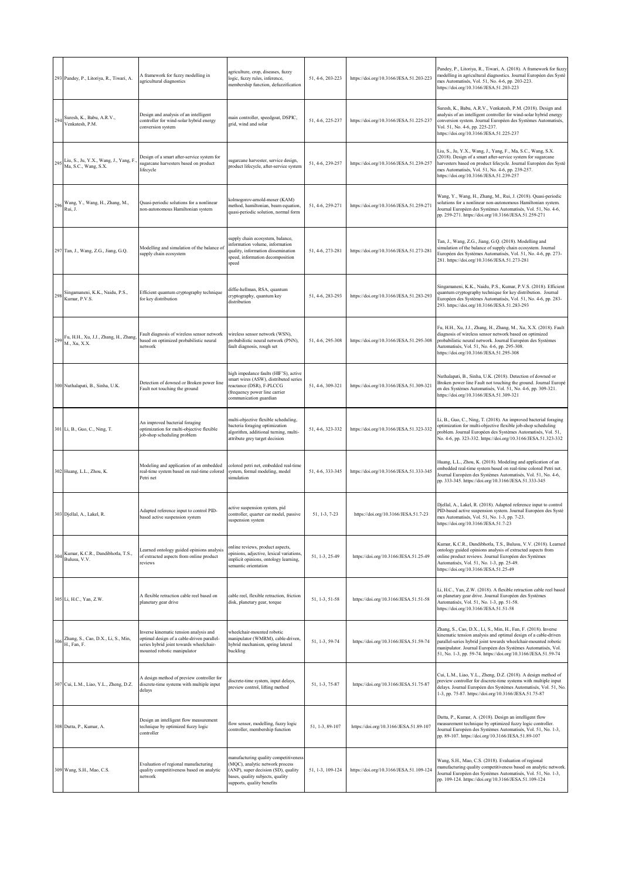| | | | | | | |
|---|---|---|---|---|---|---|
| 293 | Pandey, P., Litoriya, R., Tiwari, A. | A framework for fuzzy modelling in agricultural diagnostics | agriculture, crop, diseases, fuzzy logic, fuzzy rules, inference, membership function, defuzzification | 51, 4-6, 203-223 | https://doi.org/10.3166/JESA.51.203-223 | Pandey, P., Litoriya, R., Tiwari, A. (2018). A framework for fuzzy modelling in agricultural diagnostics. Journal Européen des Systè mes Automatisés, Vol. 51, No. 4-6, pp. 203-223. https://doi.org/10.3166/JESA.51.203-223 |
| 294 | Suresh, K., Babu, A.R.V., Venkatesh, P.M. | Design and analysis of an intelligent controller for wind-solar hybrid energy conversion system | main controller, speedgoat, DSPIC, grid, wind and solar | 51, 4-6, 225-237 | https://doi.org/10.3166/JESA.51.225-237 | Suresh, K., Babu, A.R.V., Venkatesh, P.M. (2018). Design and analysis of an intelligent controller for wind-solar hybrid energy conversion system. Journal Européen des Systèmes Automatisés, Vol. 51, No. 4-6, pp. 225-237. https://doi.org/10.3166/JESA.51.225-237 |
| 295 | Liu, S., Ju, Y.X., Wang, J., Yang, F., Ma, S.C., Wang, S.X. | Design of a smart after-service system for sugarcane harvesters based on product lifecycle | sugarcane harvester, service design, product lifecycle, after-service system | 51, 4-6, 239-257 | https://doi.org/10.3166/JESA.51.239-257 | Liu, S., Ju, Y.X., Wang, J., Yang, F., Ma, S.C., Wang, S.X. (2018). Design of a smart after-service system for sugarcane harvesters based on product lifecycle. Journal Européen des Systè mes Automatisés, Vol. 51, No. 4-6, pp. 239-257. https://doi.org/10.3166/JESA.51.239-257 |
| 296 | Wang, Y., Wang, H., Zhang, M., Rui, J. | Quasi-periodic solutions for a nonlinear non-autonomous Hamiltonian system | kolmogorov-arnold-moser (KAM) method, hamiltonian, beam equation, quasi-periodic solution, normal form | 51, 4-6, 259-271 | https://doi.org/10.3166/JESA.51.259-271 | Wang, Y., Wang, H., Zhang, M., Rui, J. (2018). Quasi-periodic solutions for a nonlinear non-autonomous Hamiltonian system. Journal Européen des Systèmes Automatisés, Vol. 51, No. 4-6, pp. 259-271. https://doi.org/10.3166/JESA.51.259-271 |
| 297 | Tan, J., Wang, Z.G., Jiang, G.Q. | Modelling and simulation of the balance of supply chain ecosystem | supply chain ecosystem, balance, information volume, information quality, information dissemination speed, information decomposition speed | 51, 4-6, 273-281 | https://doi.org/10.3166/JESA.51.273-281 | Tan, J., Wang, Z.G., Jiang, G.Q. (2018). Modelling and simulation of the balance of supply chain ecosystem. Journal Européen des Systèmes Automatisés, Vol. 51, No. 4-6, pp. 273-281. https://doi.org/10.3166/JESA.51.273-281 |
| 298 | Singamaneni, K.K., Naidu, P.S., Kumar, P.V.S. | Efficient quantum cryptography technique for key distribution | diffie-hellman, RSA, quantum cryptography, quantum key distribution | 51, 4-6, 283-293 | https://doi.org/10.3166/JESA.51.283-293 | Singamaneni, K.K., Naidu, P.S., Kumar, P.V.S. (2018). Efficient quantum cryptography technique for key distribution. Journal Européen des Systèmes Automatisés, Vol. 51, No. 4-6, pp. 283-293. https://doi.org/10.3166/JESA.51.283-293 |
| 299 | Fu, H.H., Xu, J.J., Zhang, H., Zhang, M., Xu, X.X. | Fault diagnosis of wireless sensor network based on optimized probabilistic neural network | wireless sensor network (WSN), probabilistic neural network (PNN), fault diagnosis, rough set | 51, 4-6, 295-308 | https://doi.org/10.3166/JESA.51.295-308 | Fu, H.H., Xu, J.J., Zhang, H., Zhang, M., Xu, X.X. (2018). Fault diagnosis of wireless sensor network based on optimized probabilistic neural network. Journal Européen des Systèmes Automatisés, Vol. 51, No. 4-6, pp. 295-308. https://doi.org/10.3166/JESA.51.295-308 |
| 300 | Nuthalapati, B., Sinha, U.K. | Detection of downed or Broken power line Fault not touching the ground | high impedance faults (HIF'S), active smart wires (ASW), distributed series reactance (DSR), F-PLCCG (frequency power line carrier communication guardian | 51, 4-6, 309-321 | https://doi.org/10.3166/JESA.51.309-321 | Nuthalapati, B., Sinha, U.K. (2018). Detection of downed or Broken power line Fault not touching the ground. Journal Europé en des Systèmes Automatisés, Vol. 51, No. 4-6, pp. 309-321. https://doi.org/10.3166/JESA.51.309-321 |
| 301 | Li, B., Guo, C., Ning, T. | An improved bacterial foraging optimization for multi-objective flexible job-shop scheduling problem | multi-objective flexible scheduling, bacteria foraging optimization algorithm, additional turning, multi-attribute grey target decision | 51, 4-6, 323-332 | https://doi.org/10.3166/JESA.51.323-332 | Li, B., Guo, C., Ning, T. (2018). An improved bacterial foraging optimization for multi-objective flexible job-shop scheduling problem. Journal Européen des Systèmes Automatisés, Vol. 51, No. 4-6, pp. 323-332. https://doi.org/10.3166/JESA.51.323-332 |
| 302 | Huang, L.L., Zhou, K. | Modeling and application of an embedded real-time system based on real-time colored Petri net | colored petri net, embedded real-time system, formal modeling, model simulation | 51, 4-6, 333-345 | https://doi.org/10.3166/JESA.51.333-345 | Huang, L.L., Zhou, K. (2018). Modeling and application of an embedded real-time system based on real-time colored Petri net. Journal Européen des Systèmes Automatisés, Vol. 51, No. 4-6, pp. 333-345. https://doi.org/10.3166/JESA.51.333-345 |
| 303 | Djellal, A., Lakel, R. | Adapted reference input to control PID-based active suspension system | active suspension system, pid controller, quarter car model, passive suspension system | 51, 1-3, 7-23 | https://doi.org/10.3166/JESA.51.7-23 | Djellal, A., Lakel, R. (2018). Adapted reference input to control PID-based active suspension system. Journal Européen des Systè mes Automatisés, Vol. 51, No. 1-3, pp. 7-23. https://doi.org/10.3166/JESA.51.7-23 |
| 304 | Kumar, K.C.R., Dandibhotla, T.S., Bulusu, V.V. | Learned ontology guided opinions analysis of extracted aspects from online product reviews | online reviews, product aspects, opinions, adjective, lexical variations, implicit opinions, ontology learning, semantic orientation | 51, 1-3, 25-49 | https://doi.org/10.3166/JESA.51.25-49 | Kumar, K.C.R., Dandibhotla, T.S., Bulusu, V.V. (2018). Learned ontology guided opinions analysis of extracted aspects from online product reviews. Journal Européen des Systèmes Automatisés, Vol. 51, No. 1-3, pp. 25-49. https://doi.org/10.3166/JESA.51.25-49 |
| 305 | Li, H.C., Yan, Z.W. | A flexible retraction cable reel based on planetary gear drive | cable reel, flexible retraction, friction disk, planetary gear, torque | 51, 1-3, 51-58 | https://doi.org/10.3166/JESA.51.51-58 | Li, H.C., Yan, Z.W. (2018). A flexible retraction cable reel based on planetary gear drive. Journal Européen des Systèmes Automatisés, Vol. 51, No. 1-3, pp. 51-58. https://doi.org/10.3166/JESA.51.51-58 |
| 306 | Zhang, S., Cao, D.X., Li, S., Min, H., Fan, F. | Inverse kinematic tension analysis and optimal design of a cable-driven parallel-series hybrid joint towards wheelchair-mounted robotic manipulator | wheelchair-mounted robotic manipulator (WMRM), cable-driven, hybrid mechanism, spring lateral buckling | 51, 1-3, 59-74 | https://doi.org/10.3166/JESA.51.59-74 | Zhang, S., Cao, D.X., Li, S., Min, H., Fan, F. (2018). Inverse kinematic tension analysis and optimal design of a cable-driven parallel-series hybrid joint towards wheelchair-mounted robotic manipulator. Journal Européen des Systèmes Automatisés, Vol. 51, No. 1-3, pp. 59-74. https://doi.org/10.3166/JESA.51.59-74 |
| 307 | Cui, L.M., Liao, Y.L., Zheng, D.Z. | A design method of preview controller for discrete-time systems with multiple input delays | discrete-time system, input delays, preview control, lifting method | 51, 1-3, 75-87 | https://doi.org/10.3166/JESA.51.75-87 | Cui, L.M., Liao, Y.L., Zheng, D.Z. (2018). A design method of preview controller for discrete-time systems with multiple input delays. Journal Européen des Systèmes Automatisés, Vol. 51, No. 1-3, pp. 75-87. https://doi.org/10.3166/JESA.51.75-87 |
| 308 | Dutta, P., Kumar, A. | Design an intelligent flow measurement technique by optimized fuzzy logic controller | flow sensor, modelling, fuzzy logic controller, membership function | 51, 1-3, 89-107 | https://doi.org/10.3166/JESA.51.89-107 | Dutta, P., Kumar, A. (2018). Design an intelligent flow measurement technique by optimized fuzzy logic controller. Journal Européen des Systèmes Automatisés, Vol. 51, No. 1-3, pp. 89-107. https://doi.org/10.3166/JESA.51.89-107 |
| 309 | Wang, S.H., Mao, C.S. | Evaluation of regional manufacturing quality competitiveness based on analytic network | manufacturing quality competitiveness (MQC), analytic network process (ANP), super decision (SD), quality bases, quality subjects, quality supports, quality benefits | 51, 1-3, 109-124 | https://doi.org/10.3166/JESA.51.109-124 | Wang, S.H., Mao, C.S. (2018). Evaluation of regional manufacturing quality competitiveness based on analytic network. Journal Européen des Systèmes Automatisés, Vol. 51, No. 1-3, pp. 109-124. https://doi.org/10.3166/JESA.51.109-124 |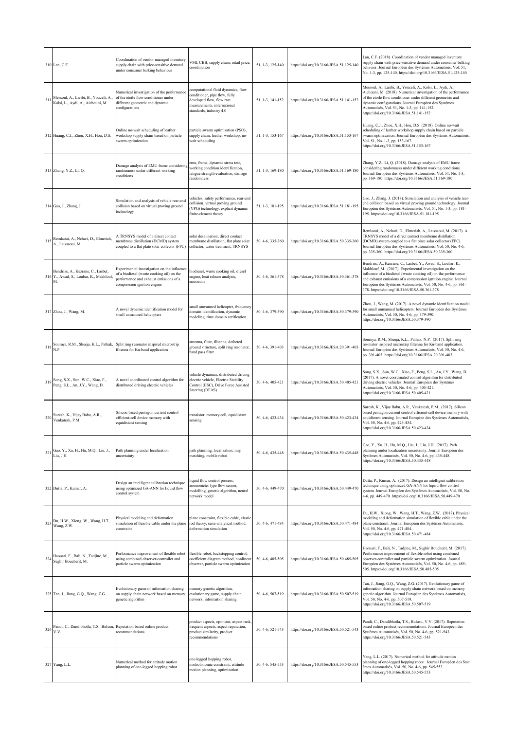| | | | | | | |
|---|---|---|---|---|---|---|
| 310 | Lan, C.F. | Coordination of vendor managed inventory supply chain with price-sensitive demand under consumer balking behaviour | VMI, CBB, supply chain, retail price, coordination | 51, 1-3, 125-140 | https://doi.org/10.3166/JESA.51.125-140 | Lan, C.F. (2018). Coordination of vendor managed inventory supply chain with price-sensitive demand under consumer balking behavior. Journal Européen des Systèmes Automatisés, Vol. 51, No. 1-3, pp. 125-140. https://doi.org/10.3166/JESA.51.125-140 |
| 311 | Messoul, A., Laribi, B., Youcefi, A., Kolsi, L., Aydi, A., Aichouni, M. | Numerical investigation of the performance of the etoile flow conditioner under different geometric and dynamic configurations | computational fluid dynamics, flow conditioner, pipe flow, fully developed flow, flow rate measurements, international standards, industry 4.0 | 51, 1-3, 141-152 | https://doi.org/10.3166/JESA.51.141-152 | Messoul, A., Laribi, B., Youcefi, A., Kolsi, L., Aydi, A., Aichouni, M. (2018). Numerical investigation of the performance of the etoile flow conditioner under different geometric and dynamic configurations. Journal Européen des Systèmes Automatisés, Vol. 51, No. 1-3, pp. 141-152. https://doi.org/10.3166/JESA.51.141-152 |
| 312 | Huang, C.J., Zhou, X.H., Hou, D.S. | Online no-wait scheduling of leather workshop supply chain based on particle swarm optimization | particle swarm optimization (PSO), supply chain, leather workshop, no-wait scheduling | 51, 1-3, 153-167 | https://doi.org/10.3166/JESA.51.153-167 | Huang, C.J., Zhou, X.H., Hou, D.S. (2018). Online no-wait scheduling of leather workshop supply chain based on particle swarm optimization. Journal Européen des Systèmes Automatisés, Vol. 51, No. 1-3, pp. 153-167. https://doi.org/10.3166/JESA.51.153-167 |
| 313 | Zhang, Y.Z., Li, Q. | Damage analysis of EMU frame considering randomness under different working conditions | emu, frame, dynamic stress test, working condition identification, fatigue strength evaluation, damage randomness | 51, 1-3, 169-180 | https://doi.org/10.3166/JESA.51.169-180 | Zhang, Y.Z., Li, Q. (2018). Damage analysis of EMU frame considering randomness under different working conditions. Journal Européen des Systèmes Automatisés, Vol. 51, No. 1-3, pp. 169-180. https://doi.org/10.3166/JESA.51.169-180 |
| 314 | Gao, J., Zhang, J. | Simulation and analysis of vehicle rear-end collision based on virtual proving ground technology | vehicles, safety performance, rear-end collision, virtual proving ground (VPG) technology, explicit dynamic finite-element theory | 51, 1-3, 181-195 | https://doi.org/10.3166/JESA.51.181-195 | Gao, J., Zhang, J. (2018). Simulation and analysis of vehicle rear-end collision based on virtual proving ground technology. Journal Européen des Systèmes Automatisés, Vol. 51, No. 1-3, pp. 181-195. https://doi.org/10.3166/JESA.51.181-195 |
| 315 | Remlaoui, A., Nehari, D., Elmeriah, A., Laissaoui, M. | A TRNSYS model of a direct contact membrane distillation (DCMD) system coupled to a flat plate solar collector (FPC) | solar desalination, direct contact membrane distillation, flat plate solar collector, water treatment, TRNSYS | 50, 4-6, 335-360 | https://doi.org/10.3166/JESA.50.335-360 | Remlaoui, A., Nehari, D., Elmeriah, A., Laissaoui, M. (2017). A TRNSYS model of a direct contact membrane distillation (DCMD) system coupled to a flat plate solar collector (FPC). Journal Européen des Systèmes Automatisés, Vol. 50, No. 4-6, pp. 335-360. https://doi.org/10.3166/JESA.50.335-360 |
| 316 | Bendriss, A., Kezrane, C., Lasbet, Y., Awad, S., Loubar, K., Makhlouf, M. | Experimental investigation on the influence of a biodiesel (waste cooking oil) on the performance and exhaust emissions of a compression ignition engine | biodiesel, waste cooking oil, diesel engine, heat release analysis, emissions | 50, 4-6, 361-378 | https://doi.org/10.3166/JESA.50.361-378 | Bendriss, A., Kezrane, C., Lasbet, Y., Awad, S., Loubar, K., Makhlouf, M. (2017). Experimental investigation on the influence of a biodiesel (waste cooking oil) on the performance and exhaust emissions of a compression ignition engine. Journal Européen des Systèmes Automatisés, Vol. 50, No. 4-6, pp. 361-378. https://doi.org/10.3166/JESA.50.361-378 |
| 317 | Zhou, J., Wang, M. | A novel dynamic identification model for small unmanned helicopters | small unmanned helicopter, frequency domain identification, dynamic modeling, time domain verification | 50, 4-6, 379-390 | https://doi.org/10.3166/JESA.50.379-390 | Zhou, J., Wang, M. (2017). A novel dynamic identification model for small unmanned helicopters. Journal Européen des Systèmes Automatisés, Vol. 50, No. 4-6, pp. 379-390. https://doi.org/10.3166/JESA.50.379-390 |
| 318 | Soumya, R.M., Sheeja, K.L., Pathak, N.P. | Split ring resonator inspired microstrip filtenna for Ku-band application | antenna, filter, filtenna, defected ground structure, split ring resonator, band pass filter | 50, 4-6, 391-403 | https://doi.org/10.3166/JESA.20.391-403 | Soumya, R.M., Sheeja, K.L., Pathak, N.P. (2017). Split ring resonator inspired microstrip filtenna for Ku-band application. Journal Européen des Systèmes Automatisés, Vol. 50, No. 4-6, pp. 391-403. https://doi.org/10.3166/JESA.20.391-403 |
| 319 | Song, S.X., Sun, W.C., Xiao, F., Peng, S.L., An, J.Y., Wang, D. | A novel coordinated control algorithm for distributed driving electric vehicles | vehicle dynamics, distributed driving electric vehicle, Electric Stability Control (ESC), Drive Force Assisted Steering (DFAS) | 50, 4-6, 405-421 | https://doi.org/10.3166/JESA.50.405-421 | Song, S.X., Sun, W.C., Xiao, F., Peng, S.L., An, J.Y., Wang, D. (2017). A novel coordinated control algorithm for distributed driving electric vehicles. Journal Européen des Systèmes Automatisés, Vol. 50, No. 4-6, pp. 405-421. https://doi.org/10.3166/JESA.50.405-421 |
| 320 | Suresh, K., Vijay Babu, A.R., Venkatesh, P.M. | Silicon based pentagon current control efficient-cell device memory with equidistant sensing | transistor, memory cell, equidistant sensing | 50, 4-6, 423-434 | https://doi.org/10.3166/JESA.50.423-434 | Suresh, K., Vijay Babu, A.R., Venkatesh, P.M. (2017). Silicon based pentagon current control efficient-cell device memory with equidistant sensing. Journal Européen des Systèmes Automatisés, Vol. 50, No. 4-6, pp. 423-434. https://doi.org/10.3166/JESA.50.423-434 |
| 321 | Gao, Y., Xu, H., Hu, M.Q., Liu, J., Liu, J.H. | Path planning under localization uncertainty | path planning, localization, map matching, mobile robot | 50, 4-6, 435-448 | https://doi.org/10.3166/JESA.50.435-448 | Gao, Y., Xu, H., Hu, M.Q., Liu, J., Liu, J.H. (2017). Path planning under localization uncertainty. Journal Européen des Systèmes Automatisés, Vol. 50, No. 4-6, pp. 435-448. https://doi.org/10.3166/JESA.50.435-448 |
| 322 | Dutta, P., Kumar, A. | Design an intelligent calibration technique using optimized GA-ANN for liquid flow control system | liquid flow control process, anemometer type flow sensor, modelling, genetic algorithm, neural network model | 50, 4-6, 449-470 | https://doi.org/10.3166/JESA.50.449-470 | Dutta, P., Kumar, A. (2017). Design an intelligent calibration technique using optimized GA-ANN for liquid flow control system. Journal Européen des Systèmes Automatisés, Vol. 50, No. 4-6, pp. 449-470. https://doi.org/10.3166/JESA.50.449-470 |
| 323 | Du, H.W., Xiong, W., Wang, H.T., Wang, Z.W. | Physical modeling and deformation simulation of flexible cable under the plane constraint | plane constraint, flexible cable, elastic rod theory, semi-analytical method, deformation simulation | 50, 4-6, 471-484 | https://doi.org/10.3166/JESA.50.471-484 | Du, H.W., Xiong, W., Wang, H.T., Wang, Z.W. (2017). Physical modeling and deformation simulation of flexible cable under the plane constraint. Journal Européen des Systèmes Automatisés, Vol. 50, No. 4-6, pp. 471-484. https://doi.org/10.3166/JESA.50.471-484 |
| 324 | Haouari, F., Bali, N., Tadjine, M., Seghir Boucherit, M. | Performance improvement of flexible robot using combined observer-controller and particle swarm optimization | flexible robot, backstepping control, coefficient diagram method, nonlinear observer, particle swarm optimization | 50, 4-6, 485-505 | https://doi.org/10.3166/JESA.50.485-505 | Haouari, F., Bali, N., Tadjine, M., Seghir Boucherit, M. (2017). Performance improvement of flexible robot using combined observer-controller and particle swarm optimization. Journal Européen des Systèmes Automatisés, Vol. 50, No. 4-6, pp. 485-505. https://doi.org/10.3166/JESA.50.485-505 |
| 325 | Tan, J., Jiang, G.Q., Wang, Z.G. | Evolutionary game of information sharing on supply chain network based on memory genetic algorithm | memory genetic algorithm, evolutionary game, supply chain network, information sharing | 50, 4-6, 507-519 | https://doi.org/10.3166/JESA.50.507-519 | Tan, J., Jiang, G.Q., Wang, Z.G. (2017). Evolutionary game of information sharing on supply chain network based on memory genetic algorithm. Journal Européen des Systèmes Automatisés, Vol. 50, No. 4-6, pp. 507-519. https://doi.org/10.3166/JESA.50.507-519 |
| 326 | Pandi, C., Dandibhotla, T.S., Bulusu, V.V. | Reputation based online product recommendations | product aspects, opinions, aspect rank, frequent aspects, aspect reputation, product similarity, product recommendations | 50, 4-6, 521-543 | https://doi.org/10.3166/JESA.50.521-543 | Pandi, C., Dandibhotla, T.S., Bulusu, V.V. (2017). Reputation based online product recommendations. Journal Européen des Systèmes Automatisés, Vol. 50, No. 4-6, pp. 521-543. https://doi.org/10.3166/JESA.50.521-543 |
| 327 | Yang, L.L. | Numerical method for attitude motion planning of one-legged hopping robot | one-legged hopping robot, nonholonomic constraint, attitude motion planning, optimization | 50, 4-6, 545-553 | https://doi.org/10.3166/JESA.50.545-553 | Yang, L.L. (2017). Numerical method for attitude motion planning of one-legged hopping robot. Journal Européen des Syst èmes Automatisés, Vol. 50, No. 4-6, pp. 545-553. https://doi.org/10.3166/JESA.50.545-553 |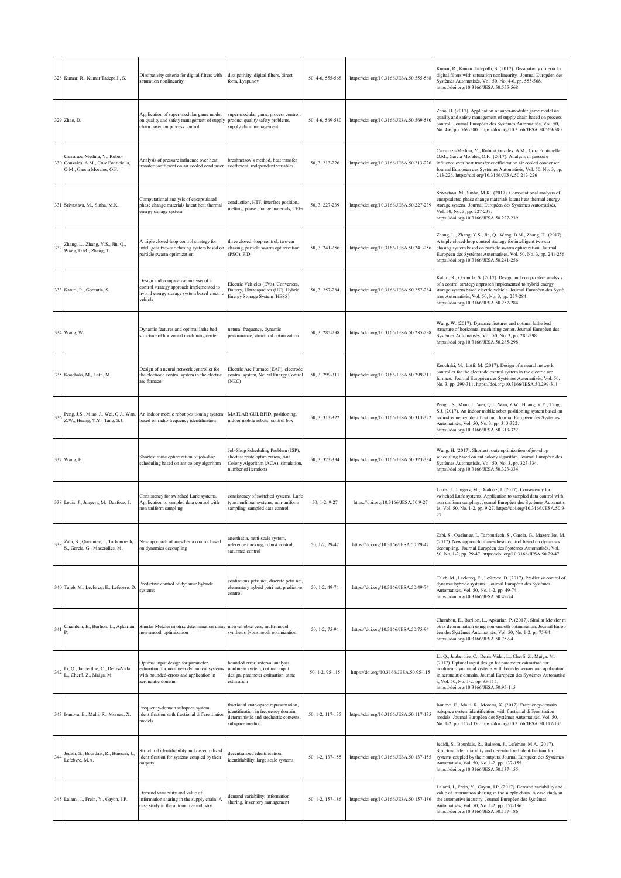| | | | | | | |
|---|---|---|---|---|---|---|
| 328 | Kumar, R., Kumar Tadepalli, S. | Dissipativity criteria for digital filters with saturation nonlinearity | dissipativity, digital filters, direct form, Lyapunov | 50, 4-6, 555-568 | https://doi.org/10.3166/JESA.50.555-568 | Kumar, R., Kumar Tadepalli, S. (2017). Dissipativity criteria for digital filters with saturation nonlinearity. Journal Européen des Systèmes Automatisés, Vol. 50, No. 4-6, pp. 555-568. https://doi.org/10.3166/JESA.50.555-568 |
| 329 | Zhao, D. | Application of super-modular game model on quality and safety management of supply chain based on process control | super-modular game, process control, product quality safety problems, supply chain management | 50, 4-6, 569-580 | https://doi.org/10.3166/JESA.50.569-580 | Zhao, D. (2017). Application of super-modular game model on quality and safety management of supply chain based on process control. Journal Européen des Systèmes Automatisés, Vol. 50, No. 4-6, pp. 569-580. https://doi.org/10.3166/JESA.50.569-580 |
| 330 | Camaraza-Medina, Y., Rubio-Gonzales, A.M., Cruz Fonticiella, O.M., Garcia Morales, O.F. | Analysis of pressure influence over heat transfer coefficient on air cooled condenser | breshnetzov's method, heat transfer coefficient, independent variables | 50, 3, 213-226 | https://doi.org/10.3166/JESA.50.213-226 | Camaraza-Medina, Y., Rubio-Gonzales, A.M., Cruz Fonticiella, O.M., Garcia Morales, O.F. (2017). Analysis of pressure influence over heat transfer coefficient on air cooled condenser. Journal Européen des Systèmes Automatisés, Vol. 50, No. 3, pp. 213-226. https://doi.org/10.3166/JESA.50.213-226 |
| 331 | Srivastava, M., Sinha, M.K. | Computational analysis of encapsulated phase change materials latent heat thermal energy storage system | conduction, HTF, interface position, melting, phase change materials, TEEs | 50, 3, 227-239 | https://doi.org/10.3166/JESA.50.227-239 | Srivastava, M., Sinha, M.K. (2017). Computational analysis of encapsulated phase change materials latent heat thermal energy storage system. Journal Européen des Systèmes Automatisés, Vol. 50, No. 3, pp. 227-239. https://doi.org/10.3166/JESA.50.227-239 |
| 332 | Zhang, L., Zhang, Y.S., Jin, Q., Wang, D.M., Zhang, T. | A triple closed-loop control strategy for intelligent two-car chasing system based on particle swarm optimization | three closed -loop control, two-car chasing, particle swarm optimization (PSO), PID | 50, 3, 241-256 | https://doi.org/10.3166/JESA.50.241-256 | Zhang, L., Zhang, Y.S., Jin, Q., Wang, D.M., Zhang, T. (2017). A triple closed-loop control strategy for intelligent two-car chasing system based on particle swarm optimization. Journal Européen des Systèmes Automatisés, Vol. 50, No. 3, pp. 241-256. https://doi.org/10.3166/JESA.50.241-256 |
| 333 | Katuri, R., Gorantla, S. | Design and comparative analysis of a control strategy approach implemented to hybrid energy storage system based electric vehicle | Electric Vehicles (EVs), Converters, Battery, Ultracapacitor (UC), Hybrid Energy Storage System (HESS) | 50, 3, 257-284 | https://doi.org/10.3166/JESA.50.257-284 | Katuri, R., Gorantla, S. (2017). Design and comparative analysis of a control strategy approach implemented to hybrid energy storage system based electric vehicle. Journal Européen des Systè mes Automatisés, Vol. 50, No. 3, pp. 257-284. https://doi.org/10.3166/JESA.50.257-284 |
| 334 | Wang, W. | Dynamic features and optimal lathe bed structure of horizontal machining center | natural frequency, dynamic performance, structural optimization | 50, 3, 285-298 | https://doi.org/10.3166/JESA.50.285-298 | Wang, W. (2017). Dynamic features and optimal lathe bed structure of horizontal machining center. Journal Européen des Systèmes Automatisés, Vol. 50, No. 3, pp. 285-298. https://doi.org/10.3166/JESA.50.285-298 |
| 335 | Koochaki, M., Lotfi, M. | Design of a neural network controller for the electrode control system in the electric arc furnace | Electric Arc Furnace (EAF), electrode control system, Neural Energy Control (NEC) | 50, 3, 299-311 | https://doi.org/10.3166/JESA.50.299-311 | Koochaki, M., Lotfi, M. (2017). Design of a neural network controller for the electrode control system in the electric arc furnace. Journal Européen des Systèmes Automatisés, Vol. 50, No. 3, pp. 299-311. https://doi.org/10.3166/JESA.50.299-311 |
| 336 | Peng, J.S., Miao, J., Wei, Q.J., Wan, Z.W., Huang, Y.Y., Tang, S.J. | An indoor mobile robot positioning system based on radio-frequency identification | MATLAB GUI, RFID, positioning, indoor mobile robots, control box | 50, 3, 313-322 | https://doi.org/10.3166/JESA.50.313-322 | Peng, J.S., Miao, J., Wei, Q.J., Wan, Z.W., Huang, Y.Y., Tang, S.J. (2017). An indoor mobile robot positioning system based on radio-frequency identification. Journal Européen des Systèmes Automatisés, Vol. 50, No. 3, pp. 313-322. https://doi.org/10.3166/JESA.50.313-322 |
| 337 | Wang, H. | Shortest route optimization of job-shop scheduling based on ant colony algorithm | Job-Shop Scheduling Problem (JSP), shortest route optimization, Ant Colony Algorithm (ACA), simulation, number of iterations | 50, 3, 323-334 | https://doi.org/10.3166/JESA.50.323-334 | Wang, H. (2017). Shortest route optimization of job-shop scheduling based on ant colony algorithm. Journal Européen des Systèmes Automatisés, Vol. 50, No. 3, pp. 323-334. https://doi.org/10.3166/JESA.50.323-334 |
| 338 | Louis, J., Jungers, M., Daafouz, J. | Consistency for switched Lur'e systems. Application to sampled data control with non uniform sampling | consistency of switched systems, Lur'e type nonlinear systems, non-uniform sampling, sampled data control | 50, 1-2, 9-27 | https://doi.org/10.3166/JESA.50.9-27 | Louis, J., Jungers, M., Daafouz, J. (2017). Consistency for switched Lur'e systems. Application to sampled data control with non uniform sampling. Journal Européen des Systèmes Automatisés, Vol. 50, No. 1-2, pp. 9-27. https://doi.org/10.3166/JESA.50.9-27 |
| 339 | Zabi, S., Queinnec, I., Tarbouriech, S., Garcia, G., Mazerolles, M. | New approach of anesthesia control based on dynamics decoupling | anesthesia, muti-scale system, reference tracking, robust control, saturated control | 50, 1-2, 29-47 | https://doi.org/10.3166/JESA.50.29-47 | Zabi, S., Queinnec, I., Tarbouriech, S., Garcia, G., Mazerolles, M. (2017). New approach of anesthesia control based on dynamics decoupling. Journal Européen des Systèmes Automatisés, Vol. 50, No. 1-2, pp. 29-47. https://doi.org/10.3166/JESA.50.29-47 |
| 340 | Taleb, M., Leclercq, E., Lefebvre, D. | Predictive control of dynamic hybride systems | continuous petri net, discrete petri net, elementary hybrid petri net, predictive control | 50, 1-2, 49-74 | https://doi.org/10.3166/JESA.50.49-74 | Taleb, M., Leclercq, E., Lefebvre, D. (2017). Predictive control of dynamic hybride systems. Journal Européen des Systèmes Automatisés, Vol. 50, No. 1-2, pp. 49-74. https://doi.org/10.3166/JESA.50.49-74 |
| 341 | Chambon, E., Burlion, L., Apkarian, P. | Similar Metzler m otrix determination using non-smooth optimization | interval observers, multi-model synthesis, Nonsmooth optimization | 50, 1-2, 75-94 | https://doi.org/10.3166/JESA.50.75-94 | Chambon, E., Burlion, L., Apkarian, P. (2017). Similar Metzler m otrix determination using non-smooth optimization. Journal Europ éen des Systèmes Automatisés, Vol. 50, No. 1-2, pp.75-94. https://doi.org/10.3166/JESA.50.75-94 |
| 342 | Li, Q., Jauberthie, C., Denis-Vidal, L., Cherfi, Z., Maïga, M. | Optimal input design for parameter estimation for nonlinear dynamical systems with bounded-errors and application in aeronautic domain | bounded error, interval analysis, nonlinear system, optimal input design, parameter estimation, state estimation | 50, 1-2, 95-115 | https://doi.org/10.3166/JESA.50.95-115 | Li, Q., Jauberthie, C., Denis-Vidal, L., Cherfi, Z., Maïga, M. (2017). Optimal input design for parameter estimation for nonlinear dynamical systems with bounded-errors and application in aeronautic domain. Journal Européen des Systèmes Automatisé s, Vol. 50, No. 1-2, pp. 95-115. https://doi.org/10.3166/JESA.50.95-115 |
| 343 | Ivanova, E., Malti, R., Moreau, X. | Frequency-domain subspace system identification with fractional differentiation models | fractional state-space representation, identification in frequency domain, deterministic and stochastic contexts, subspace method | 50, 1-2, 117-135 | https://doi.org/10.3166/JESA.50.117-135 | Ivanova, E., Malti, R., Moreau, X. (2017). Frequency-domain subspace system identification with fractional differentiation models. Journal Européen des Systèmes Automatisés, Vol. 50, No. 1-2, pp. 117-135. https://doi.org/10.3166/JESA.50.117-135 |
| 344 | Jedidi, S., Bourdais, R., Buisson, J., Lefebvre, M.A. | Structural identifiability and decentralized identification for systems coupled by their outputs | decentralized identification, identifiability, large scale systems | 50, 1-2, 137-155 | https://doi.org/10.3166/JESA.50.137-155 | Jedidi, S., Bourdais, R., Buisson, J., Lefebvre, M.A. (2017). Structural identifiability and decentralized identification for systems coupled by their outputs. Journal Européen des Systèmes Automatisés, Vol. 50, No. 1-2, pp. 137-155. https://doi.org/10.3166/JESA.50.137-155 |
| 345 | Lalami, I., Frein, Y., Gayon, J.P. | Demand variability and value of information sharing in the supply chain. A case study in the automotive industry | demand variability, information sharing, inventory management | 50, 1-2, 157-186 | https://doi.org/10.3166/JESA.50.157-186 | Lalami, I., Frein, Y., Gayon, J.P. (2017). Demand variability and value of information sharing in the supply chain. A case study in the automotive industry. Journal Européen des Systèmes Automatisés, Vol. 50, No. 1-2, pp. 157-186. https://doi.org/10.3166/JESA.50.157-186 |